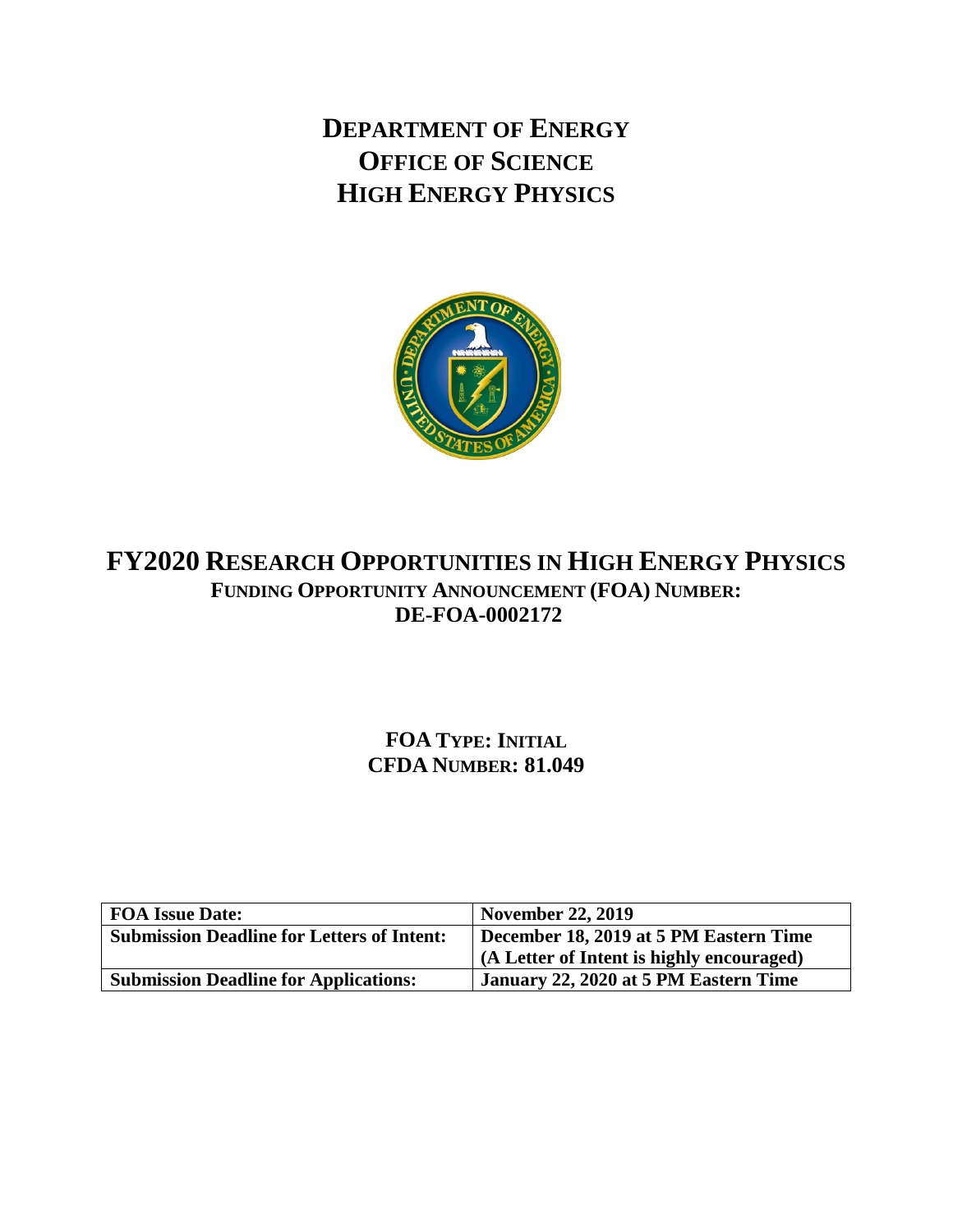# DEPARTMENT OF ENERGY
# OFFICE OF SCIENCE
# HIGH ENERGY PHYSICS

## FY2020 RESEARCH OPPORTUNITIES IN HIGH ENERGY PHYSICS

### FUNDING OPPORTUNITY ANNOUNCEMENT (FOA) NUMBER: DE-FOA-0002172

**FOA TYPE: INITIAL**

**CFDA NUMBER: 81.049**

| | |
|---|---|
| **FOA Issue Date:** | **November 22, 2019** |
| **Submission Deadline for Letters of Intent:** | **December 18, 2019 at 5 PM Eastern Time (A Letter of Intent is highly encouraged)** |
| **Submission Deadline for Applications:** | **January 22, 2020 at 5 PM Eastern Time** |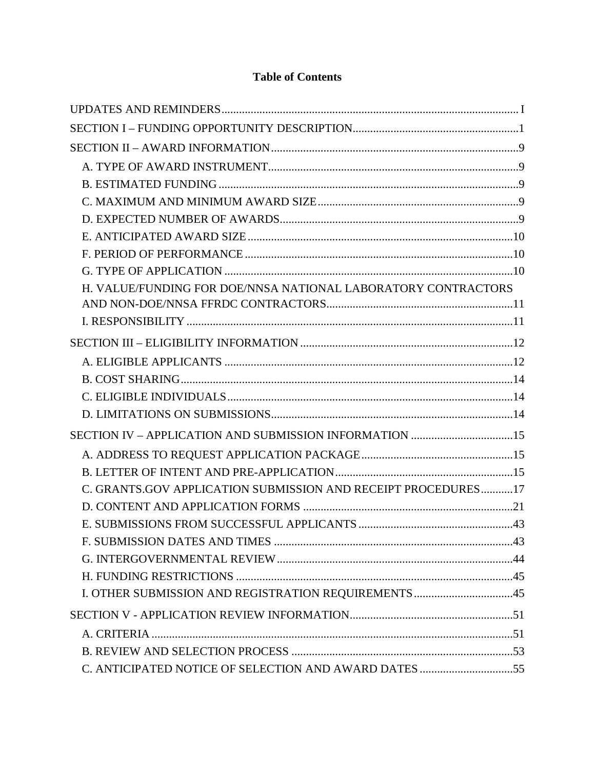# Table of Contents

UPDATES AND REMINDERS .......... I

SECTION I – FUNDING OPPORTUNITY DESCRIPTION .......... 1

SECTION II – AWARD INFORMATION .......... 9

- A. TYPE OF AWARD INSTRUMENT .......... 9
- B. ESTIMATED FUNDING .......... 9
- C. MAXIMUM AND MINIMUM AWARD SIZE .......... 9
- D. EXPECTED NUMBER OF AWARDS .......... 9
- E. ANTICIPATED AWARD SIZE .......... 10
- F. PERIOD OF PERFORMANCE .......... 10
- G. TYPE OF APPLICATION .......... 10
- H. VALUE/FUNDING FOR DOE/NNSA NATIONAL LABORATORY CONTRACTORS AND NON-DOE/NNSA FFRDC CONTRACTORS .......... 11
- I. RESPONSIBILITY .......... 11

SECTION III – ELIGIBILITY INFORMATION .......... 12

- A. ELIGIBLE APPLICANTS .......... 12
- B. COST SHARING .......... 14
- C. ELIGIBLE INDIVIDUALS .......... 14
- D. LIMITATIONS ON SUBMISSIONS .......... 14

SECTION IV – APPLICATION AND SUBMISSION INFORMATION .......... 15

- A. ADDRESS TO REQUEST APPLICATION PACKAGE .......... 15
- B. LETTER OF INTENT AND PRE-APPLICATION .......... 15
- C. GRANTS.GOV APPLICATION SUBMISSION AND RECEIPT PROCEDURES .......... 17
- D. CONTENT AND APPLICATION FORMS .......... 21
- E. SUBMISSIONS FROM SUCCESSFUL APPLICANTS .......... 43
- F. SUBMISSION DATES AND TIMES .......... 43
- G. INTERGOVERNMENTAL REVIEW .......... 44
- H. FUNDING RESTRICTIONS .......... 45
- I. OTHER SUBMISSION AND REGISTRATION REQUIREMENTS .......... 45

SECTION V - APPLICATION REVIEW INFORMATION .......... 51

- A. CRITERIA .......... 51
- B. REVIEW AND SELECTION PROCESS .......... 53
- C. ANTICIPATED NOTICE OF SELECTION AND AWARD DATES .......... 55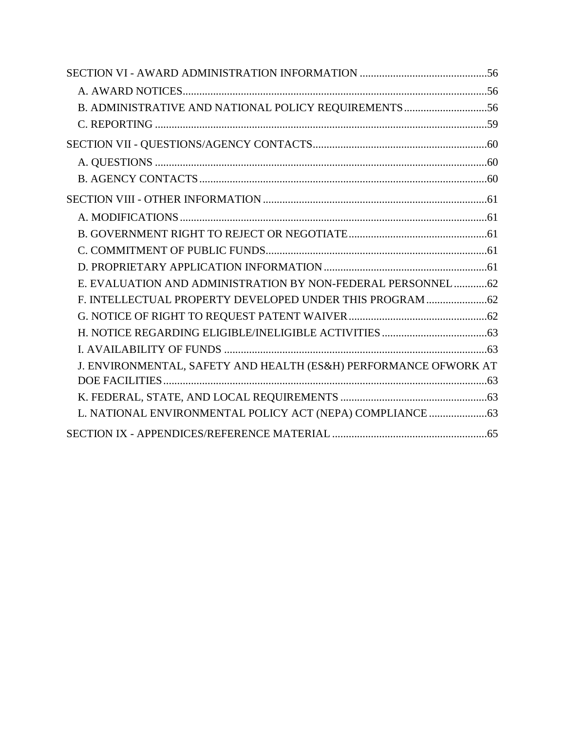SECTION VI - AWARD ADMINISTRATION INFORMATION ..............................................56

- A. AWARD NOTICES..............................................................................................................56
- B. ADMINISTRATIVE AND NATIONAL POLICY REQUIREMENTS..............................56
- C. REPORTING ........................................................................................................................59

SECTION VII - QUESTIONS/AGENCY CONTACTS...............................................................60

- A. QUESTIONS ........................................................................................................................60
- B. AGENCY CONTACTS........................................................................................................60

SECTION VIII - OTHER INFORMATION .................................................................................61

- A. MODIFICATIONS...............................................................................................................61
- B. GOVERNMENT RIGHT TO REJECT OR NEGOTIATE..................................................61
- C. COMMITMENT OF PUBLIC FUNDS................................................................................61
- D. PROPRIETARY APPLICATION INFORMATION...........................................................61
- E. EVALUATION AND ADMINISTRATION BY NON-FEDERAL PERSONNEL ............62
- F. INTELLECTUAL PROPERTY DEVELOPED UNDER THIS PROGRAM ......................62
- G. NOTICE OF RIGHT TO REQUEST PATENT WAIVER..................................................62
- H. NOTICE REGARDING ELIGIBLE/INELIGIBLE ACTIVITIES ......................................63
- I. AVAILABILITY OF FUNDS ...............................................................................................63
- J. ENVIRONMENTAL, SAFETY AND HEALTH (ES&H) PERFORMANCE OFWORK AT DOE FACILITIES.....................................................................................................................63
- K. FEDERAL, STATE, AND LOCAL REQUIREMENTS .....................................................63
- L. NATIONAL ENVIRONMENTAL POLICY ACT (NEPA) COMPLIANCE .....................63

SECTION IX - APPENDICES/REFERENCE MATERIAL ........................................................65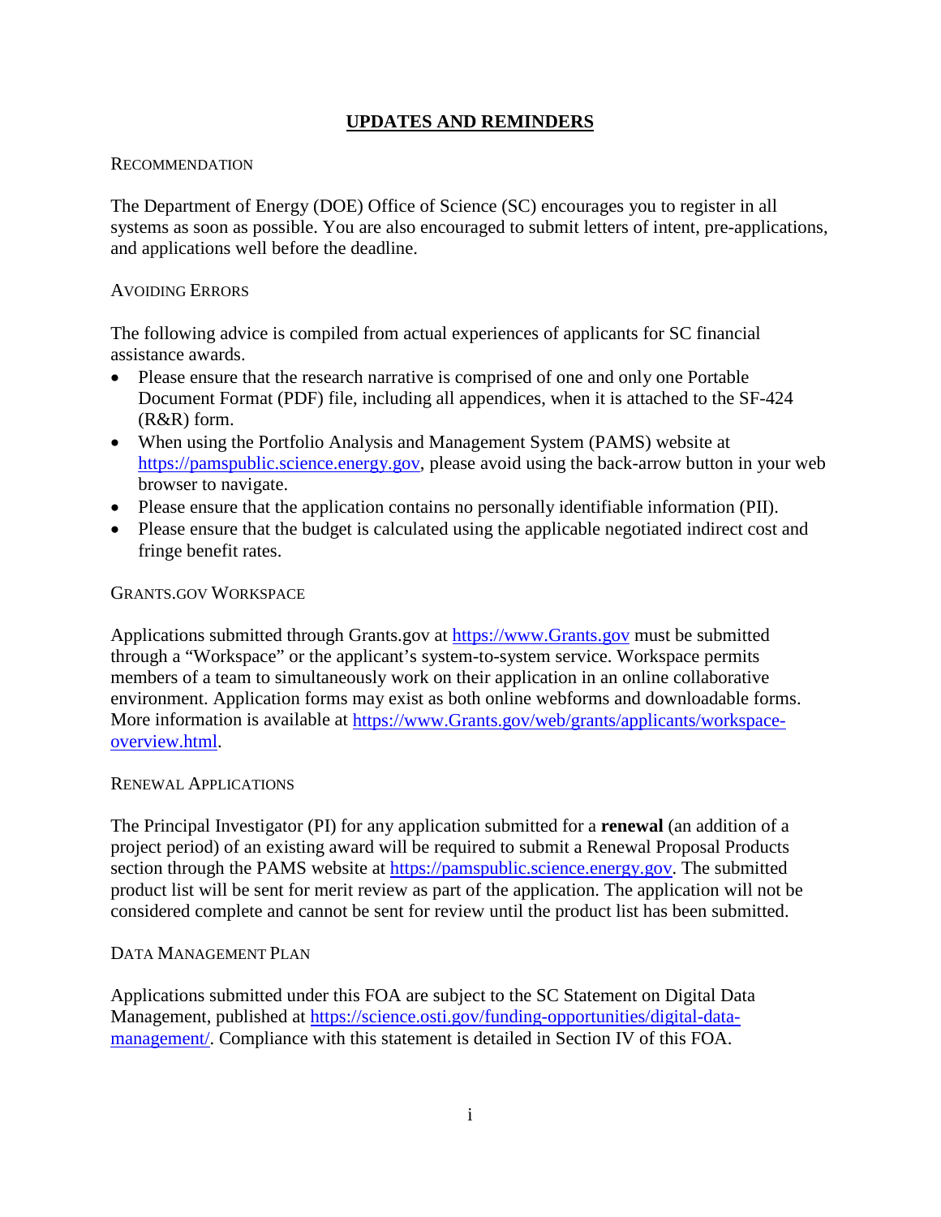# UPDATES AND REMINDERS

## RECOMMENDATION

The Department of Energy (DOE) Office of Science (SC) encourages you to register in all systems as soon as possible. You are also encouraged to submit letters of intent, pre-applications, and applications well before the deadline.

## AVOIDING ERRORS

The following advice is compiled from actual experiences of applicants for SC financial assistance awards.

- Please ensure that the research narrative is comprised of one and only one Portable Document Format (PDF) file, including all appendices, when it is attached to the SF-424 (R&R) form.
- When using the Portfolio Analysis and Management System (PAMS) website at https://pamspublic.science.energy.gov, please avoid using the back-arrow button in your web browser to navigate.
- Please ensure that the application contains no personally identifiable information (PII).
- Please ensure that the budget is calculated using the applicable negotiated indirect cost and fringe benefit rates.

## GRANTS.GOV WORKSPACE

Applications submitted through Grants.gov at https://www.Grants.gov must be submitted through a "Workspace" or the applicant's system-to-system service. Workspace permits members of a team to simultaneously work on their application in an online collaborative environment. Application forms may exist as both online webforms and downloadable forms. More information is available at https://www.Grants.gov/web/grants/applicants/workspace-overview.html.

## RENEWAL APPLICATIONS

The Principal Investigator (PI) for any application submitted for a **renewal** (an addition of a project period) of an existing award will be required to submit a Renewal Proposal Products section through the PAMS website at https://pamspublic.science.energy.gov. The submitted product list will be sent for merit review as part of the application. The application will not be considered complete and cannot be sent for review until the product list has been submitted.

## DATA MANAGEMENT PLAN

Applications submitted under this FOA are subject to the SC Statement on Digital Data Management, published at https://science.osti.gov/funding-opportunities/digital-data-management/. Compliance with this statement is detailed in Section IV of this FOA.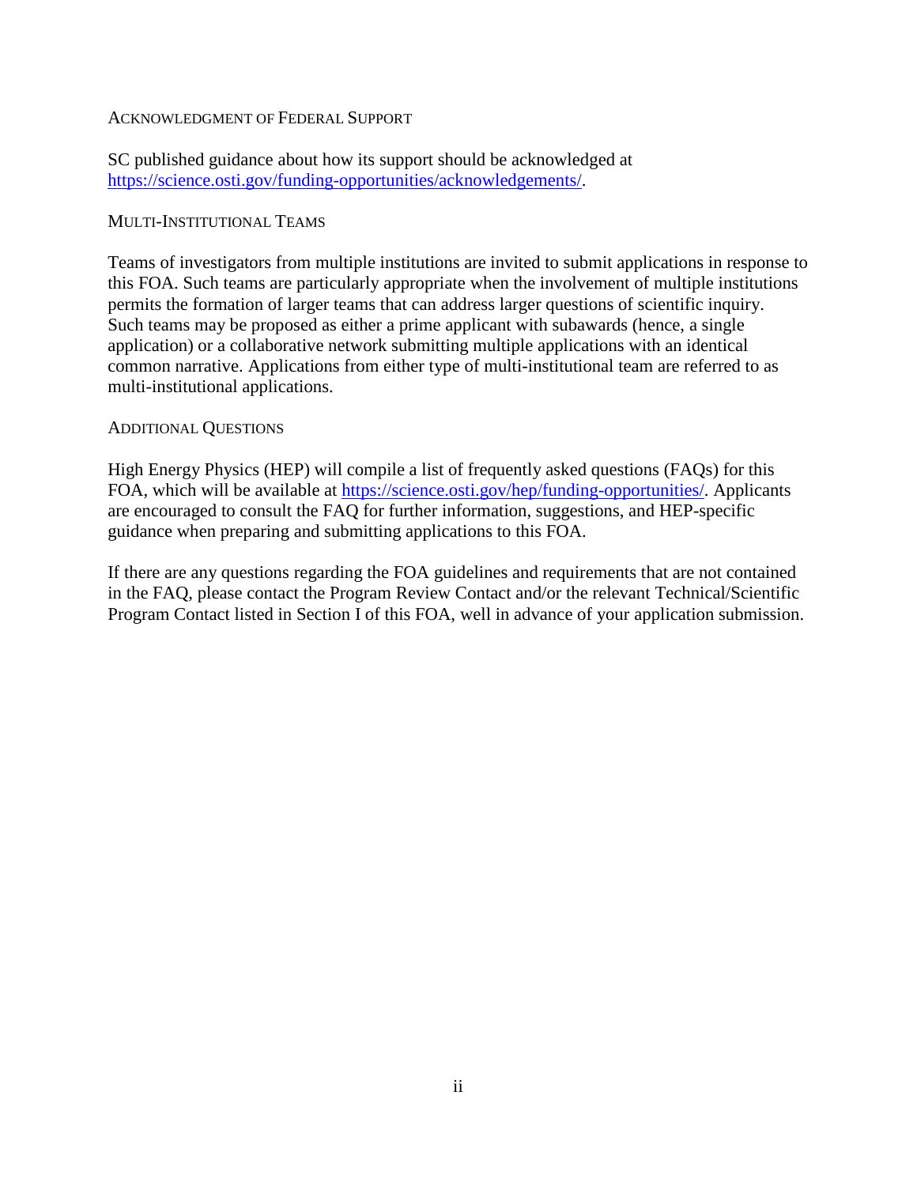### Acknowledgment of Federal Support

SC published guidance about how its support should be acknowledged at https://science.osti.gov/funding-opportunities/acknowledgements/.

### Multi-Institutional Teams

Teams of investigators from multiple institutions are invited to submit applications in response to this FOA. Such teams are particularly appropriate when the involvement of multiple institutions permits the formation of larger teams that can address larger questions of scientific inquiry. Such teams may be proposed as either a prime applicant with subawards (hence, a single application) or a collaborative network submitting multiple applications with an identical common narrative. Applications from either type of multi-institutional team are referred to as multi-institutional applications.

### Additional Questions

High Energy Physics (HEP) will compile a list of frequently asked questions (FAQs) for this FOA, which will be available at https://science.osti.gov/hep/funding-opportunities/. Applicants are encouraged to consult the FAQ for further information, suggestions, and HEP-specific guidance when preparing and submitting applications to this FOA.

If there are any questions regarding the FOA guidelines and requirements that are not contained in the FAQ, please contact the Program Review Contact and/or the relevant Technical/Scientific Program Contact listed in Section I of this FOA, well in advance of your application submission.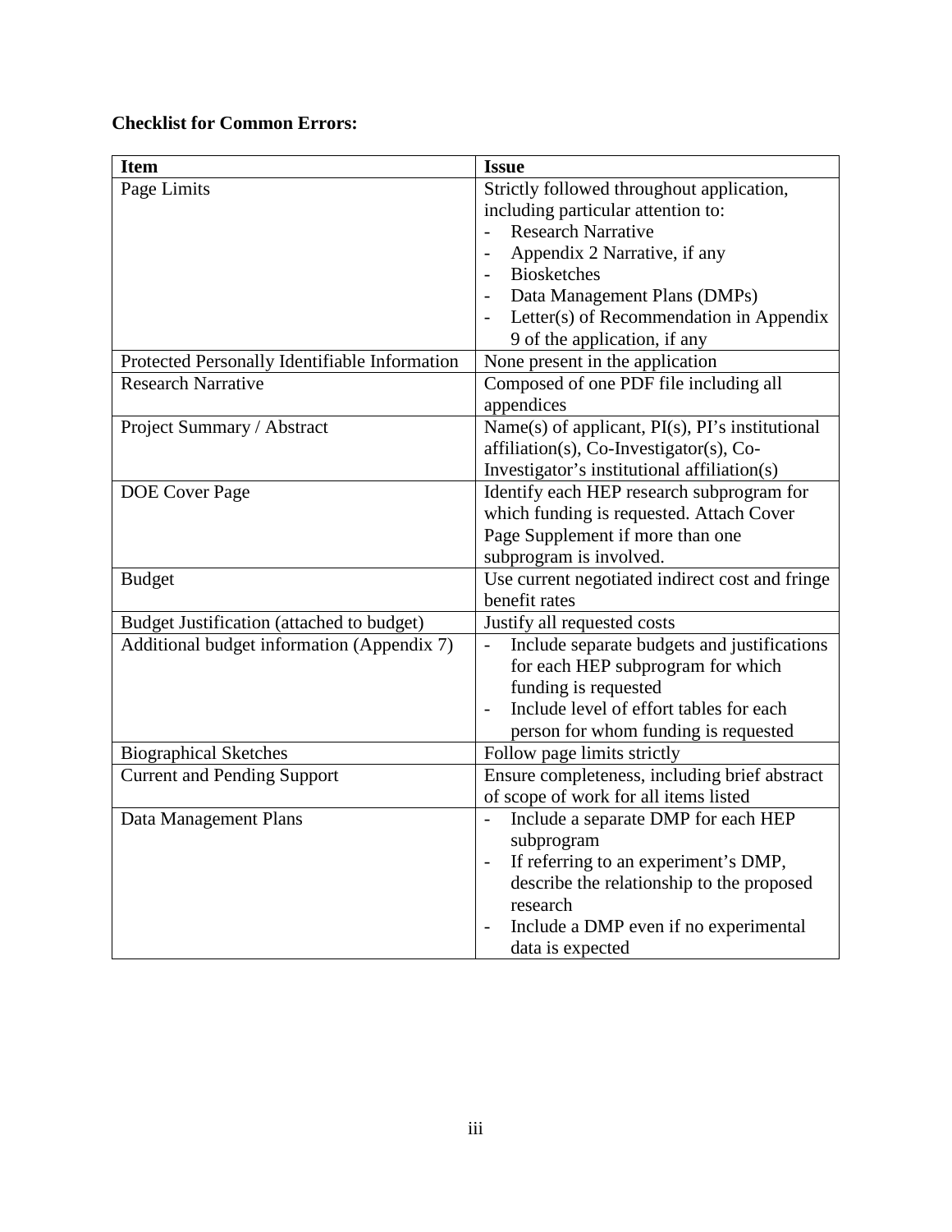**Checklist for Common Errors:**

| Item | Issue |
|---|---|
| Page Limits | Strictly followed throughout application, including particular attention to:<br>- Research Narrative<br>- Appendix 2 Narrative, if any<br>- Biosketches<br>- Data Management Plans (DMPs)<br>- Letter(s) of Recommendation in Appendix 9 of the application, if any |
| Protected Personally Identifiable Information | None present in the application |
| Research Narrative | Composed of one PDF file including all appendices |
| Project Summary / Abstract | Name(s) of applicant, PI(s), PI's institutional affiliation(s), Co-Investigator(s), Co-Investigator's institutional affiliation(s) |
| DOE Cover Page | Identify each HEP research subprogram for which funding is requested. Attach Cover Page Supplement if more than one subprogram is involved. |
| Budget | Use current negotiated indirect cost and fringe benefit rates |
| Budget Justification (attached to budget) | Justify all requested costs |
| Additional budget information (Appendix 7) | - Include separate budgets and justifications for each HEP subprogram for which funding is requested<br>- Include level of effort tables for each person for whom funding is requested |
| Biographical Sketches | Follow page limits strictly |
| Current and Pending Support | Ensure completeness, including brief abstract of scope of work for all items listed |
| Data Management Plans | - Include a separate DMP for each HEP subprogram<br>- If referring to an experiment's DMP, describe the relationship to the proposed research<br>- Include a DMP even if no experimental data is expected |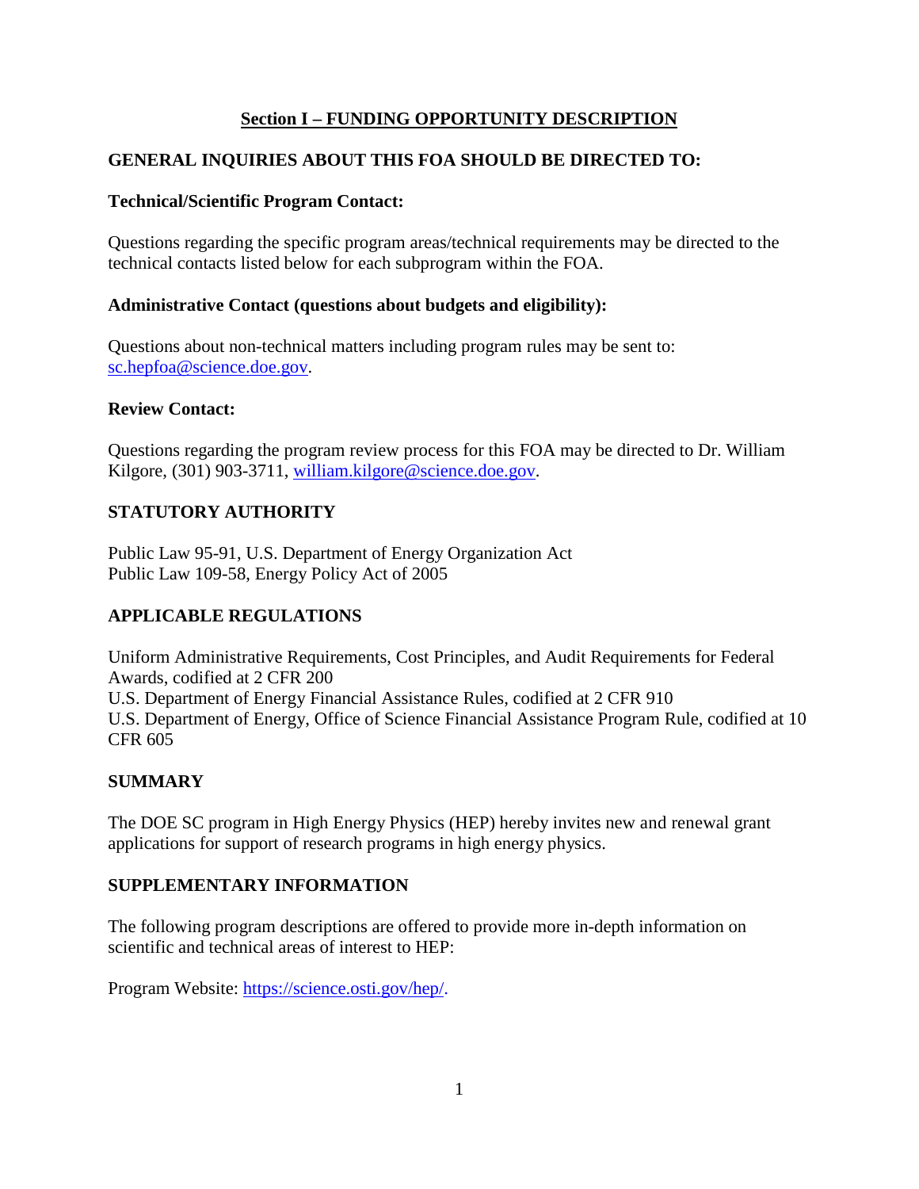## Section I – FUNDING OPPORTUNITY DESCRIPTION

### GENERAL INQUIRIES ABOUT THIS FOA SHOULD BE DIRECTED TO:

**Technical/Scientific Program Contact:**

Questions regarding the specific program areas/technical requirements may be directed to the technical contacts listed below for each subprogram within the FOA.

**Administrative Contact (questions about budgets and eligibility):**

Questions about non-technical matters including program rules may be sent to: sc.hepfoa@science.doe.gov.

**Review Contact:**

Questions regarding the program review process for this FOA may be directed to Dr. William Kilgore, (301) 903-3711, william.kilgore@science.doe.gov.

### STATUTORY AUTHORITY

Public Law 95-91, U.S. Department of Energy Organization Act
Public Law 109-58, Energy Policy Act of 2005

### APPLICABLE REGULATIONS

Uniform Administrative Requirements, Cost Principles, and Audit Requirements for Federal Awards, codified at 2 CFR 200
U.S. Department of Energy Financial Assistance Rules, codified at 2 CFR 910
U.S. Department of Energy, Office of Science Financial Assistance Program Rule, codified at 10 CFR 605

### SUMMARY

The DOE SC program in High Energy Physics (HEP) hereby invites new and renewal grant applications for support of research programs in high energy physics.

### SUPPLEMENTARY INFORMATION

The following program descriptions are offered to provide more in-depth information on scientific and technical areas of interest to HEP:

Program Website: https://science.osti.gov/hep/.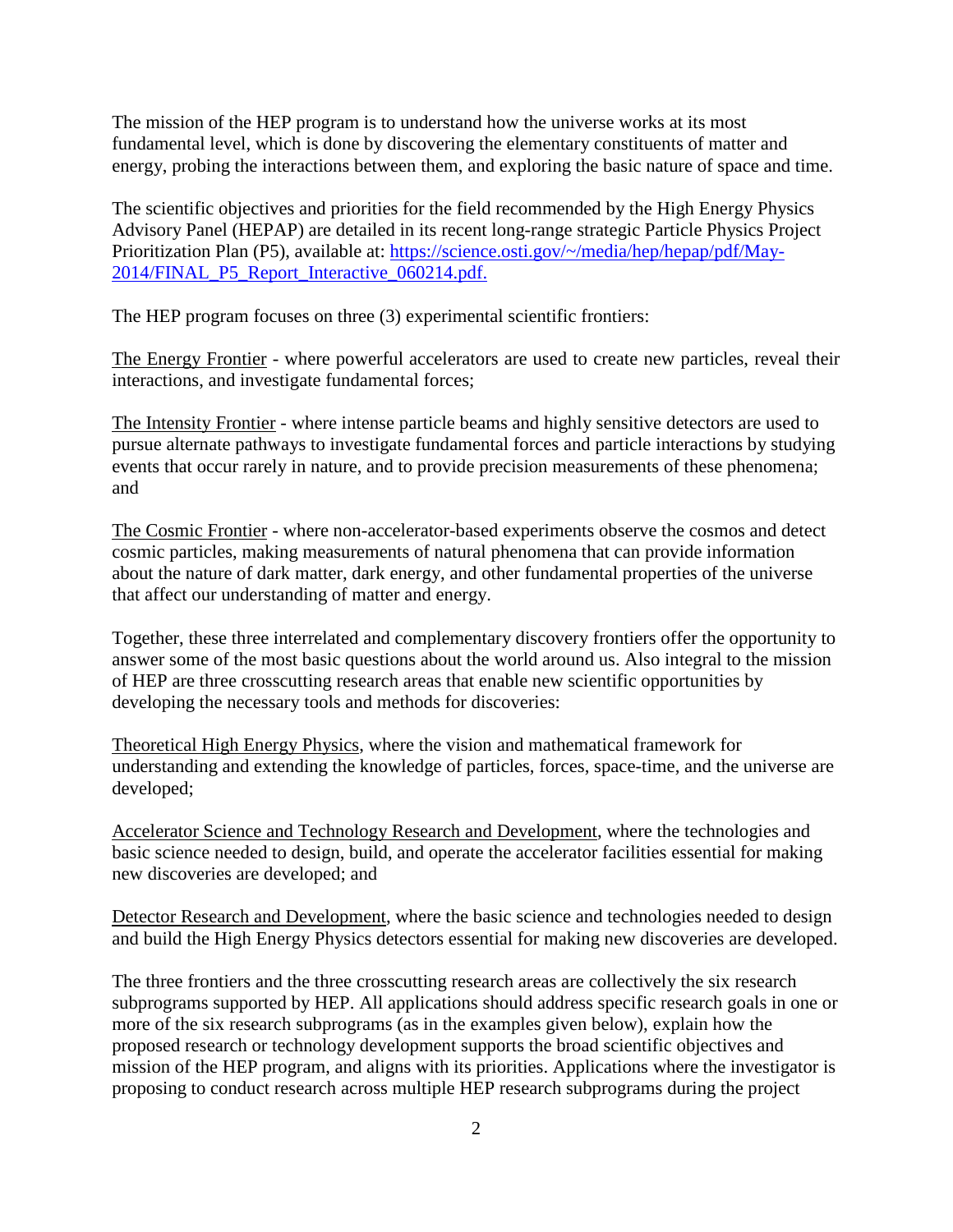The mission of the HEP program is to understand how the universe works at its most fundamental level, which is done by discovering the elementary constituents of matter and energy, probing the interactions between them, and exploring the basic nature of space and time.

The scientific objectives and priorities for the field recommended by the High Energy Physics Advisory Panel (HEPAP) are detailed in its recent long-range strategic Particle Physics Project Prioritization Plan (P5), available at: [https://science.osti.gov/~/media/hep/hepap/pdf/May-2014/FINAL_P5_Report_Interactive_060214.pdf.](https://science.osti.gov/~/media/hep/hepap/pdf/May-2014/FINAL_P5_Report_Interactive_060214.pdf)

The HEP program focuses on three (3) experimental scientific frontiers:

<u>The Energy Frontier</u> - where powerful accelerators are used to create new particles, reveal their interactions, and investigate fundamental forces;

<u>The Intensity Frontier</u> - where intense particle beams and highly sensitive detectors are used to pursue alternate pathways to investigate fundamental forces and particle interactions by studying events that occur rarely in nature, and to provide precision measurements of these phenomena; and

<u>The Cosmic Frontier</u> - where non-accelerator-based experiments observe the cosmos and detect cosmic particles, making measurements of natural phenomena that can provide information about the nature of dark matter, dark energy, and other fundamental properties of the universe that affect our understanding of matter and energy.

Together, these three interrelated and complementary discovery frontiers offer the opportunity to answer some of the most basic questions about the world around us. Also integral to the mission of HEP are three crosscutting research areas that enable new scientific opportunities by developing the necessary tools and methods for discoveries:

<u>Theoretical High Energy Physics</u>, where the vision and mathematical framework for understanding and extending the knowledge of particles, forces, space-time, and the universe are developed;

<u>Accelerator Science and Technology Research and Development</u>, where the technologies and basic science needed to design, build, and operate the accelerator facilities essential for making new discoveries are developed; and

<u>Detector Research and Development</u>, where the basic science and technologies needed to design and build the High Energy Physics detectors essential for making new discoveries are developed.

The three frontiers and the three crosscutting research areas are collectively the six research subprograms supported by HEP. All applications should address specific research goals in one or more of the six research subprograms (as in the examples given below), explain how the proposed research or technology development supports the broad scientific objectives and mission of the HEP program, and aligns with its priorities. Applications where the investigator is proposing to conduct research across multiple HEP research subprograms during the project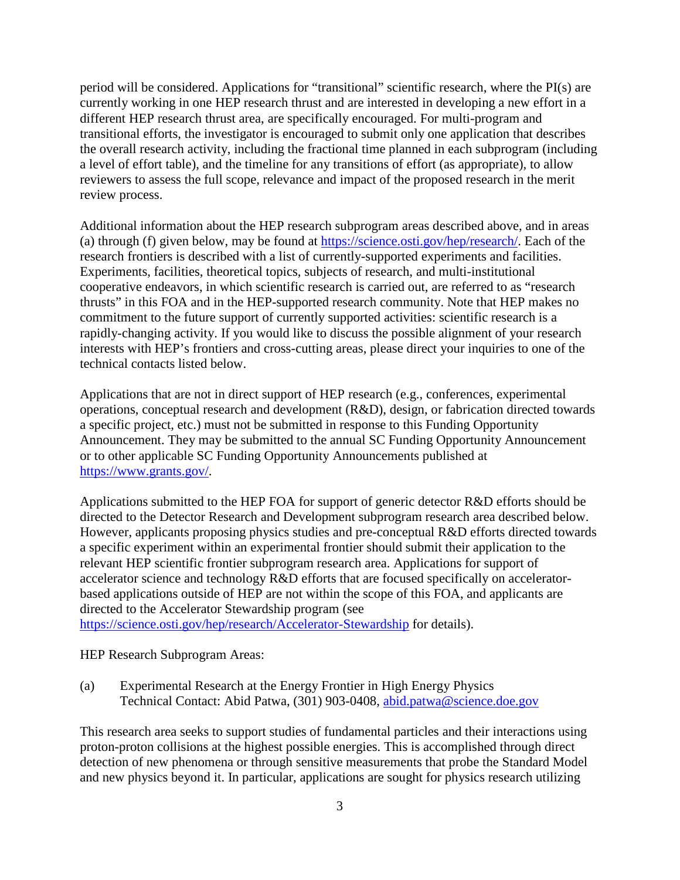period will be considered. Applications for "transitional" scientific research, where the PI(s) are currently working in one HEP research thrust and are interested in developing a new effort in a different HEP research thrust area, are specifically encouraged. For multi-program and transitional efforts, the investigator is encouraged to submit only one application that describes the overall research activity, including the fractional time planned in each subprogram (including a level of effort table), and the timeline for any transitions of effort (as appropriate), to allow reviewers to assess the full scope, relevance and impact of the proposed research in the merit review process.

Additional information about the HEP research subprogram areas described above, and in areas (a) through (f) given below, may be found at https://science.osti.gov/hep/research/. Each of the research frontiers is described with a list of currently-supported experiments and facilities. Experiments, facilities, theoretical topics, subjects of research, and multi-institutional cooperative endeavors, in which scientific research is carried out, are referred to as "research thrusts" in this FOA and in the HEP-supported research community. Note that HEP makes no commitment to the future support of currently supported activities: scientific research is a rapidly-changing activity. If you would like to discuss the possible alignment of your research interests with HEP's frontiers and cross-cutting areas, please direct your inquiries to one of the technical contacts listed below.

Applications that are not in direct support of HEP research (e.g., conferences, experimental operations, conceptual research and development (R&D), design, or fabrication directed towards a specific project, etc.) must not be submitted in response to this Funding Opportunity Announcement. They may be submitted to the annual SC Funding Opportunity Announcement or to other applicable SC Funding Opportunity Announcements published at https://www.grants.gov/.

Applications submitted to the HEP FOA for support of generic detector R&D efforts should be directed to the Detector Research and Development subprogram research area described below. However, applicants proposing physics studies and pre-conceptual R&D efforts directed towards a specific experiment within an experimental frontier should submit their application to the relevant HEP scientific frontier subprogram research area. Applications for support of accelerator science and technology R&D efforts that are focused specifically on accelerator-based applications outside of HEP are not within the scope of this FOA, and applicants are directed to the Accelerator Stewardship program (see https://science.osti.gov/hep/research/Accelerator-Stewardship for details).

HEP Research Subprogram Areas:

(a) Experimental Research at the Energy Frontier in High Energy Physics
Technical Contact: Abid Patwa, (301) 903-0408, abid.patwa@science.doe.gov

This research area seeks to support studies of fundamental particles and their interactions using proton-proton collisions at the highest possible energies. This is accomplished through direct detection of new phenomena or through sensitive measurements that probe the Standard Model and new physics beyond it. In particular, applications are sought for physics research utilizing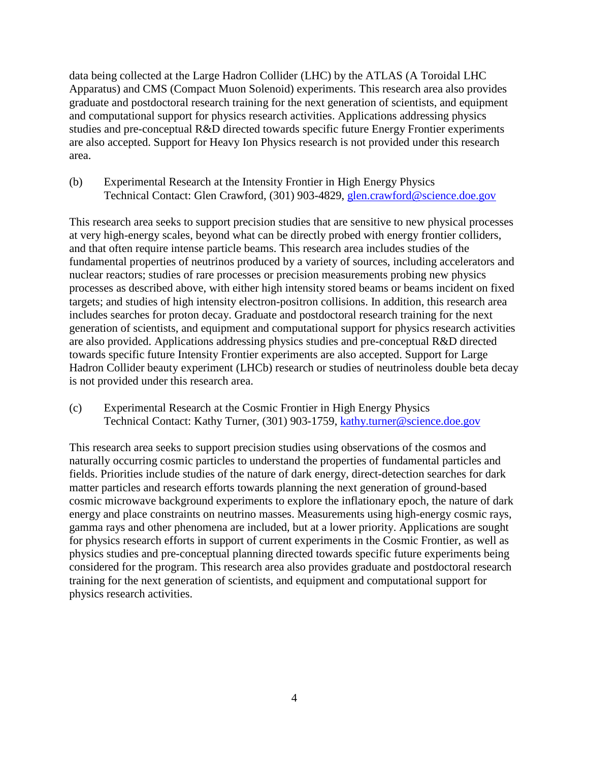data being collected at the Large Hadron Collider (LHC) by the ATLAS (A Toroidal LHC Apparatus) and CMS (Compact Muon Solenoid) experiments. This research area also provides graduate and postdoctoral research training for the next generation of scientists, and equipment and computational support for physics research activities. Applications addressing physics studies and pre-conceptual R&D directed towards specific future Energy Frontier experiments are also accepted. Support for Heavy Ion Physics research is not provided under this research area.

(b) Experimental Research at the Intensity Frontier in High Energy Physics
Technical Contact: Glen Crawford, (301) 903-4829, glen.crawford@science.doe.gov

This research area seeks to support precision studies that are sensitive to new physical processes at very high-energy scales, beyond what can be directly probed with energy frontier colliders, and that often require intense particle beams. This research area includes studies of the fundamental properties of neutrinos produced by a variety of sources, including accelerators and nuclear reactors; studies of rare processes or precision measurements probing new physics processes as described above, with either high intensity stored beams or beams incident on fixed targets; and studies of high intensity electron-positron collisions. In addition, this research area includes searches for proton decay. Graduate and postdoctoral research training for the next generation of scientists, and equipment and computational support for physics research activities are also provided. Applications addressing physics studies and pre-conceptual R&D directed towards specific future Intensity Frontier experiments are also accepted. Support for Large Hadron Collider beauty experiment (LHCb) research or studies of neutrinoless double beta decay is not provided under this research area.

(c) Experimental Research at the Cosmic Frontier in High Energy Physics
Technical Contact: Kathy Turner, (301) 903-1759, kathy.turner@science.doe.gov

This research area seeks to support precision studies using observations of the cosmos and naturally occurring cosmic particles to understand the properties of fundamental particles and fields. Priorities include studies of the nature of dark energy, direct-detection searches for dark matter particles and research efforts towards planning the next generation of ground-based cosmic microwave background experiments to explore the inflationary epoch, the nature of dark energy and place constraints on neutrino masses. Measurements using high-energy cosmic rays, gamma rays and other phenomena are included, but at a lower priority. Applications are sought for physics research efforts in support of current experiments in the Cosmic Frontier, as well as physics studies and pre-conceptual planning directed towards specific future experiments being considered for the program. This research area also provides graduate and postdoctoral research training for the next generation of scientists, and equipment and computational support for physics research activities.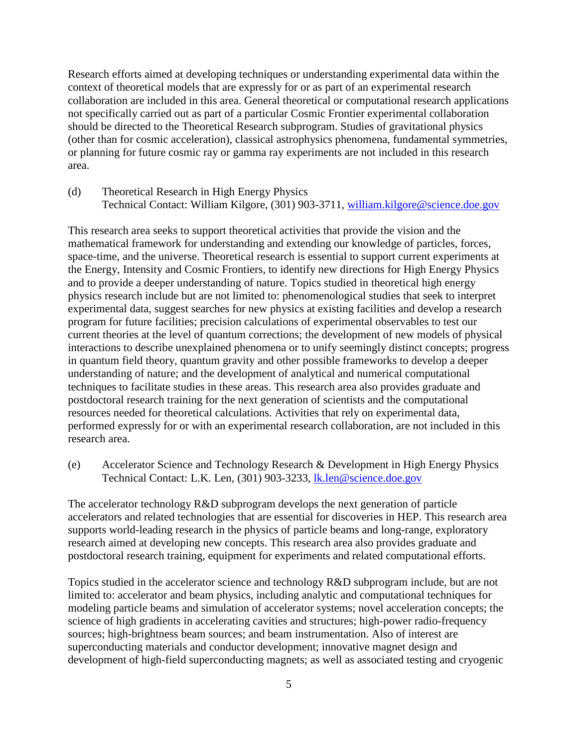Research efforts aimed at developing techniques or understanding experimental data within the context of theoretical models that are expressly for or as part of an experimental research collaboration are included in this area. General theoretical or computational research applications not specifically carried out as part of a particular Cosmic Frontier experimental collaboration should be directed to the Theoretical Research subprogram. Studies of gravitational physics (other than for cosmic acceleration), classical astrophysics phenomena, fundamental symmetries, or planning for future cosmic ray or gamma ray experiments are not included in this research area.

(d) Theoretical Research in High Energy Physics
Technical Contact: William Kilgore, (301) 903-3711, william.kilgore@science.doe.gov

This research area seeks to support theoretical activities that provide the vision and the mathematical framework for understanding and extending our knowledge of particles, forces, space-time, and the universe. Theoretical research is essential to support current experiments at the Energy, Intensity and Cosmic Frontiers, to identify new directions for High Energy Physics and to provide a deeper understanding of nature. Topics studied in theoretical high energy physics research include but are not limited to: phenomenological studies that seek to interpret experimental data, suggest searches for new physics at existing facilities and develop a research program for future facilities; precision calculations of experimental observables to test our current theories at the level of quantum corrections; the development of new models of physical interactions to describe unexplained phenomena or to unify seemingly distinct concepts; progress in quantum field theory, quantum gravity and other possible frameworks to develop a deeper understanding of nature; and the development of analytical and numerical computational techniques to facilitate studies in these areas. This research area also provides graduate and postdoctoral research training for the next generation of scientists and the computational resources needed for theoretical calculations. Activities that rely on experimental data, performed expressly for or with an experimental research collaboration, are not included in this research area.

(e) Accelerator Science and Technology Research & Development in High Energy Physics
Technical Contact: L.K. Len, (301) 903-3233, lk.len@science.doe.gov

The accelerator technology R&D subprogram develops the next generation of particle accelerators and related technologies that are essential for discoveries in HEP. This research area supports world-leading research in the physics of particle beams and long-range, exploratory research aimed at developing new concepts. This research area also provides graduate and postdoctoral research training, equipment for experiments and related computational efforts.

Topics studied in the accelerator science and technology R&D subprogram include, but are not limited to: accelerator and beam physics, including analytic and computational techniques for modeling particle beams and simulation of accelerator systems; novel acceleration concepts; the science of high gradients in accelerating cavities and structures; high-power radio-frequency sources; high-brightness beam sources; and beam instrumentation. Also of interest are superconducting materials and conductor development; innovative magnet design and development of high-field superconducting magnets; as well as associated testing and cryogenic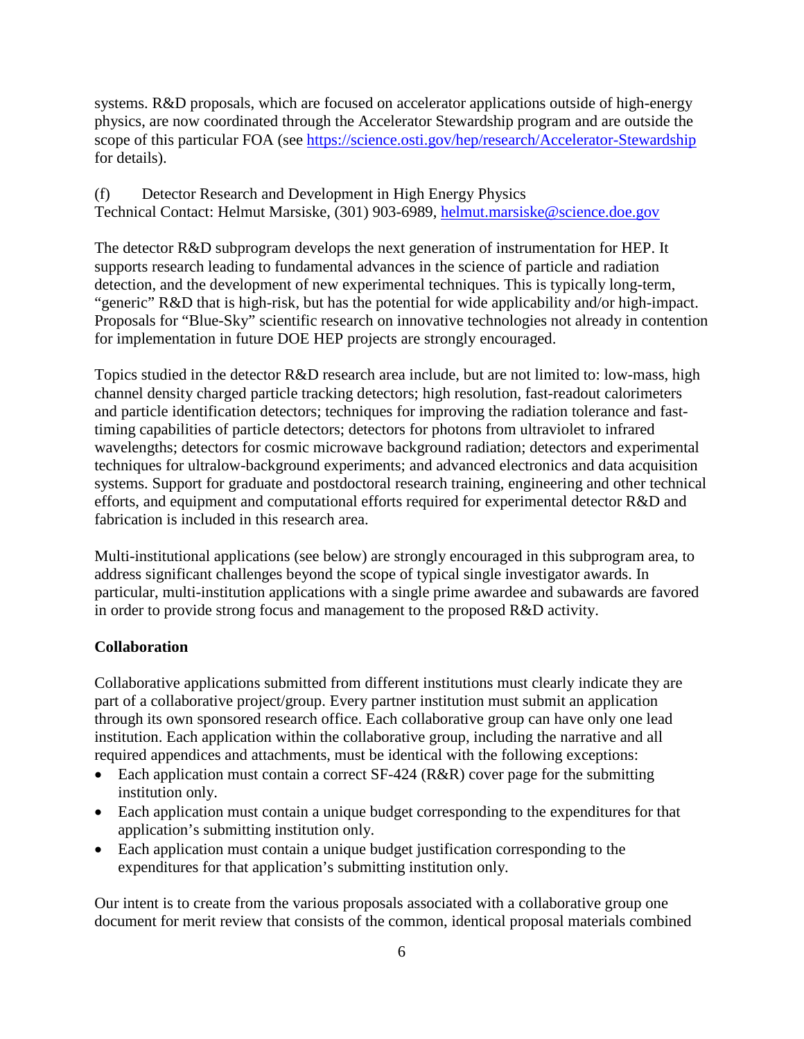systems. R&D proposals, which are focused on accelerator applications outside of high-energy physics, are now coordinated through the Accelerator Stewardship program and are outside the scope of this particular FOA (see https://science.osti.gov/hep/research/Accelerator-Stewardship for details).

(f) Detector Research and Development in High Energy Physics
Technical Contact: Helmut Marsiske, (301) 903-6989, helmut.marsiske@science.doe.gov

The detector R&D subprogram develops the next generation of instrumentation for HEP. It supports research leading to fundamental advances in the science of particle and radiation detection, and the development of new experimental techniques. This is typically long-term, "generic" R&D that is high-risk, but has the potential for wide applicability and/or high-impact. Proposals for "Blue-Sky" scientific research on innovative technologies not already in contention for implementation in future DOE HEP projects are strongly encouraged.

Topics studied in the detector R&D research area include, but are not limited to: low-mass, high channel density charged particle tracking detectors; high resolution, fast-readout calorimeters and particle identification detectors; techniques for improving the radiation tolerance and fast-timing capabilities of particle detectors; detectors for photons from ultraviolet to infrared wavelengths; detectors for cosmic microwave background radiation; detectors and experimental techniques for ultralow-background experiments; and advanced electronics and data acquisition systems. Support for graduate and postdoctoral research training, engineering and other technical efforts, and equipment and computational efforts required for experimental detector R&D and fabrication is included in this research area.

Multi-institutional applications (see below) are strongly encouraged in this subprogram area, to address significant challenges beyond the scope of typical single investigator awards. In particular, multi-institution applications with a single prime awardee and subawards are favored in order to provide strong focus and management to the proposed R&D activity.

**Collaboration**

Collaborative applications submitted from different institutions must clearly indicate they are part of a collaborative project/group. Every partner institution must submit an application through its own sponsored research office. Each collaborative group can have only one lead institution. Each application within the collaborative group, including the narrative and all required appendices and attachments, must be identical with the following exceptions:

- Each application must contain a correct SF-424 (R&R) cover page for the submitting institution only.
- Each application must contain a unique budget corresponding to the expenditures for that application's submitting institution only.
- Each application must contain a unique budget justification corresponding to the expenditures for that application's submitting institution only.

Our intent is to create from the various proposals associated with a collaborative group one document for merit review that consists of the common, identical proposal materials combined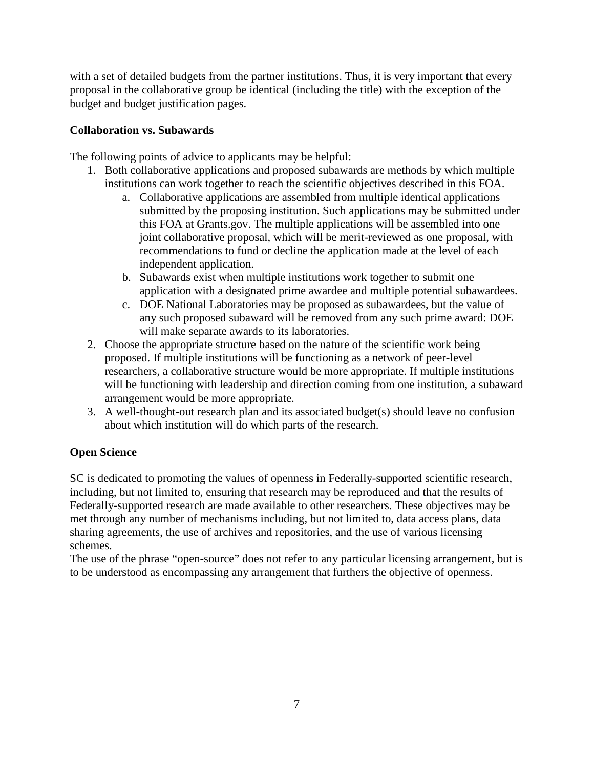with a set of detailed budgets from the partner institutions. Thus, it is very important that every proposal in the collaborative group be identical (including the title) with the exception of the budget and budget justification pages.

**Collaboration vs. Subawards**

The following points of advice to applicants may be helpful:

1. Both collaborative applications and proposed subawards are methods by which multiple institutions can work together to reach the scientific objectives described in this FOA.
   a. Collaborative applications are assembled from multiple identical applications submitted by the proposing institution. Such applications may be submitted under this FOA at Grants.gov. The multiple applications will be assembled into one joint collaborative proposal, which will be merit-reviewed as one proposal, with recommendations to fund or decline the application made at the level of each independent application.
   b. Subawards exist when multiple institutions work together to submit one application with a designated prime awardee and multiple potential subawardees.
   c. DOE National Laboratories may be proposed as subawardees, but the value of any such proposed subaward will be removed from any such prime award: DOE will make separate awards to its laboratories.
2. Choose the appropriate structure based on the nature of the scientific work being proposed. If multiple institutions will be functioning as a network of peer-level researchers, a collaborative structure would be more appropriate. If multiple institutions will be functioning with leadership and direction coming from one institution, a subaward arrangement would be more appropriate.
3. A well-thought-out research plan and its associated budget(s) should leave no confusion about which institution will do which parts of the research.

**Open Science**

SC is dedicated to promoting the values of openness in Federally-supported scientific research, including, but not limited to, ensuring that research may be reproduced and that the results of Federally-supported research are made available to other researchers. These objectives may be met through any number of mechanisms including, but not limited to, data access plans, data sharing agreements, the use of archives and repositories, and the use of various licensing schemes.

The use of the phrase "open-source" does not refer to any particular licensing arrangement, but is to be understood as encompassing any arrangement that furthers the objective of openness.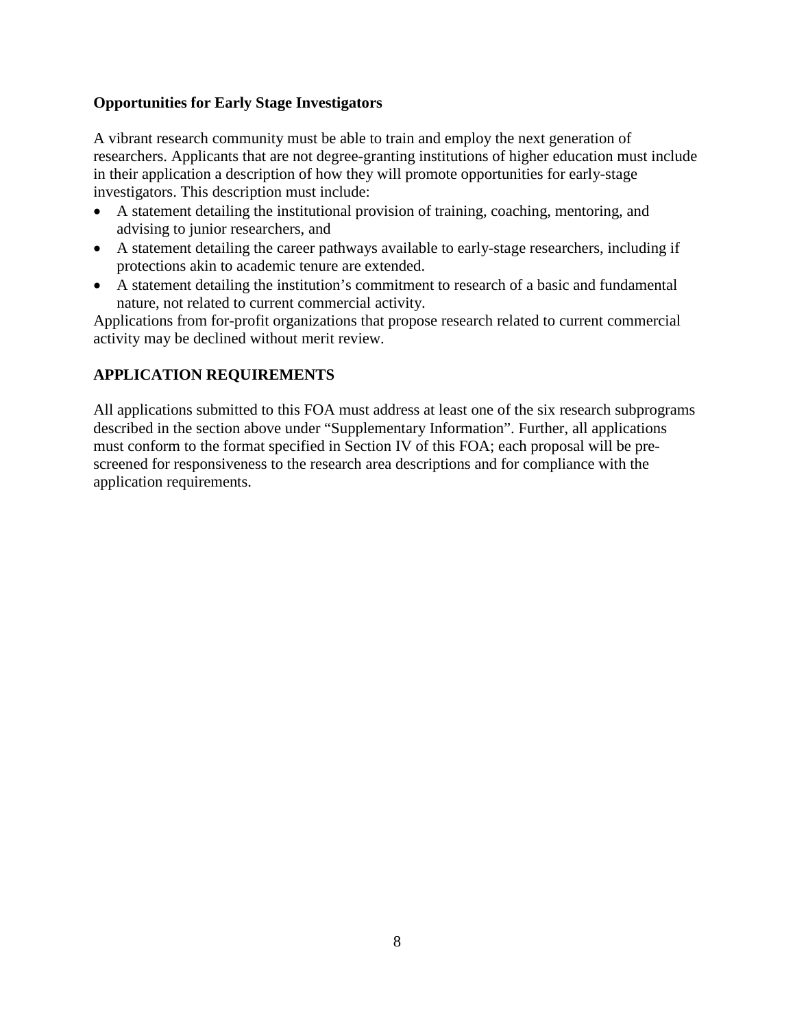**Opportunities for Early Stage Investigators**

A vibrant research community must be able to train and employ the next generation of researchers. Applicants that are not degree-granting institutions of higher education must include in their application a description of how they will promote opportunities for early-stage investigators. This description must include:

- A statement detailing the institutional provision of training, coaching, mentoring, and advising to junior researchers, and
- A statement detailing the career pathways available to early-stage researchers, including if protections akin to academic tenure are extended.
- A statement detailing the institution's commitment to research of a basic and fundamental nature, not related to current commercial activity.

Applications from for-profit organizations that propose research related to current commercial activity may be declined without merit review.

**APPLICATION REQUIREMENTS**

All applications submitted to this FOA must address at least one of the six research subprograms described in the section above under "Supplementary Information". Further, all applications must conform to the format specified in Section IV of this FOA; each proposal will be pre-screened for responsiveness to the research area descriptions and for compliance with the application requirements.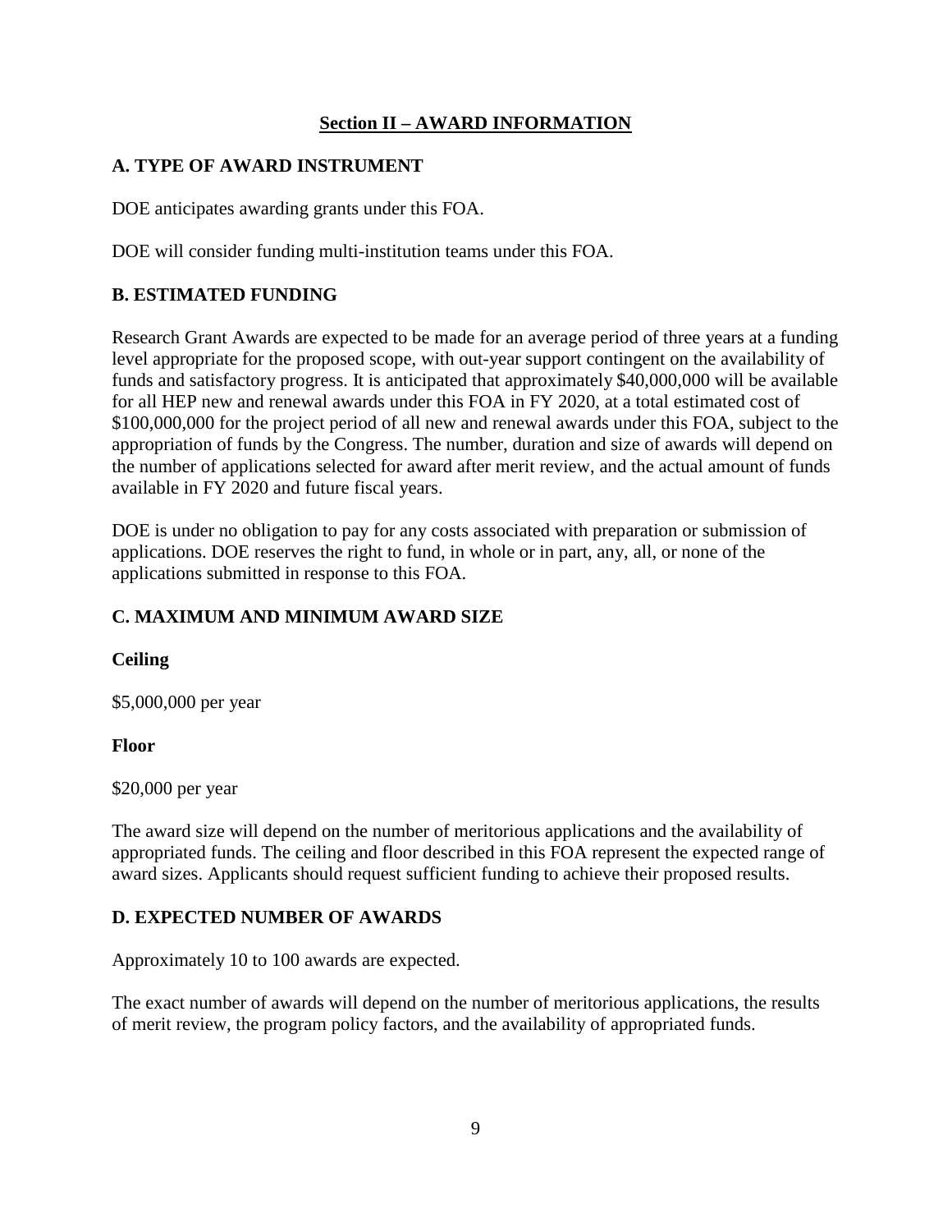## Section II – AWARD INFORMATION

### A. TYPE OF AWARD INSTRUMENT

DOE anticipates awarding grants under this FOA.

DOE will consider funding multi-institution teams under this FOA.

### B. ESTIMATED FUNDING

Research Grant Awards are expected to be made for an average period of three years at a funding level appropriate for the proposed scope, with out-year support contingent on the availability of funds and satisfactory progress. It is anticipated that approximately $40,000,000 will be available for all HEP new and renewal awards under this FOA in FY 2020, at a total estimated cost of $100,000,000 for the project period of all new and renewal awards under this FOA, subject to the appropriation of funds by the Congress. The number, duration and size of awards will depend on the number of applications selected for award after merit review, and the actual amount of funds available in FY 2020 and future fiscal years.

DOE is under no obligation to pay for any costs associated with preparation or submission of applications. DOE reserves the right to fund, in whole or in part, any, all, or none of the applications submitted in response to this FOA.

### C. MAXIMUM AND MINIMUM AWARD SIZE

**Ceiling**

$5,000,000 per year

**Floor**

$20,000 per year

The award size will depend on the number of meritorious applications and the availability of appropriated funds. The ceiling and floor described in this FOA represent the expected range of award sizes. Applicants should request sufficient funding to achieve their proposed results.

### D. EXPECTED NUMBER OF AWARDS

Approximately 10 to 100 awards are expected.

The exact number of awards will depend on the number of meritorious applications, the results of merit review, the program policy factors, and the availability of appropriated funds.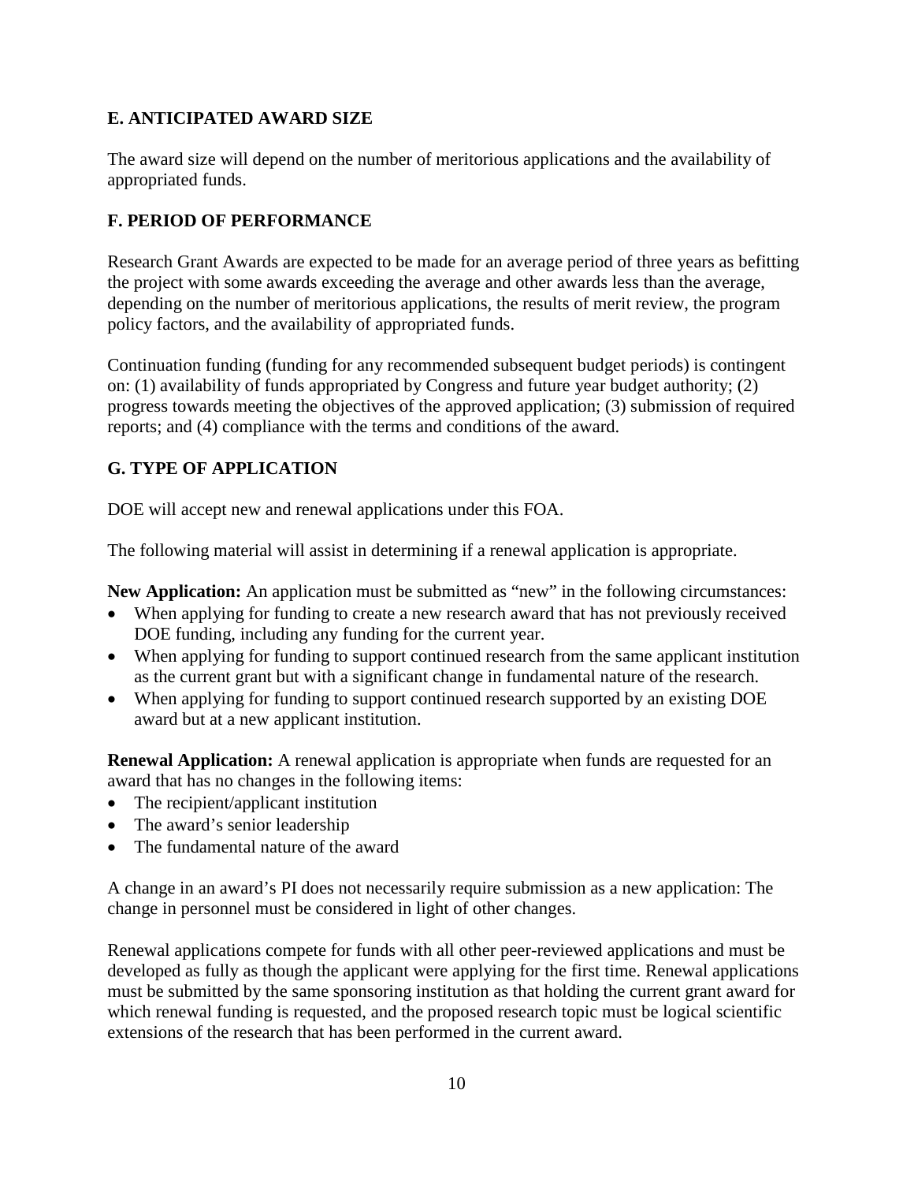## E. ANTICIPATED AWARD SIZE

The award size will depend on the number of meritorious applications and the availability of appropriated funds.

## F. PERIOD OF PERFORMANCE

Research Grant Awards are expected to be made for an average period of three years as befitting the project with some awards exceeding the average and other awards less than the average, depending on the number of meritorious applications, the results of merit review, the program policy factors, and the availability of appropriated funds.

Continuation funding (funding for any recommended subsequent budget periods) is contingent on: (1) availability of funds appropriated by Congress and future year budget authority; (2) progress towards meeting the objectives of the approved application; (3) submission of required reports; and (4) compliance with the terms and conditions of the award.

## G. TYPE OF APPLICATION

DOE will accept new and renewal applications under this FOA.

The following material will assist in determining if a renewal application is appropriate.

**New Application:** An application must be submitted as "new" in the following circumstances:

- When applying for funding to create a new research award that has not previously received DOE funding, including any funding for the current year.
- When applying for funding to support continued research from the same applicant institution as the current grant but with a significant change in fundamental nature of the research.
- When applying for funding to support continued research supported by an existing DOE award but at a new applicant institution.

**Renewal Application:** A renewal application is appropriate when funds are requested for an award that has no changes in the following items:

- The recipient/applicant institution
- The award's senior leadership
- The fundamental nature of the award

A change in an award's PI does not necessarily require submission as a new application: The change in personnel must be considered in light of other changes.

Renewal applications compete for funds with all other peer-reviewed applications and must be developed as fully as though the applicant were applying for the first time. Renewal applications must be submitted by the same sponsoring institution as that holding the current grant award for which renewal funding is requested, and the proposed research topic must be logical scientific extensions of the research that has been performed in the current award.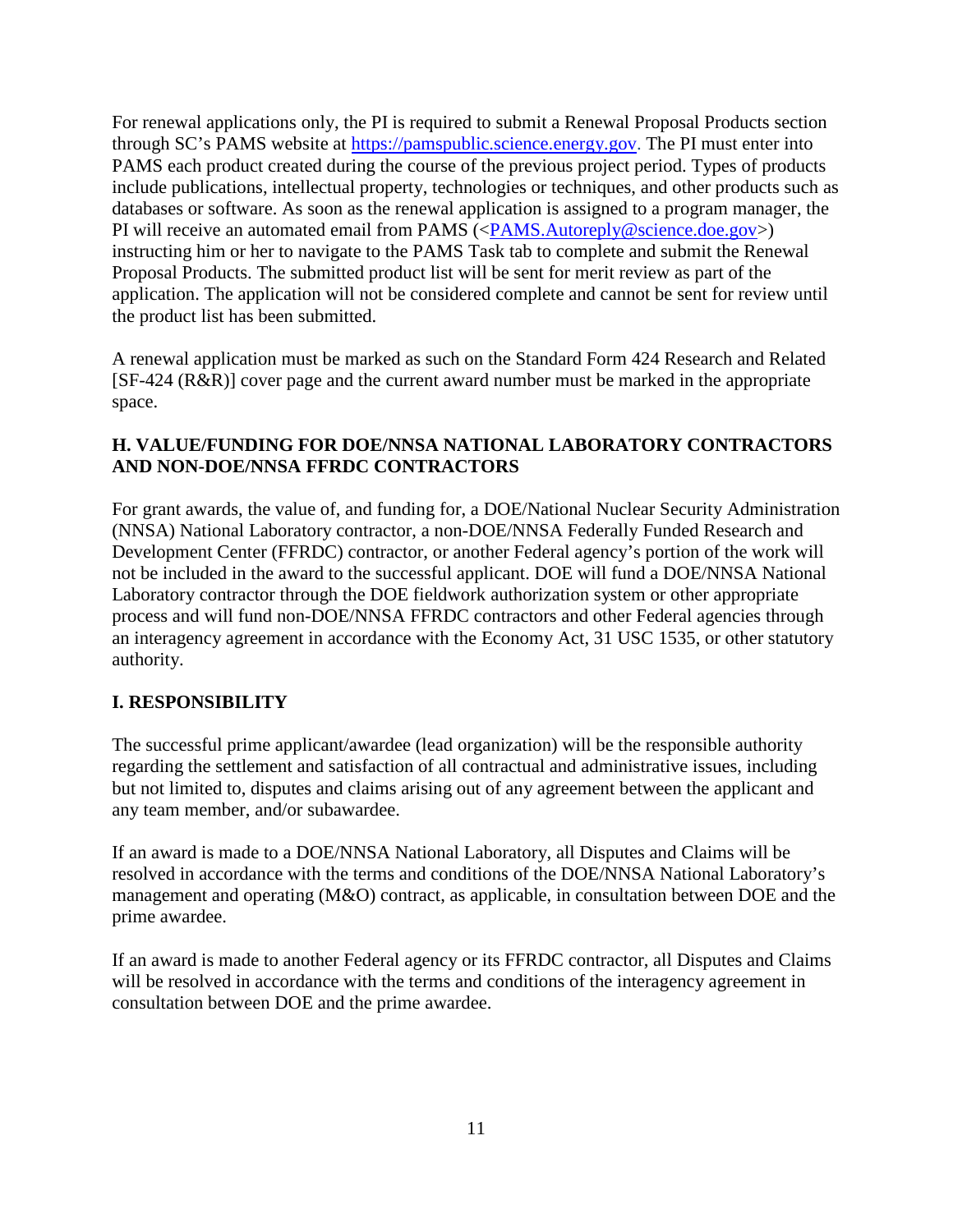For renewal applications only, the PI is required to submit a Renewal Proposal Products section through SC's PAMS website at https://pamspublic.science.energy.gov. The PI must enter into PAMS each product created during the course of the previous project period. Types of products include publications, intellectual property, technologies or techniques, and other products such as databases or software. As soon as the renewal application is assigned to a program manager, the PI will receive an automated email from PAMS (<PAMS.Autoreply@science.doe.gov>) instructing him or her to navigate to the PAMS Task tab to complete and submit the Renewal Proposal Products. The submitted product list will be sent for merit review as part of the application. The application will not be considered complete and cannot be sent for review until the product list has been submitted.

A renewal application must be marked as such on the Standard Form 424 Research and Related [SF-424 (R&R)] cover page and the current award number must be marked in the appropriate space.

## H. VALUE/FUNDING FOR DOE/NNSA NATIONAL LABORATORY CONTRACTORS AND NON-DOE/NNSA FFRDC CONTRACTORS

For grant awards, the value of, and funding for, a DOE/National Nuclear Security Administration (NNSA) National Laboratory contractor, a non-DOE/NNSA Federally Funded Research and Development Center (FFRDC) contractor, or another Federal agency's portion of the work will not be included in the award to the successful applicant. DOE will fund a DOE/NNSA National Laboratory contractor through the DOE fieldwork authorization system or other appropriate process and will fund non-DOE/NNSA FFRDC contractors and other Federal agencies through an interagency agreement in accordance with the Economy Act, 31 USC 1535, or other statutory authority.

## I. RESPONSIBILITY

The successful prime applicant/awardee (lead organization) will be the responsible authority regarding the settlement and satisfaction of all contractual and administrative issues, including but not limited to, disputes and claims arising out of any agreement between the applicant and any team member, and/or subawardee.

If an award is made to a DOE/NNSA National Laboratory, all Disputes and Claims will be resolved in accordance with the terms and conditions of the DOE/NNSA National Laboratory's management and operating (M&O) contract, as applicable, in consultation between DOE and the prime awardee.

If an award is made to another Federal agency or its FFRDC contractor, all Disputes and Claims will be resolved in accordance with the terms and conditions of the interagency agreement in consultation between DOE and the prime awardee.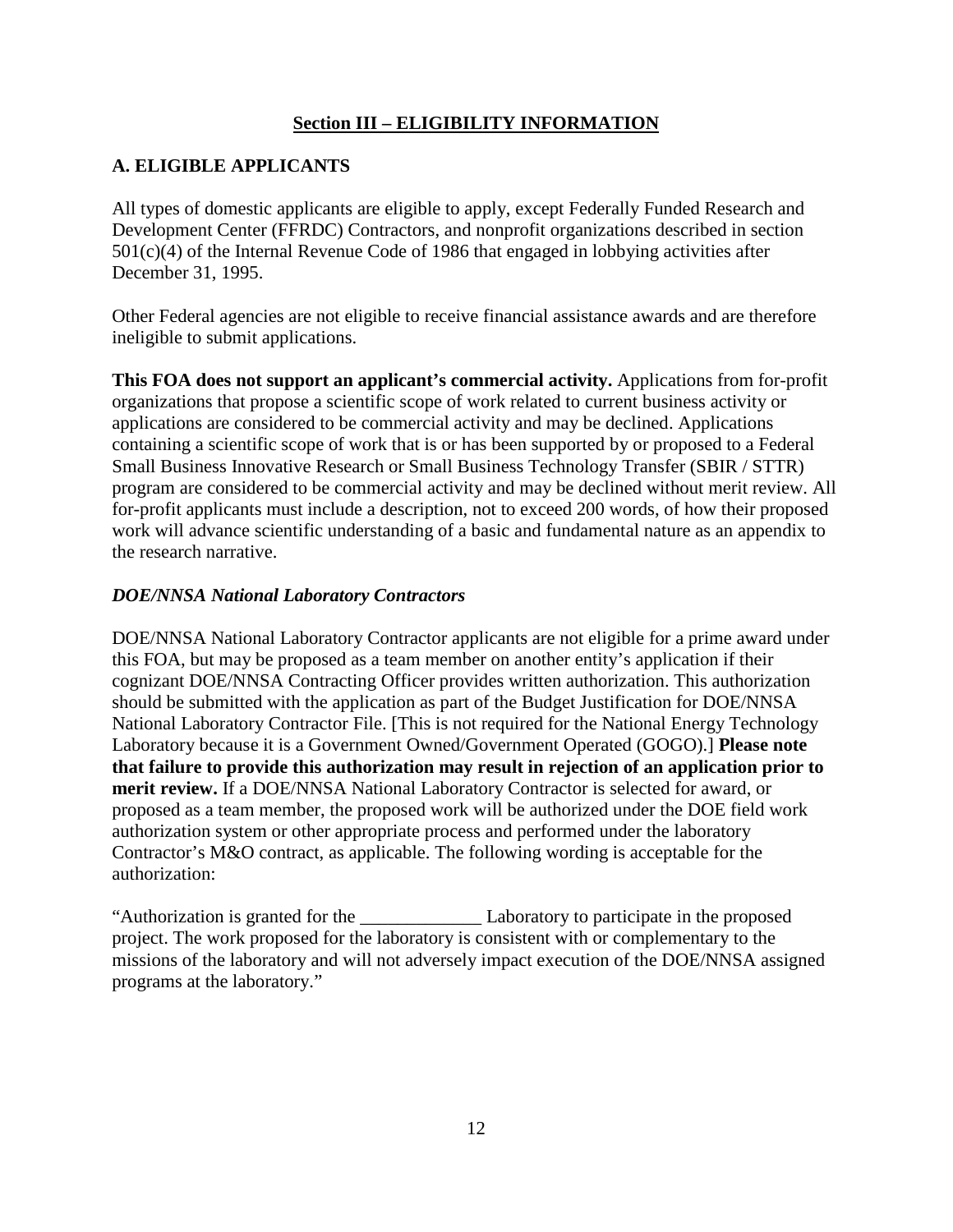## Section III – ELIGIBILITY INFORMATION

### A. ELIGIBLE APPLICANTS

All types of domestic applicants are eligible to apply, except Federally Funded Research and Development Center (FFRDC) Contractors, and nonprofit organizations described in section 501(c)(4) of the Internal Revenue Code of 1986 that engaged in lobbying activities after December 31, 1995.

Other Federal agencies are not eligible to receive financial assistance awards and are therefore ineligible to submit applications.

**This FOA does not support an applicant's commercial activity.** Applications from for-profit organizations that propose a scientific scope of work related to current business activity or applications are considered to be commercial activity and may be declined. Applications containing a scientific scope of work that is or has been supported by or proposed to a Federal Small Business Innovative Research or Small Business Technology Transfer (SBIR / STTR) program are considered to be commercial activity and may be declined without merit review. All for-profit applicants must include a description, not to exceed 200 words, of how their proposed work will advance scientific understanding of a basic and fundamental nature as an appendix to the research narrative.

***DOE/NNSA National Laboratory Contractors***

DOE/NNSA National Laboratory Contractor applicants are not eligible for a prime award under this FOA, but may be proposed as a team member on another entity's application if their cognizant DOE/NNSA Contracting Officer provides written authorization. This authorization should be submitted with the application as part of the Budget Justification for DOE/NNSA National Laboratory Contractor File. [This is not required for the National Energy Technology Laboratory because it is a Government Owned/Government Operated (GOGO).] **Please note that failure to provide this authorization may result in rejection of an application prior to merit review.** If a DOE/NNSA National Laboratory Contractor is selected for award, or proposed as a team member, the proposed work will be authorized under the DOE field work authorization system or other appropriate process and performed under the laboratory Contractor's M&O contract, as applicable. The following wording is acceptable for the authorization:

"Authorization is granted for the _____________ Laboratory to participate in the proposed project. The work proposed for the laboratory is consistent with or complementary to the missions of the laboratory and will not adversely impact execution of the DOE/NNSA assigned programs at the laboratory."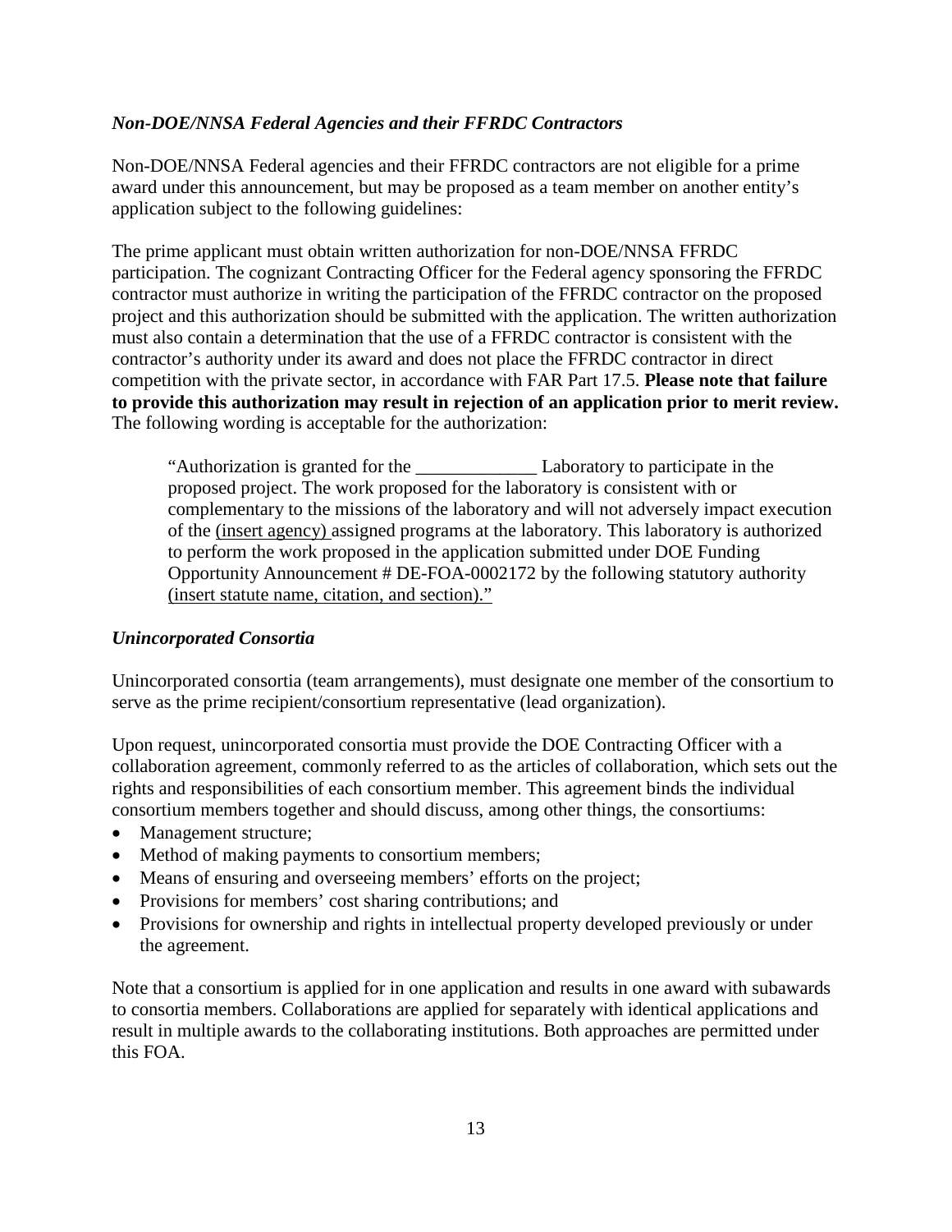*Non-DOE/NNSA Federal Agencies and their FFRDC Contractors*

Non-DOE/NNSA Federal agencies and their FFRDC contractors are not eligible for a prime award under this announcement, but may be proposed as a team member on another entity's application subject to the following guidelines:

The prime applicant must obtain written authorization for non-DOE/NNSA FFRDC participation. The cognizant Contracting Officer for the Federal agency sponsoring the FFRDC contractor must authorize in writing the participation of the FFRDC contractor on the proposed project and this authorization should be submitted with the application. The written authorization must also contain a determination that the use of a FFRDC contractor is consistent with the contractor's authority under its award and does not place the FFRDC contractor in direct competition with the private sector, in accordance with FAR Part 17.5. **Please note that failure to provide this authorization may result in rejection of an application prior to merit review.** The following wording is acceptable for the authorization:

> "Authorization is granted for the _____________ Laboratory to participate in the proposed project. The work proposed for the laboratory is consistent with or complementary to the missions of the laboratory and will not adversely impact execution of the <u>(insert agency)</u> assigned programs at the laboratory. This laboratory is authorized to perform the work proposed in the application submitted under DOE Funding Opportunity Announcement # DE-FOA-0002172 by the following statutory authority <u>(insert statute name, citation, and section).</u>"

*Unincorporated Consortia*

Unincorporated consortia (team arrangements), must designate one member of the consortium to serve as the prime recipient/consortium representative (lead organization).

Upon request, unincorporated consortia must provide the DOE Contracting Officer with a collaboration agreement, commonly referred to as the articles of collaboration, which sets out the rights and responsibilities of each consortium member. This agreement binds the individual consortium members together and should discuss, among other things, the consortiums:

- Management structure;
- Method of making payments to consortium members;
- Means of ensuring and overseeing members' efforts on the project;
- Provisions for members' cost sharing contributions; and
- Provisions for ownership and rights in intellectual property developed previously or under the agreement.

Note that a consortium is applied for in one application and results in one award with subawards to consortia members. Collaborations are applied for separately with identical applications and result in multiple awards to the collaborating institutions. Both approaches are permitted under this FOA.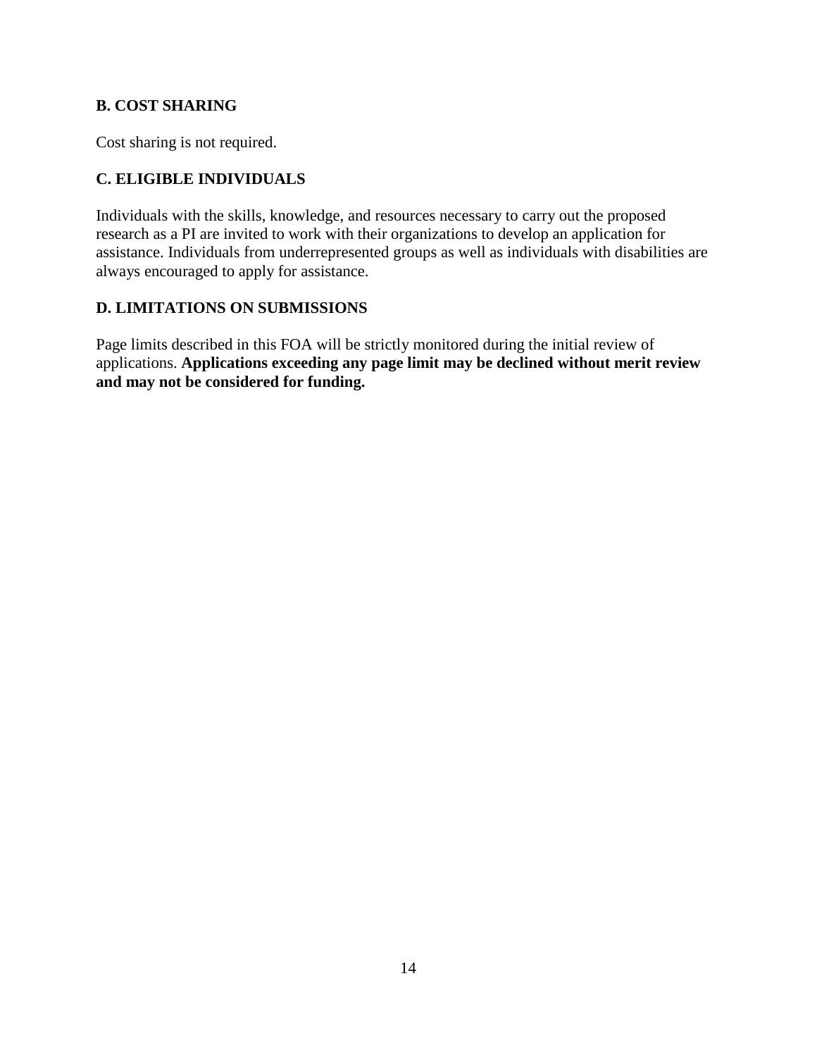## B. COST SHARING

Cost sharing is not required.

## C. ELIGIBLE INDIVIDUALS

Individuals with the skills, knowledge, and resources necessary to carry out the proposed research as a PI are invited to work with their organizations to develop an application for assistance. Individuals from underrepresented groups as well as individuals with disabilities are always encouraged to apply for assistance.

## D. LIMITATIONS ON SUBMISSIONS

Page limits described in this FOA will be strictly monitored during the initial review of applications. **Applications exceeding any page limit may be declined without merit review and may not be considered for funding.**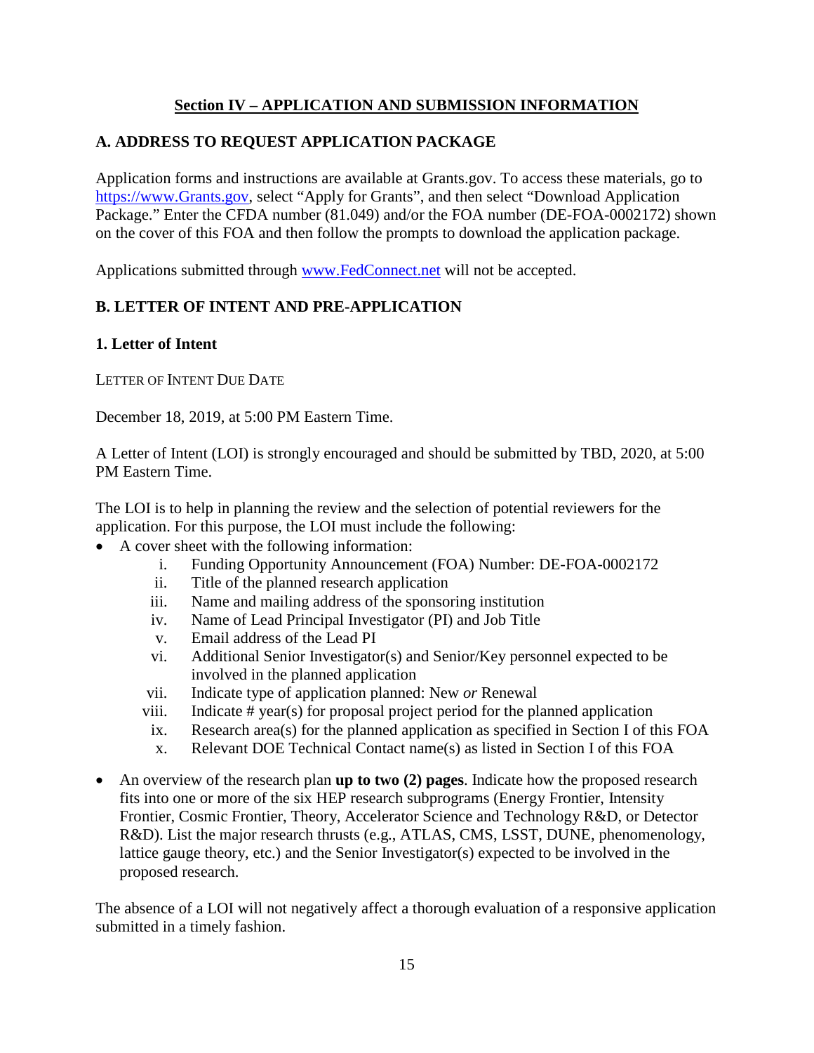## Section IV – APPLICATION AND SUBMISSION INFORMATION

### A. ADDRESS TO REQUEST APPLICATION PACKAGE

Application forms and instructions are available at Grants.gov. To access these materials, go to https://www.Grants.gov, select “Apply for Grants”, and then select “Download Application Package.” Enter the CFDA number (81.049) and/or the FOA number (DE-FOA-0002172) shown on the cover of this FOA and then follow the prompts to download the application package.

Applications submitted through www.FedConnect.net will not be accepted.

### B. LETTER OF INTENT AND PRE-APPLICATION

#### 1. Letter of Intent

LETTER OF INTENT DUE DATE

December 18, 2019, at 5:00 PM Eastern Time.

A Letter of Intent (LOI) is strongly encouraged and should be submitted by TBD, 2020, at 5:00 PM Eastern Time.

The LOI is to help in planning the review and the selection of potential reviewers for the application. For this purpose, the LOI must include the following:

- A cover sheet with the following information:
  - i. Funding Opportunity Announcement (FOA) Number: DE-FOA-0002172
  - ii. Title of the planned research application
  - iii. Name and mailing address of the sponsoring institution
  - iv. Name of Lead Principal Investigator (PI) and Job Title
  - v. Email address of the Lead PI
  - vi. Additional Senior Investigator(s) and Senior/Key personnel expected to be involved in the planned application
  - vii. Indicate type of application planned: New *or* Renewal
  - viii. Indicate # year(s) for proposal project period for the planned application
  - ix. Research area(s) for the planned application as specified in Section I of this FOA
  - x. Relevant DOE Technical Contact name(s) as listed in Section I of this FOA
- An overview of the research plan **up to two (2) pages**. Indicate how the proposed research fits into one or more of the six HEP research subprograms (Energy Frontier, Intensity Frontier, Cosmic Frontier, Theory, Accelerator Science and Technology R&D, or Detector R&D). List the major research thrusts (e.g., ATLAS, CMS, LSST, DUNE, phenomenology, lattice gauge theory, etc.) and the Senior Investigator(s) expected to be involved in the proposed research.

The absence of a LOI will not negatively affect a thorough evaluation of a responsive application submitted in a timely fashion.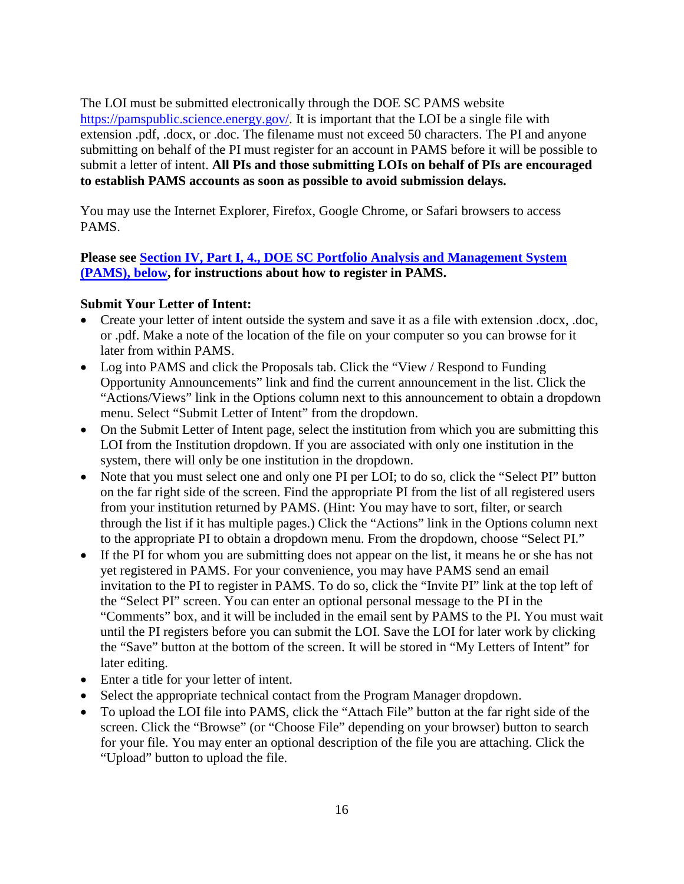The LOI must be submitted electronically through the DOE SC PAMS website https://pamspublic.science.energy.gov/. It is important that the LOI be a single file with extension .pdf, .docx, or .doc. The filename must not exceed 50 characters. The PI and anyone submitting on behalf of the PI must register for an account in PAMS before it will be possible to submit a letter of intent. **All PIs and those submitting LOIs on behalf of PIs are encouraged to establish PAMS accounts as soon as possible to avoid submission delays.**

You may use the Internet Explorer, Firefox, Google Chrome, or Safari browsers to access PAMS.

**Please see Section IV, Part I, 4., DOE SC Portfolio Analysis and Management System (PAMS), below, for instructions about how to register in PAMS.**

**Submit Your Letter of Intent:**

- Create your letter of intent outside the system and save it as a file with extension .docx, .doc, or .pdf. Make a note of the location of the file on your computer so you can browse for it later from within PAMS.
- Log into PAMS and click the Proposals tab. Click the "View / Respond to Funding Opportunity Announcements" link and find the current announcement in the list. Click the "Actions/Views" link in the Options column next to this announcement to obtain a dropdown menu. Select "Submit Letter of Intent" from the dropdown.
- On the Submit Letter of Intent page, select the institution from which you are submitting this LOI from the Institution dropdown. If you are associated with only one institution in the system, there will only be one institution in the dropdown.
- Note that you must select one and only one PI per LOI; to do so, click the "Select PI" button on the far right side of the screen. Find the appropriate PI from the list of all registered users from your institution returned by PAMS. (Hint: You may have to sort, filter, or search through the list if it has multiple pages.) Click the "Actions" link in the Options column next to the appropriate PI to obtain a dropdown menu. From the dropdown, choose "Select PI."
- If the PI for whom you are submitting does not appear on the list, it means he or she has not yet registered in PAMS. For your convenience, you may have PAMS send an email invitation to the PI to register in PAMS. To do so, click the "Invite PI" link at the top left of the "Select PI" screen. You can enter an optional personal message to the PI in the "Comments" box, and it will be included in the email sent by PAMS to the PI. You must wait until the PI registers before you can submit the LOI. Save the LOI for later work by clicking the "Save" button at the bottom of the screen. It will be stored in "My Letters of Intent" for later editing.
- Enter a title for your letter of intent.
- Select the appropriate technical contact from the Program Manager dropdown.
- To upload the LOI file into PAMS, click the "Attach File" button at the far right side of the screen. Click the "Browse" (or "Choose File" depending on your browser) button to search for your file. You may enter an optional description of the file you are attaching. Click the "Upload" button to upload the file.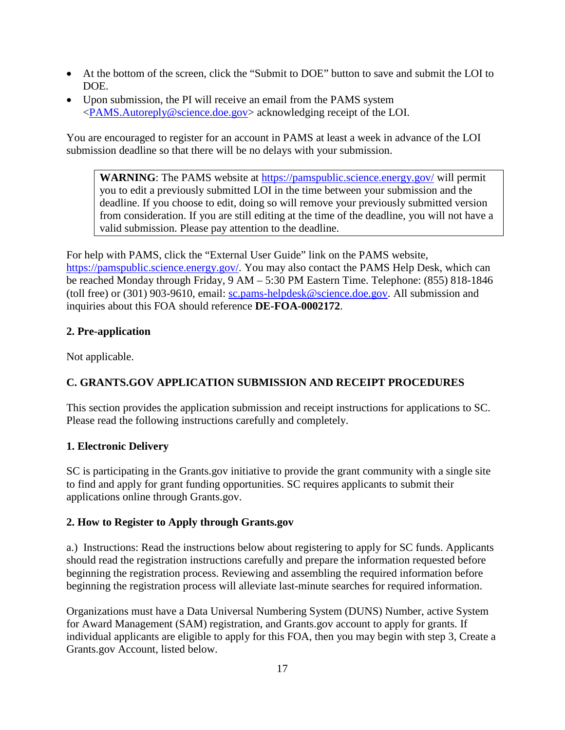- At the bottom of the screen, click the "Submit to DOE" button to save and submit the LOI to DOE.
- Upon submission, the PI will receive an email from the PAMS system <PAMS.Autoreply@science.doe.gov> acknowledging receipt of the LOI.

You are encouraged to register for an account in PAMS at least a week in advance of the LOI submission deadline so that there will be no delays with your submission.

> **WARNING**: The PAMS website at https://pamspublic.science.energy.gov/ will permit you to edit a previously submitted LOI in the time between your submission and the deadline. If you choose to edit, doing so will remove your previously submitted version from consideration. If you are still editing at the time of the deadline, you will not have a valid submission. Please pay attention to the deadline.

For help with PAMS, click the "External User Guide" link on the PAMS website, https://pamspublic.science.energy.gov/. You may also contact the PAMS Help Desk, which can be reached Monday through Friday, 9 AM – 5:30 PM Eastern Time. Telephone: (855) 818-1846 (toll free) or (301) 903-9610, email: sc.pams-helpdesk@science.doe.gov. All submission and inquiries about this FOA should reference **DE-FOA-0002172**.

### 2. Pre-application

Not applicable.

## C. GRANTS.GOV APPLICATION SUBMISSION AND RECEIPT PROCEDURES

This section provides the application submission and receipt instructions for applications to SC. Please read the following instructions carefully and completely.

### 1. Electronic Delivery

SC is participating in the Grants.gov initiative to provide the grant community with a single site to find and apply for grant funding opportunities. SC requires applicants to submit their applications online through Grants.gov.

### 2. How to Register to Apply through Grants.gov

a.) Instructions: Read the instructions below about registering to apply for SC funds. Applicants should read the registration instructions carefully and prepare the information requested before beginning the registration process. Reviewing and assembling the required information before beginning the registration process will alleviate last-minute searches for required information.

Organizations must have a Data Universal Numbering System (DUNS) Number, active System for Award Management (SAM) registration, and Grants.gov account to apply for grants. If individual applicants are eligible to apply for this FOA, then you may begin with step 3, Create a Grants.gov Account, listed below.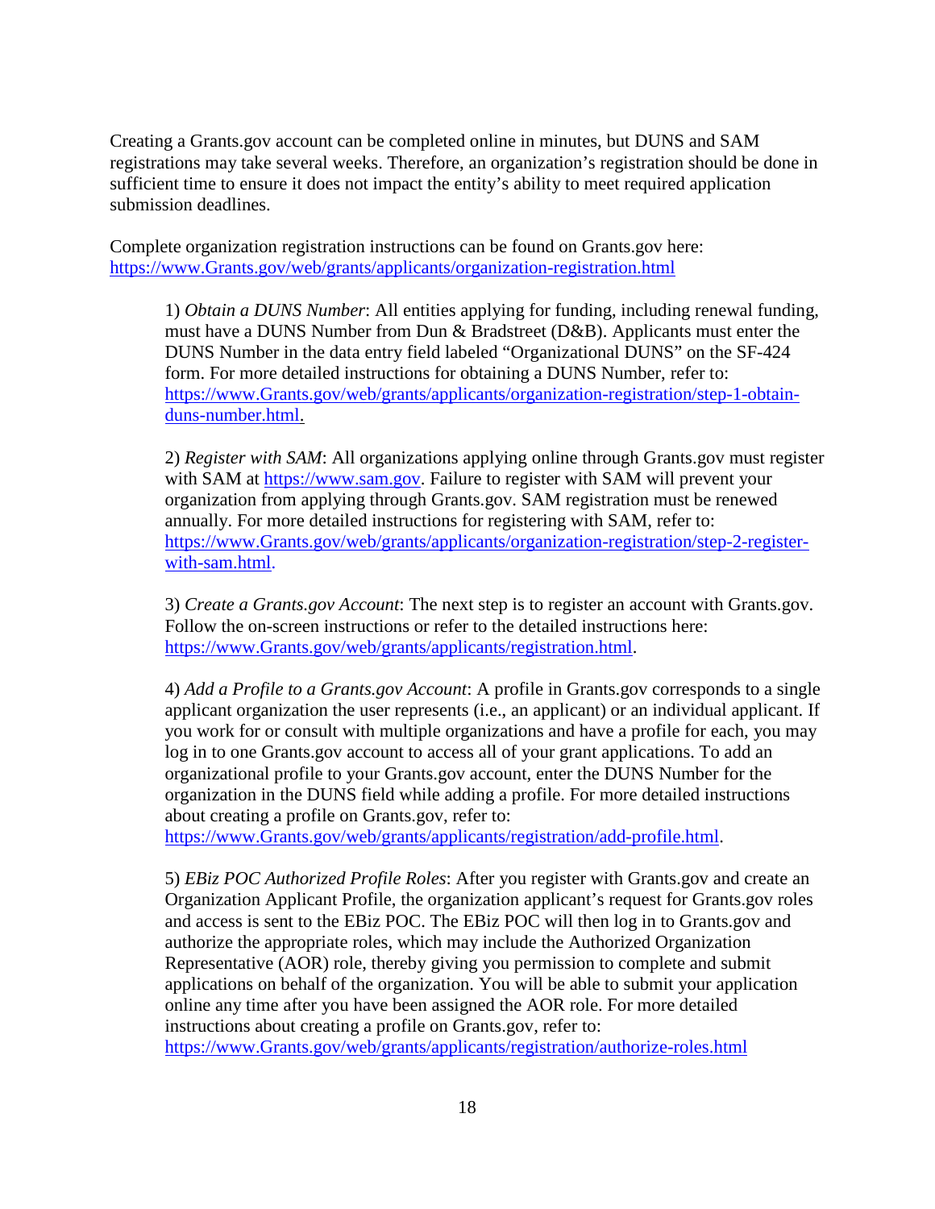Creating a Grants.gov account can be completed online in minutes, but DUNS and SAM registrations may take several weeks. Therefore, an organization's registration should be done in sufficient time to ensure it does not impact the entity's ability to meet required application submission deadlines.

Complete organization registration instructions can be found on Grants.gov here: https://www.Grants.gov/web/grants/applicants/organization-registration.html

1) *Obtain a DUNS Number*: All entities applying for funding, including renewal funding, must have a DUNS Number from Dun & Bradstreet (D&B). Applicants must enter the DUNS Number in the data entry field labeled "Organizational DUNS" on the SF-424 form. For more detailed instructions for obtaining a DUNS Number, refer to: https://www.Grants.gov/web/grants/applicants/organization-registration/step-1-obtain-duns-number.html.

2) *Register with SAM*: All organizations applying online through Grants.gov must register with SAM at https://www.sam.gov. Failure to register with SAM will prevent your organization from applying through Grants.gov. SAM registration must be renewed annually. For more detailed instructions for registering with SAM, refer to: https://www.Grants.gov/web/grants/applicants/organization-registration/step-2-register-with-sam.html.

3) *Create a Grants.gov Account*: The next step is to register an account with Grants.gov. Follow the on-screen instructions or refer to the detailed instructions here: https://www.Grants.gov/web/grants/applicants/registration.html.

4) *Add a Profile to a Grants.gov Account*: A profile in Grants.gov corresponds to a single applicant organization the user represents (i.e., an applicant) or an individual applicant. If you work for or consult with multiple organizations and have a profile for each, you may log in to one Grants.gov account to access all of your grant applications. To add an organizational profile to your Grants.gov account, enter the DUNS Number for the organization in the DUNS field while adding a profile. For more detailed instructions about creating a profile on Grants.gov, refer to: https://www.Grants.gov/web/grants/applicants/registration/add-profile.html.

5) *EBiz POC Authorized Profile Roles*: After you register with Grants.gov and create an Organization Applicant Profile, the organization applicant's request for Grants.gov roles and access is sent to the EBiz POC. The EBiz POC will then log in to Grants.gov and authorize the appropriate roles, which may include the Authorized Organization Representative (AOR) role, thereby giving you permission to complete and submit applications on behalf of the organization. You will be able to submit your application online any time after you have been assigned the AOR role. For more detailed instructions about creating a profile on Grants.gov, refer to: https://www.Grants.gov/web/grants/applicants/registration/authorize-roles.html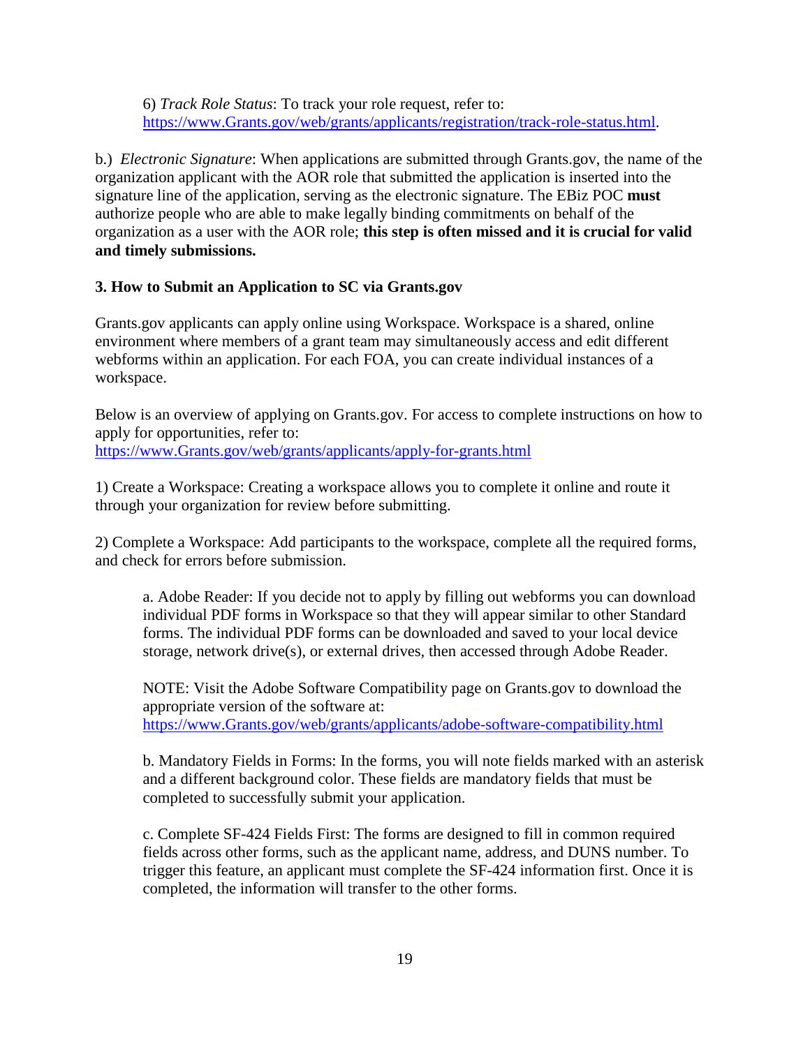6) *Track Role Status*: To track your role request, refer to: https://www.Grants.gov/web/grants/applicants/registration/track-role-status.html.

b.) *Electronic Signature*: When applications are submitted through Grants.gov, the name of the organization applicant with the AOR role that submitted the application is inserted into the signature line of the application, serving as the electronic signature. The EBiz POC **must** authorize people who are able to make legally binding commitments on behalf of the organization as a user with the AOR role; **this step is often missed and it is crucial for valid and timely submissions.**

### 3. How to Submit an Application to SC via Grants.gov

Grants.gov applicants can apply online using Workspace. Workspace is a shared, online environment where members of a grant team may simultaneously access and edit different webforms within an application. For each FOA, you can create individual instances of a workspace.

Below is an overview of applying on Grants.gov. For access to complete instructions on how to apply for opportunities, refer to: https://www.Grants.gov/web/grants/applicants/apply-for-grants.html

1) Create a Workspace: Creating a workspace allows you to complete it online and route it through your organization for review before submitting.

2) Complete a Workspace: Add participants to the workspace, complete all the required forms, and check for errors before submission.

a. Adobe Reader: If you decide not to apply by filling out webforms you can download individual PDF forms in Workspace so that they will appear similar to other Standard forms. The individual PDF forms can be downloaded and saved to your local device storage, network drive(s), or external drives, then accessed through Adobe Reader.

NOTE: Visit the Adobe Software Compatibility page on Grants.gov to download the appropriate version of the software at: https://www.Grants.gov/web/grants/applicants/adobe-software-compatibility.html

b. Mandatory Fields in Forms: In the forms, you will note fields marked with an asterisk and a different background color. These fields are mandatory fields that must be completed to successfully submit your application.

c. Complete SF-424 Fields First: The forms are designed to fill in common required fields across other forms, such as the applicant name, address, and DUNS number. To trigger this feature, an applicant must complete the SF-424 information first. Once it is completed, the information will transfer to the other forms.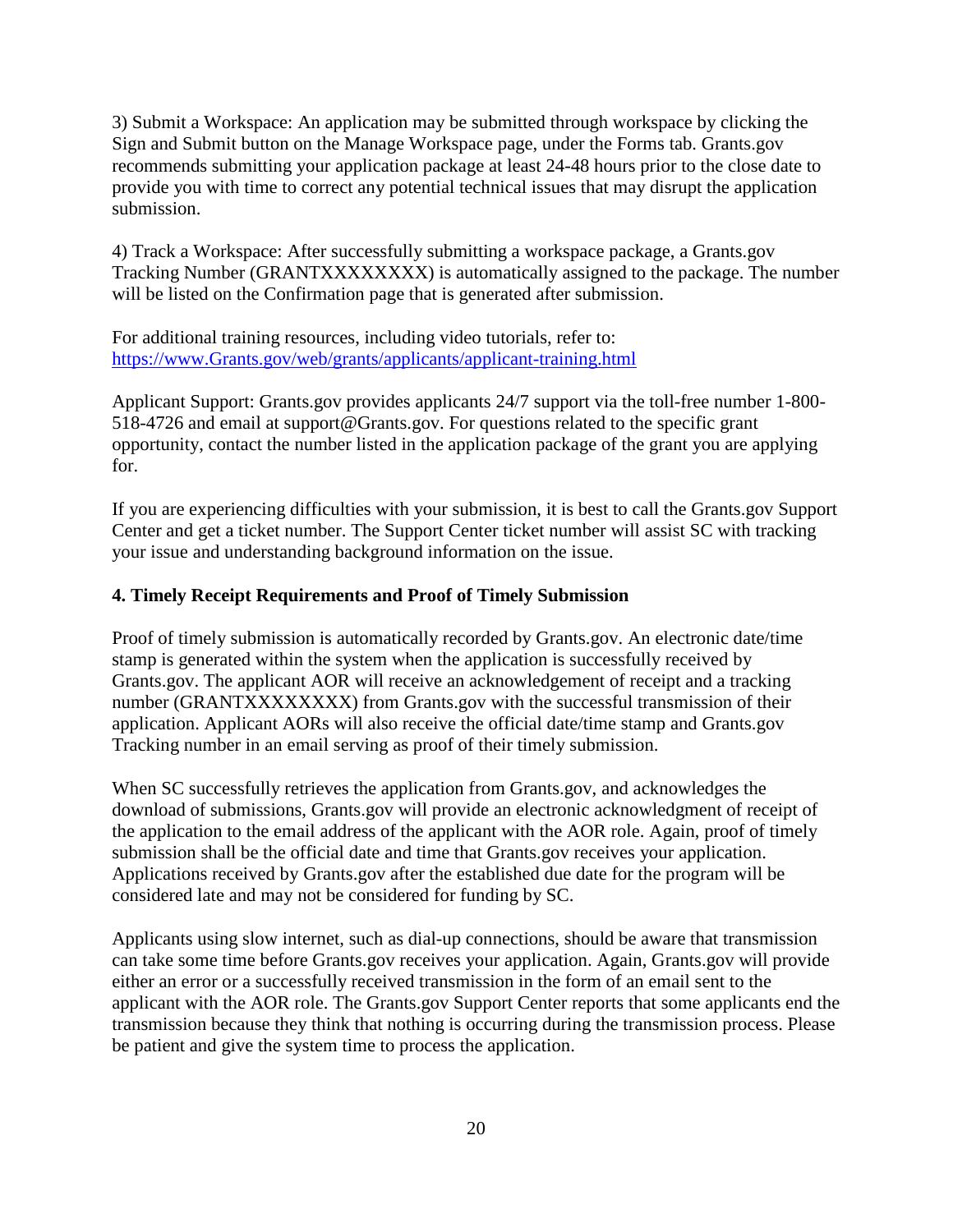3) Submit a Workspace: An application may be submitted through workspace by clicking the Sign and Submit button on the Manage Workspace page, under the Forms tab. Grants.gov recommends submitting your application package at least 24-48 hours prior to the close date to provide you with time to correct any potential technical issues that may disrupt the application submission.

4) Track a Workspace: After successfully submitting a workspace package, a Grants.gov Tracking Number (GRANTXXXXXXXX) is automatically assigned to the package. The number will be listed on the Confirmation page that is generated after submission.

For additional training resources, including video tutorials, refer to: [https://www.Grants.gov/web/grants/applicants/applicant-training.html](https://www.Grants.gov/web/grants/applicants/applicant-training.html)

Applicant Support: Grants.gov provides applicants 24/7 support via the toll-free number 1-800-518-4726 and email at support@Grants.gov. For questions related to the specific grant opportunity, contact the number listed in the application package of the grant you are applying for.

If you are experiencing difficulties with your submission, it is best to call the Grants.gov Support Center and get a ticket number. The Support Center ticket number will assist SC with tracking your issue and understanding background information on the issue.

### 4. Timely Receipt Requirements and Proof of Timely Submission

Proof of timely submission is automatically recorded by Grants.gov. An electronic date/time stamp is generated within the system when the application is successfully received by Grants.gov. The applicant AOR will receive an acknowledgement of receipt and a tracking number (GRANTXXXXXXXX) from Grants.gov with the successful transmission of their application. Applicant AORs will also receive the official date/time stamp and Grants.gov Tracking number in an email serving as proof of their timely submission.

When SC successfully retrieves the application from Grants.gov, and acknowledges the download of submissions, Grants.gov will provide an electronic acknowledgment of receipt of the application to the email address of the applicant with the AOR role. Again, proof of timely submission shall be the official date and time that Grants.gov receives your application. Applications received by Grants.gov after the established due date for the program will be considered late and may not be considered for funding by SC.

Applicants using slow internet, such as dial-up connections, should be aware that transmission can take some time before Grants.gov receives your application. Again, Grants.gov will provide either an error or a successfully received transmission in the form of an email sent to the applicant with the AOR role. The Grants.gov Support Center reports that some applicants end the transmission because they think that nothing is occurring during the transmission process. Please be patient and give the system time to process the application.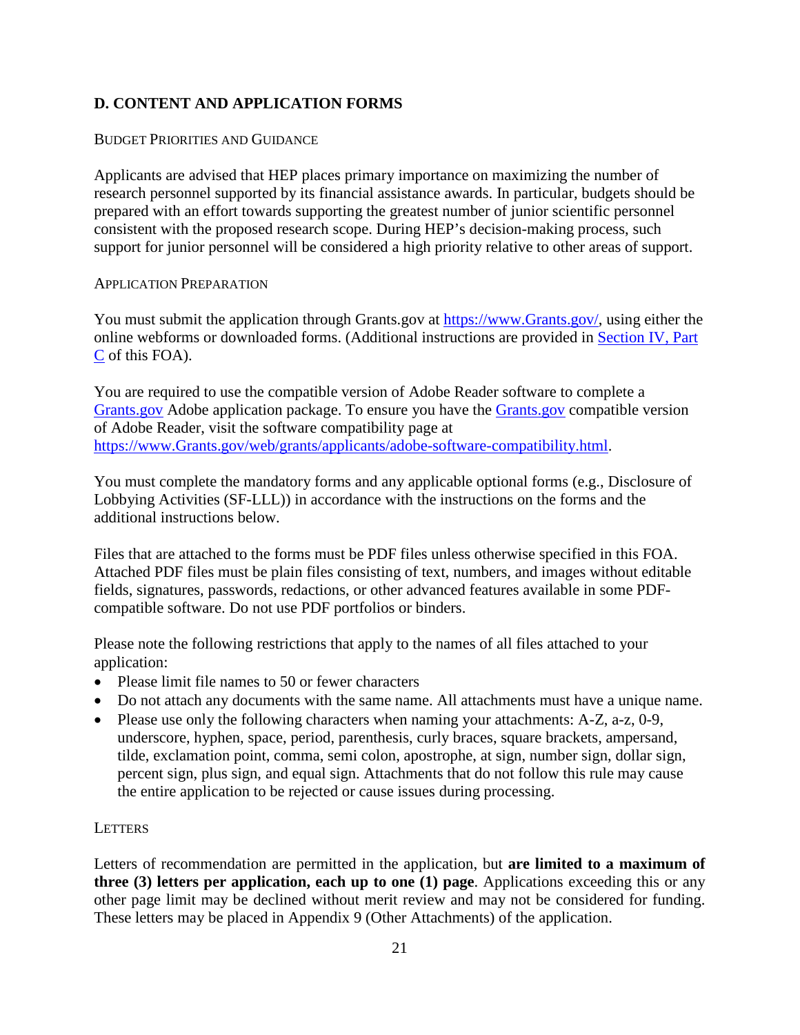## D. CONTENT AND APPLICATION FORMS

BUDGET PRIORITIES AND GUIDANCE

Applicants are advised that HEP places primary importance on maximizing the number of research personnel supported by its financial assistance awards. In particular, budgets should be prepared with an effort towards supporting the greatest number of junior scientific personnel consistent with the proposed research scope. During HEP's decision-making process, such support for junior personnel will be considered a high priority relative to other areas of support.

APPLICATION PREPARATION

You must submit the application through Grants.gov at https://www.Grants.gov/, using either the online webforms or downloaded forms. (Additional instructions are provided in Section IV, Part C of this FOA).

You are required to use the compatible version of Adobe Reader software to complete a Grants.gov Adobe application package. To ensure you have the Grants.gov compatible version of Adobe Reader, visit the software compatibility page at https://www.Grants.gov/web/grants/applicants/adobe-software-compatibility.html.

You must complete the mandatory forms and any applicable optional forms (e.g., Disclosure of Lobbying Activities (SF-LLL)) in accordance with the instructions on the forms and the additional instructions below.

Files that are attached to the forms must be PDF files unless otherwise specified in this FOA. Attached PDF files must be plain files consisting of text, numbers, and images without editable fields, signatures, passwords, redactions, or other advanced features available in some PDF-compatible software. Do not use PDF portfolios or binders.

Please note the following restrictions that apply to the names of all files attached to your application:

- Please limit file names to 50 or fewer characters
- Do not attach any documents with the same name. All attachments must have a unique name.
- Please use only the following characters when naming your attachments: A-Z, a-z, 0-9, underscore, hyphen, space, period, parenthesis, curly braces, square brackets, ampersand, tilde, exclamation point, comma, semi colon, apostrophe, at sign, number sign, dollar sign, percent sign, plus sign, and equal sign. Attachments that do not follow this rule may cause the entire application to be rejected or cause issues during processing.

LETTERS

Letters of recommendation are permitted in the application, but **are limited to a maximum of three (3) letters per application, each up to one (1) page**. Applications exceeding this or any other page limit may be declined without merit review and may not be considered for funding. These letters may be placed in Appendix 9 (Other Attachments) of the application.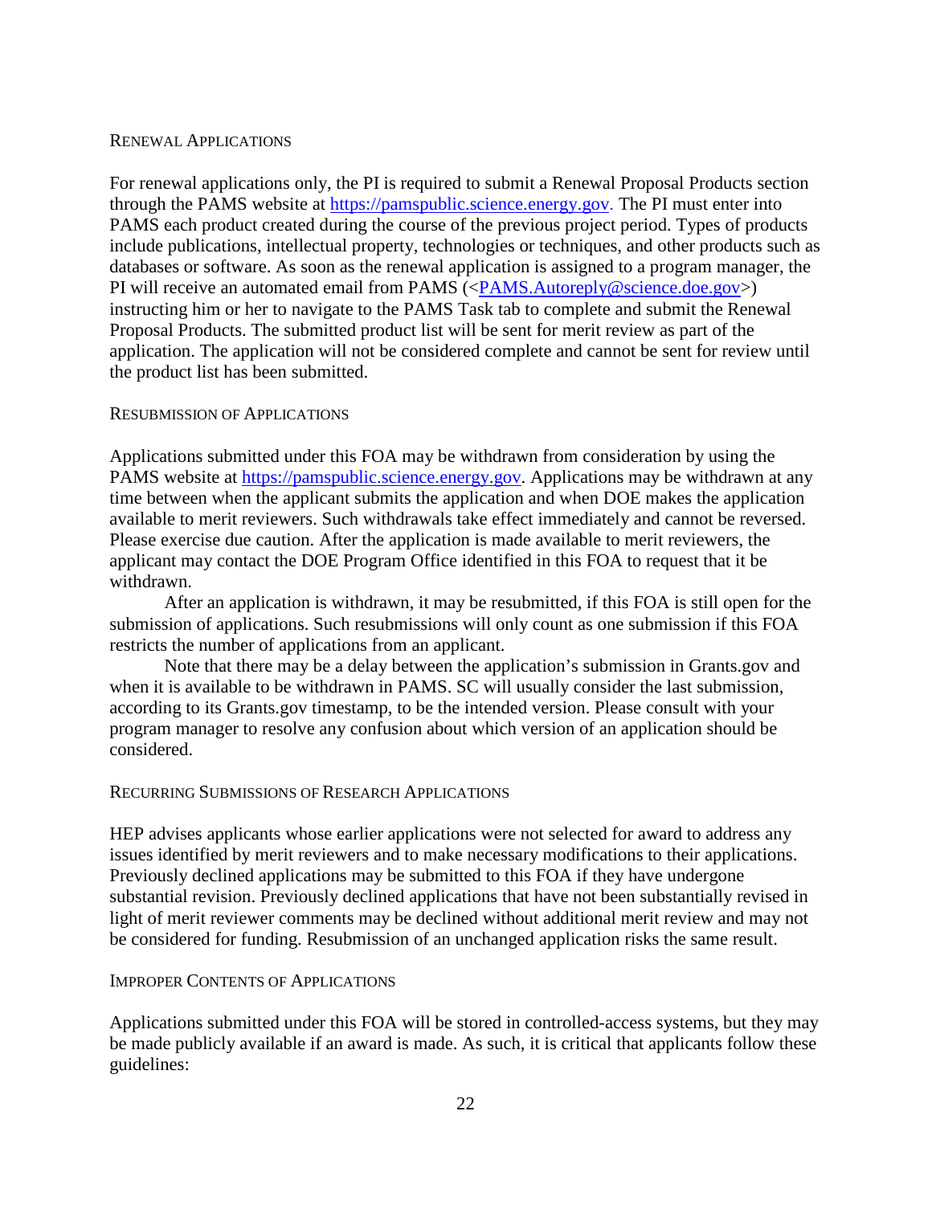### Renewal Applications

For renewal applications only, the PI is required to submit a Renewal Proposal Products section through the PAMS website at https://pamspublic.science.energy.gov. The PI must enter into PAMS each product created during the course of the previous project period. Types of products include publications, intellectual property, technologies or techniques, and other products such as databases or software. As soon as the renewal application is assigned to a program manager, the PI will receive an automated email from PAMS (<PAMS.Autoreply@science.doe.gov>) instructing him or her to navigate to the PAMS Task tab to complete and submit the Renewal Proposal Products. The submitted product list will be sent for merit review as part of the application. The application will not be considered complete and cannot be sent for review until the product list has been submitted.

### Resubmission of Applications

Applications submitted under this FOA may be withdrawn from consideration by using the PAMS website at https://pamspublic.science.energy.gov. Applications may be withdrawn at any time between when the applicant submits the application and when DOE makes the application available to merit reviewers. Such withdrawals take effect immediately and cannot be reversed. Please exercise due caution. After the application is made available to merit reviewers, the applicant may contact the DOE Program Office identified in this FOA to request that it be withdrawn.

After an application is withdrawn, it may be resubmitted, if this FOA is still open for the submission of applications. Such resubmissions will only count as one submission if this FOA restricts the number of applications from an applicant.

Note that there may be a delay between the application's submission in Grants.gov and when it is available to be withdrawn in PAMS. SC will usually consider the last submission, according to its Grants.gov timestamp, to be the intended version. Please consult with your program manager to resolve any confusion about which version of an application should be considered.

### Recurring Submissions of Research Applications

HEP advises applicants whose earlier applications were not selected for award to address any issues identified by merit reviewers and to make necessary modifications to their applications. Previously declined applications may be submitted to this FOA if they have undergone substantial revision. Previously declined applications that have not been substantially revised in light of merit reviewer comments may be declined without additional merit review and may not be considered for funding. Resubmission of an unchanged application risks the same result.

### Improper Contents of Applications

Applications submitted under this FOA will be stored in controlled-access systems, but they may be made publicly available if an award is made. As such, it is critical that applicants follow these guidelines: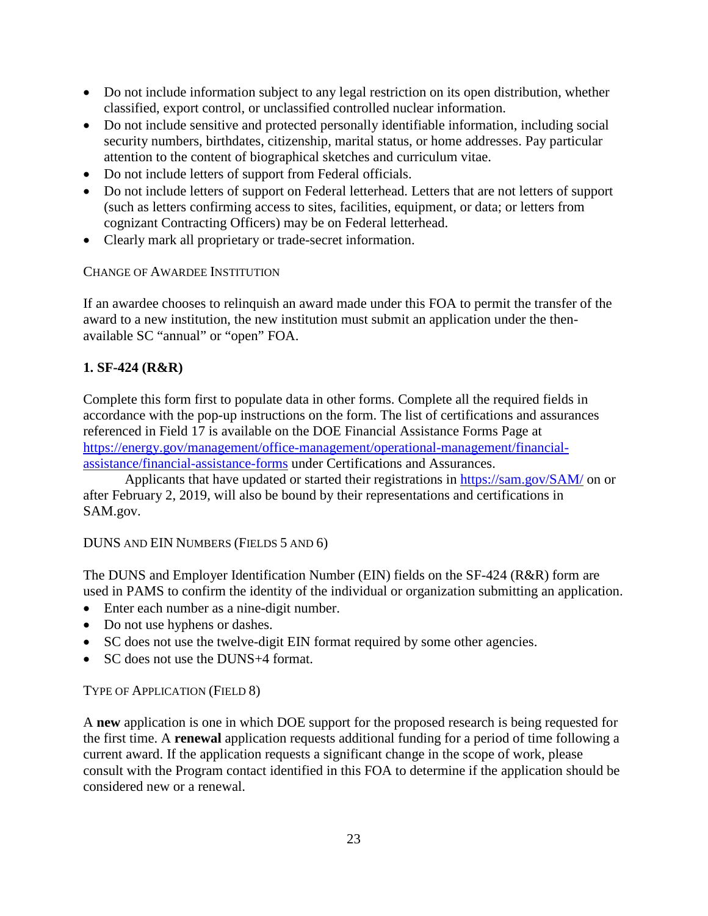- Do not include information subject to any legal restriction on its open distribution, whether classified, export control, or unclassified controlled nuclear information.
- Do not include sensitive and protected personally identifiable information, including social security numbers, birthdates, citizenship, marital status, or home addresses. Pay particular attention to the content of biographical sketches and curriculum vitae.
- Do not include letters of support from Federal officials.
- Do not include letters of support on Federal letterhead. Letters that are not letters of support (such as letters confirming access to sites, facilities, equipment, or data; or letters from cognizant Contracting Officers) may be on Federal letterhead.
- Clearly mark all proprietary or trade-secret information.

CHANGE OF AWARDEE INSTITUTION

If an awardee chooses to relinquish an award made under this FOA to permit the transfer of the award to a new institution, the new institution must submit an application under the then-available SC "annual" or "open" FOA.

**1. SF-424 (R&R)**

Complete this form first to populate data in other forms. Complete all the required fields in accordance with the pop-up instructions on the form. The list of certifications and assurances referenced in Field 17 is available on the DOE Financial Assistance Forms Page at [https://energy.gov/management/office-management/operational-management/financial-assistance/financial-assistance-forms](https://energy.gov/management/office-management/operational-management/financial-assistance/financial-assistance-forms) under Certifications and Assurances.

Applicants that have updated or started their registrations in [https://sam.gov/SAM/](https://sam.gov/SAM/) on or after February 2, 2019, will also be bound by their representations and certifications in SAM.gov.

DUNS AND EIN NUMBERS (FIELDS 5 AND 6)

The DUNS and Employer Identification Number (EIN) fields on the SF-424 (R&R) form are used in PAMS to confirm the identity of the individual or organization submitting an application.

- Enter each number as a nine-digit number.
- Do not use hyphens or dashes.
- SC does not use the twelve-digit EIN format required by some other agencies.
- SC does not use the DUNS+4 format.

TYPE OF APPLICATION (FIELD 8)

A **new** application is one in which DOE support for the proposed research is being requested for the first time. A **renewal** application requests additional funding for a period of time following a current award. If the application requests a significant change in the scope of work, please consult with the Program contact identified in this FOA to determine if the application should be considered new or a renewal.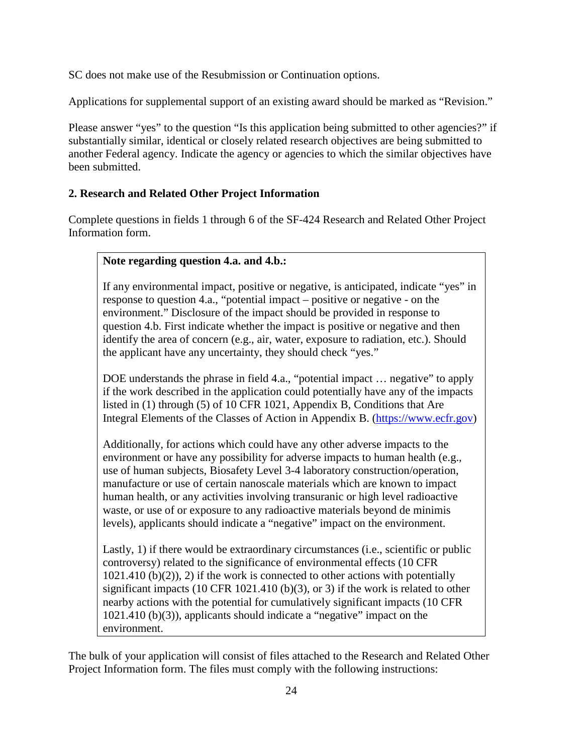SC does not make use of the Resubmission or Continuation options.

Applications for supplemental support of an existing award should be marked as "Revision."

Please answer "yes" to the question "Is this application being submitted to other agencies?" if substantially similar, identical or closely related research objectives are being submitted to another Federal agency. Indicate the agency or agencies to which the similar objectives have been submitted.

### 2. Research and Related Other Project Information

Complete questions in fields 1 through 6 of the SF-424 Research and Related Other Project Information form.

> **Note regarding question 4.a. and 4.b.:**
>
> If any environmental impact, positive or negative, is anticipated, indicate "yes" in response to question 4.a., "potential impact – positive or negative - on the environment." Disclosure of the impact should be provided in response to question 4.b. First indicate whether the impact is positive or negative and then identify the area of concern (e.g., air, water, exposure to radiation, etc.). Should the applicant have any uncertainty, they should check "yes."
>
> DOE understands the phrase in field 4.a., "potential impact … negative" to apply if the work described in the application could potentially have any of the impacts listed in (1) through (5) of 10 CFR 1021, Appendix B, Conditions that Are Integral Elements of the Classes of Action in Appendix B. (https://www.ecfr.gov)
>
> Additionally, for actions which could have any other adverse impacts to the environment or have any possibility for adverse impacts to human health (e.g., use of human subjects, Biosafety Level 3-4 laboratory construction/operation, manufacture or use of certain nanoscale materials which are known to impact human health, or any activities involving transuranic or high level radioactive waste, or use of or exposure to any radioactive materials beyond de minimis levels), applicants should indicate a "negative" impact on the environment.
>
> Lastly, 1) if there would be extraordinary circumstances (i.e., scientific or public controversy) related to the significance of environmental effects (10 CFR 1021.410 (b)(2)), 2) if the work is connected to other actions with potentially significant impacts (10 CFR 1021.410 (b)(3), or 3) if the work is related to other nearby actions with the potential for cumulatively significant impacts (10 CFR 1021.410 (b)(3)), applicants should indicate a "negative" impact on the environment.

The bulk of your application will consist of files attached to the Research and Related Other Project Information form. The files must comply with the following instructions: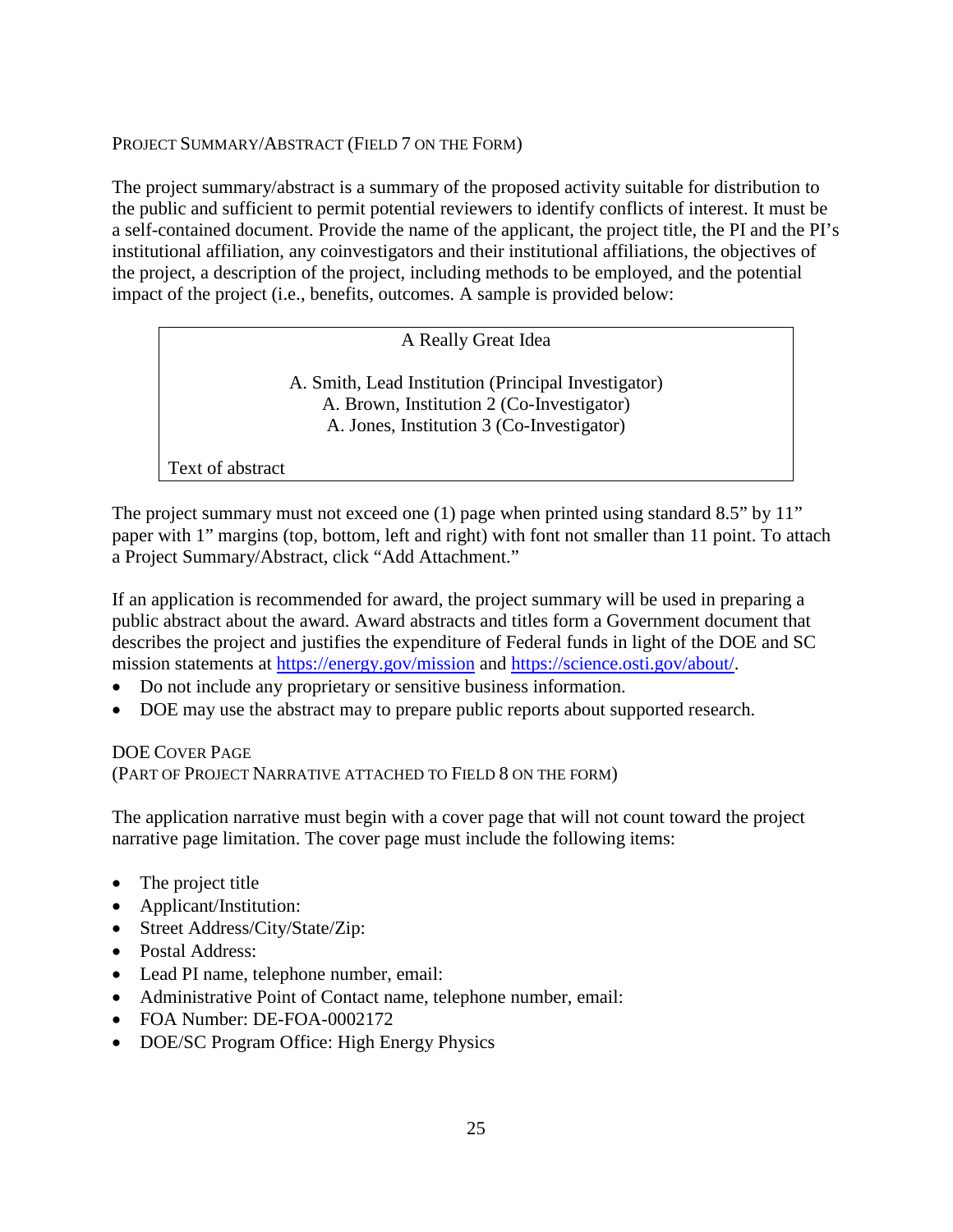### PROJECT SUMMARY/ABSTRACT (FIELD 7 ON THE FORM)

The project summary/abstract is a summary of the proposed activity suitable for distribution to the public and sufficient to permit potential reviewers to identify conflicts of interest. It must be a self-contained document. Provide the name of the applicant, the project title, the PI and the PI's institutional affiliation, any coinvestigators and their institutional affiliations, the objectives of the project, a description of the project, including methods to be employed, and the potential impact of the project (i.e., benefits, outcomes. A sample is provided below:

> A Really Great Idea
>
> A. Smith, Lead Institution (Principal Investigator)
> A. Brown, Institution 2 (Co-Investigator)
> A. Jones, Institution 3 (Co-Investigator)
>
> Text of abstract

The project summary must not exceed one (1) page when printed using standard 8.5" by 11" paper with 1" margins (top, bottom, left and right) with font not smaller than 11 point. To attach a Project Summary/Abstract, click "Add Attachment."

If an application is recommended for award, the project summary will be used in preparing a public abstract about the award. Award abstracts and titles form a Government document that describes the project and justifies the expenditure of Federal funds in light of the DOE and SC mission statements at https://energy.gov/mission and https://science.osti.gov/about/.

- Do not include any proprietary or sensitive business information.
- DOE may use the abstract may to prepare public reports about supported research.

### DOE COVER PAGE
(PART OF PROJECT NARRATIVE ATTACHED TO FIELD 8 ON THE FORM)

The application narrative must begin with a cover page that will not count toward the project narrative page limitation. The cover page must include the following items:

- The project title
- Applicant/Institution:
- Street Address/City/State/Zip:
- Postal Address:
- Lead PI name, telephone number, email:
- Administrative Point of Contact name, telephone number, email:
- FOA Number: DE-FOA-0002172
- DOE/SC Program Office: High Energy Physics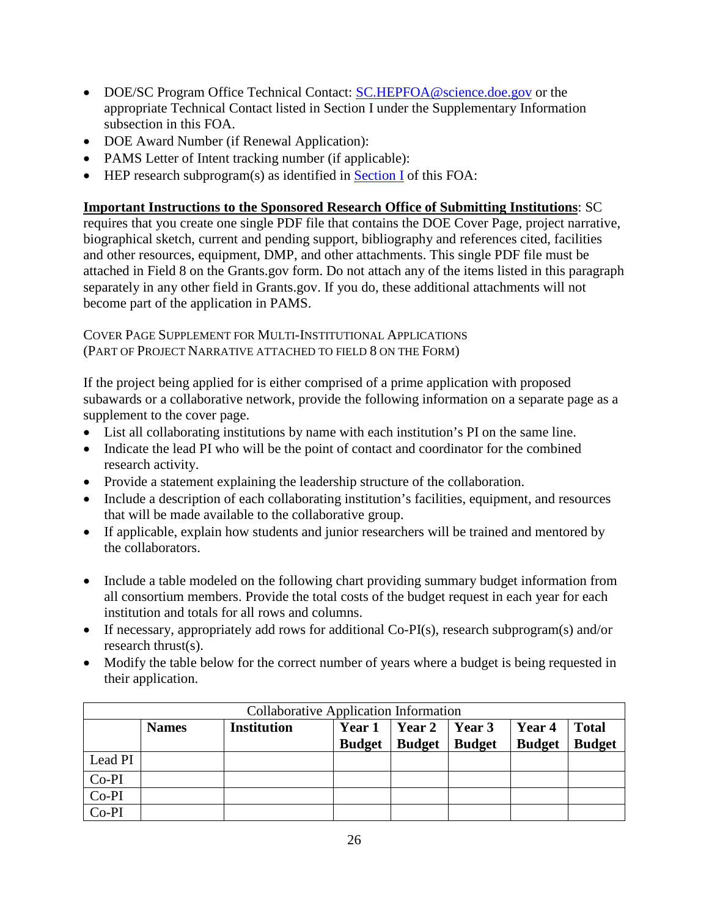- DOE/SC Program Office Technical Contact: SC.HEPFOA@science.doe.gov or the appropriate Technical Contact listed in Section I under the Supplementary Information subsection in this FOA.
- DOE Award Number (if Renewal Application):
- PAMS Letter of Intent tracking number (if applicable):
- HEP research subprogram(s) as identified in Section I of this FOA:

**Important Instructions to the Sponsored Research Office of Submitting Institutions**: SC requires that you create one single PDF file that contains the DOE Cover Page, project narrative, biographical sketch, current and pending support, bibliography and references cited, facilities and other resources, equipment, DMP, and other attachments. This single PDF file must be attached in Field 8 on the Grants.gov form. Do not attach any of the items listed in this paragraph separately in any other field in Grants.gov. If you do, these additional attachments will not become part of the application in PAMS.

COVER PAGE SUPPLEMENT FOR MULTI-INSTITUTIONAL APPLICATIONS
(PART OF PROJECT NARRATIVE ATTACHED TO FIELD 8 ON THE FORM)

If the project being applied for is either comprised of a prime application with proposed subawards or a collaborative network, provide the following information on a separate page as a supplement to the cover page.

- List all collaborating institutions by name with each institution's PI on the same line.
- Indicate the lead PI who will be the point of contact and coordinator for the combined research activity.
- Provide a statement explaining the leadership structure of the collaboration.
- Include a description of each collaborating institution's facilities, equipment, and resources that will be made available to the collaborative group.
- If applicable, explain how students and junior researchers will be trained and mentored by the collaborators.
- Include a table modeled on the following chart providing summary budget information from all consortium members. Provide the total costs of the budget request in each year for each institution and totals for all rows and columns.
- If necessary, appropriately add rows for additional Co-PI(s), research subprogram(s) and/or research thrust(s).
- Modify the table below for the correct number of years where a budget is being requested in their application.

| Collaborative Application Information | | | | | | | |
|---|---|---|---|---|---|---|---|
| | **Names** | **Institution** | **Year 1 Budget** | **Year 2 Budget** | **Year 3 Budget** | **Year 4 Budget** | **Total Budget** |
| Lead PI | | | | | | | |
| Co-PI | | | | | | | |
| Co-PI | | | | | | | |
| Co-PI | | | | | | | |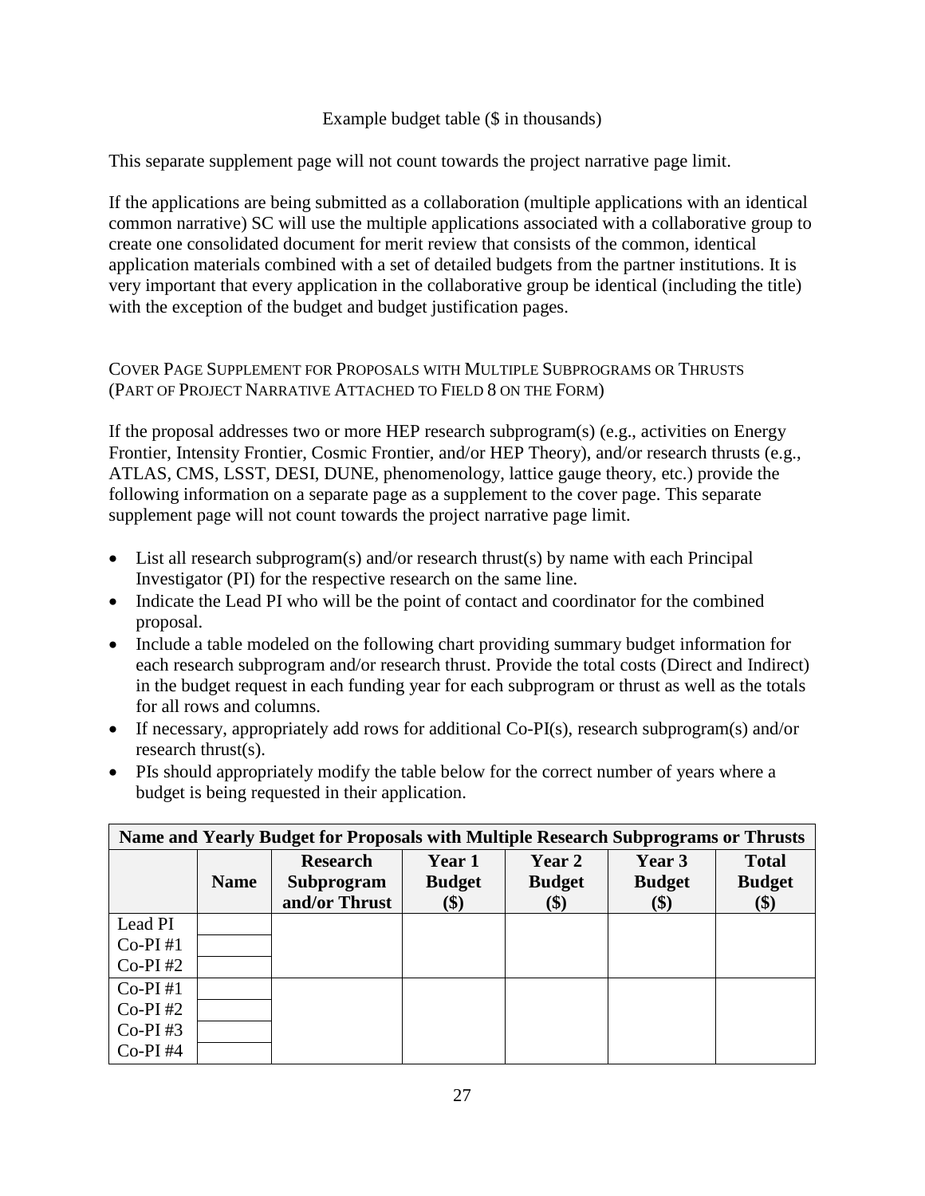Example budget table ($ in thousands)

This separate supplement page will not count towards the project narrative page limit.

If the applications are being submitted as a collaboration (multiple applications with an identical common narrative) SC will use the multiple applications associated with a collaborative group to create one consolidated document for merit review that consists of the common, identical application materials combined with a set of detailed budgets from the partner institutions. It is very important that every application in the collaborative group be identical (including the title) with the exception of the budget and budget justification pages.

COVER PAGE SUPPLEMENT FOR PROPOSALS WITH MULTIPLE SUBPROGRAMS OR THRUSTS (PART OF PROJECT NARRATIVE ATTACHED TO FIELD 8 ON THE FORM)

If the proposal addresses two or more HEP research subprogram(s) (e.g., activities on Energy Frontier, Intensity Frontier, Cosmic Frontier, and/or HEP Theory), and/or research thrusts (e.g., ATLAS, CMS, LSST, DESI, DUNE, phenomenology, lattice gauge theory, etc.) provide the following information on a separate page as a supplement to the cover page. This separate supplement page will not count towards the project narrative page limit.

- List all research subprogram(s) and/or research thrust(s) by name with each Principal Investigator (PI) for the respective research on the same line.
- Indicate the Lead PI who will be the point of contact and coordinator for the combined proposal.
- Include a table modeled on the following chart providing summary budget information for each research subprogram and/or research thrust. Provide the total costs (Direct and Indirect) in the budget request in each funding year for each subprogram or thrust as well as the totals for all rows and columns.
- If necessary, appropriately add rows for additional Co-PI(s), research subprogram(s) and/or research thrust(s).
- PIs should appropriately modify the table below for the correct number of years where a budget is being requested in their application.

| **Name and Yearly Budget for Proposals with Multiple Research Subprograms or Thrusts** | | | | | | |
|---|---|---|---|---|---|---|
| | **Name** | **Research Subprogram and/or Thrust** | **Year 1 Budget ($)** | **Year 2 Budget ($)** | **Year 3 Budget ($)** | **Total Budget ($)** |
| Lead PI | | | | | | |
| Co-PI #1 | | | | | | |
| Co-PI #2 | | | | | | |
| Co-PI #1 | | | | | | |
| Co-PI #2 | | | | | | |
| Co-PI #3 | | | | | | |
| Co-PI #4 | | | | | | |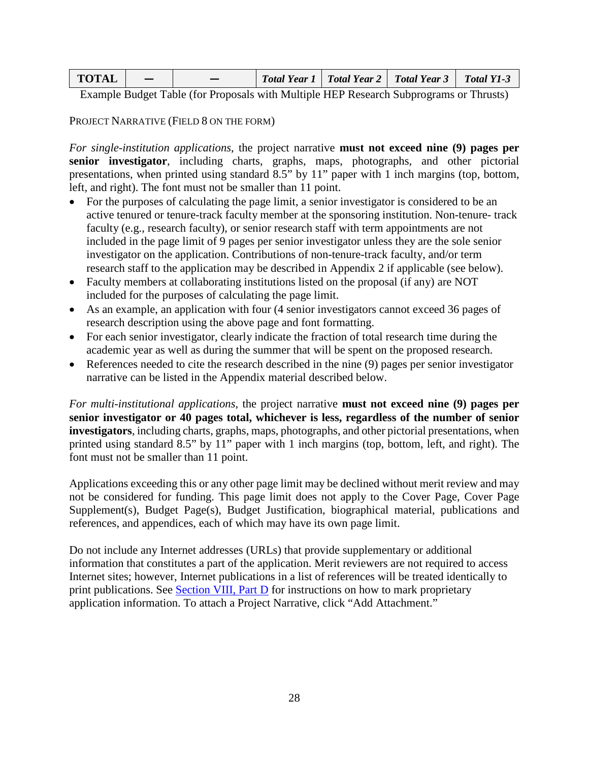| | | | | | | |
|---|---|---|---|---|---|---|
| **TOTAL** | **—** | **—** | ***Total Year 1*** | ***Total Year 2*** | ***Total Year 3*** | ***Total Y1-3*** |

Example Budget Table (for Proposals with Multiple HEP Research Subprograms or Thrusts)

PROJECT NARRATIVE (FIELD 8 ON THE FORM)

*For single-institution applications*, the project narrative **must not exceed nine (9) pages per senior investigator**, including charts, graphs, maps, photographs, and other pictorial presentations, when printed using standard 8.5" by 11" paper with 1 inch margins (top, bottom, left, and right). The font must not be smaller than 11 point.

- For the purposes of calculating the page limit, a senior investigator is considered to be an active tenured or tenure-track faculty member at the sponsoring institution. Non-tenure- track faculty (e.g., research faculty), or senior research staff with term appointments are not included in the page limit of 9 pages per senior investigator unless they are the sole senior investigator on the application. Contributions of non-tenure-track faculty, and/or term research staff to the application may be described in Appendix 2 if applicable (see below).
- Faculty members at collaborating institutions listed on the proposal (if any) are NOT included for the purposes of calculating the page limit.
- As an example, an application with four (4 senior investigators cannot exceed 36 pages of research description using the above page and font formatting.
- For each senior investigator, clearly indicate the fraction of total research time during the academic year as well as during the summer that will be spent on the proposed research.
- References needed to cite the research described in the nine (9) pages per senior investigator narrative can be listed in the Appendix material described below.

*For multi-institutional applications*, the project narrative **must not exceed nine (9) pages per senior investigator or 40 pages total, whichever is less, regardless of the number of senior investigators**, including charts, graphs, maps, photographs, and other pictorial presentations, when printed using standard 8.5" by 11" paper with 1 inch margins (top, bottom, left, and right). The font must not be smaller than 11 point.

Applications exceeding this or any other page limit may be declined without merit review and may not be considered for funding. This page limit does not apply to the Cover Page, Cover Page Supplement(s), Budget Page(s), Budget Justification, biographical material, publications and references, and appendices, each of which may have its own page limit.

Do not include any Internet addresses (URLs) that provide supplementary or additional information that constitutes a part of the application. Merit reviewers are not required to access Internet sites; however, Internet publications in a list of references will be treated identically to print publications. See Section VIII, Part D for instructions on how to mark proprietary application information. To attach a Project Narrative, click "Add Attachment."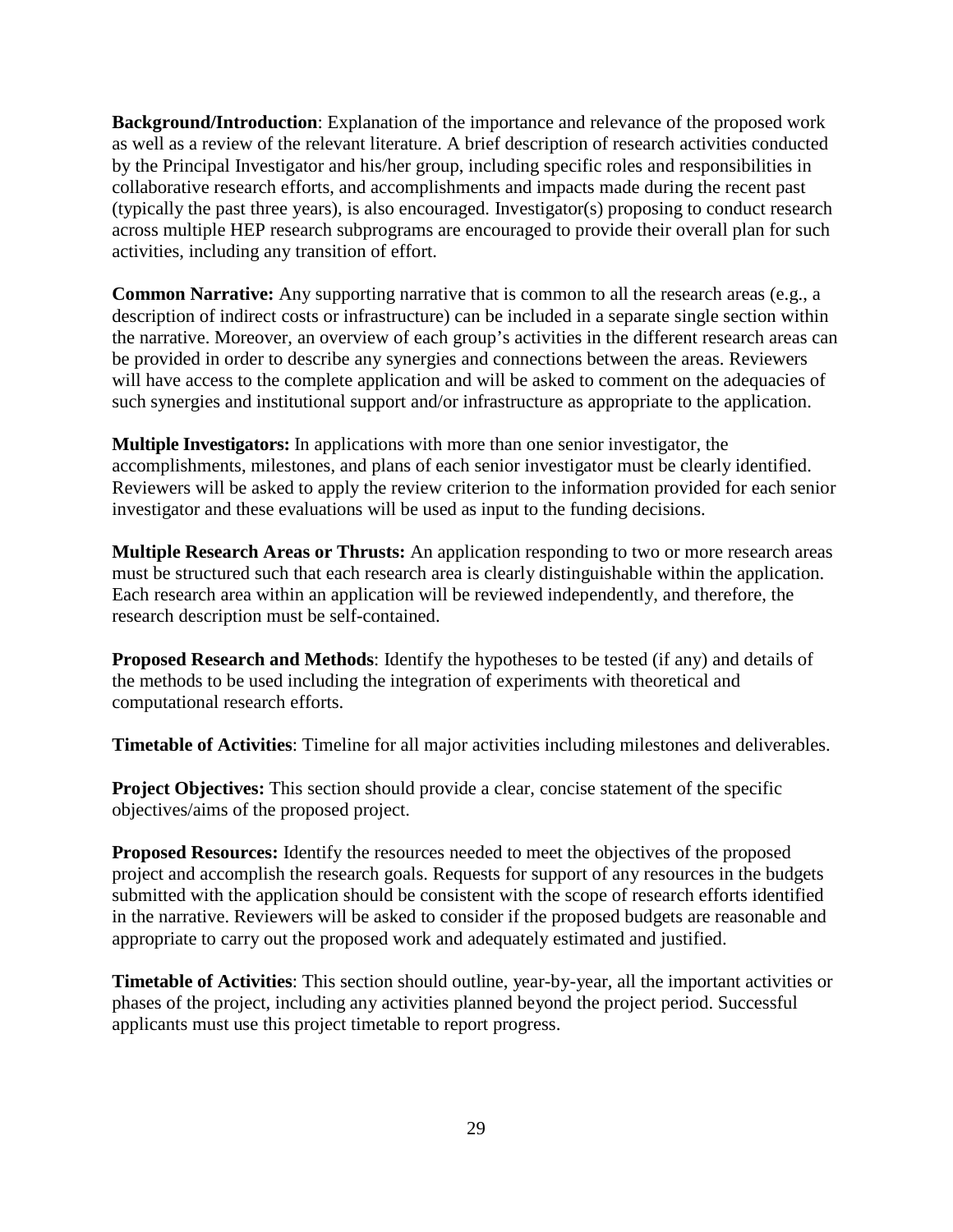**Background/Introduction**: Explanation of the importance and relevance of the proposed work as well as a review of the relevant literature. A brief description of research activities conducted by the Principal Investigator and his/her group, including specific roles and responsibilities in collaborative research efforts, and accomplishments and impacts made during the recent past (typically the past three years), is also encouraged. Investigator(s) proposing to conduct research across multiple HEP research subprograms are encouraged to provide their overall plan for such activities, including any transition of effort.

**Common Narrative:** Any supporting narrative that is common to all the research areas (e.g., a description of indirect costs or infrastructure) can be included in a separate single section within the narrative. Moreover, an overview of each group's activities in the different research areas can be provided in order to describe any synergies and connections between the areas. Reviewers will have access to the complete application and will be asked to comment on the adequacies of such synergies and institutional support and/or infrastructure as appropriate to the application.

**Multiple Investigators:** In applications with more than one senior investigator, the accomplishments, milestones, and plans of each senior investigator must be clearly identified. Reviewers will be asked to apply the review criterion to the information provided for each senior investigator and these evaluations will be used as input to the funding decisions.

**Multiple Research Areas or Thrusts:** An application responding to two or more research areas must be structured such that each research area is clearly distinguishable within the application. Each research area within an application will be reviewed independently, and therefore, the research description must be self-contained.

**Proposed Research and Methods**: Identify the hypotheses to be tested (if any) and details of the methods to be used including the integration of experiments with theoretical and computational research efforts.

**Timetable of Activities**: Timeline for all major activities including milestones and deliverables.

**Project Objectives:** This section should provide a clear, concise statement of the specific objectives/aims of the proposed project.

**Proposed Resources:** Identify the resources needed to meet the objectives of the proposed project and accomplish the research goals. Requests for support of any resources in the budgets submitted with the application should be consistent with the scope of research efforts identified in the narrative. Reviewers will be asked to consider if the proposed budgets are reasonable and appropriate to carry out the proposed work and adequately estimated and justified.

**Timetable of Activities**: This section should outline, year-by-year, all the important activities or phases of the project, including any activities planned beyond the project period. Successful applicants must use this project timetable to report progress.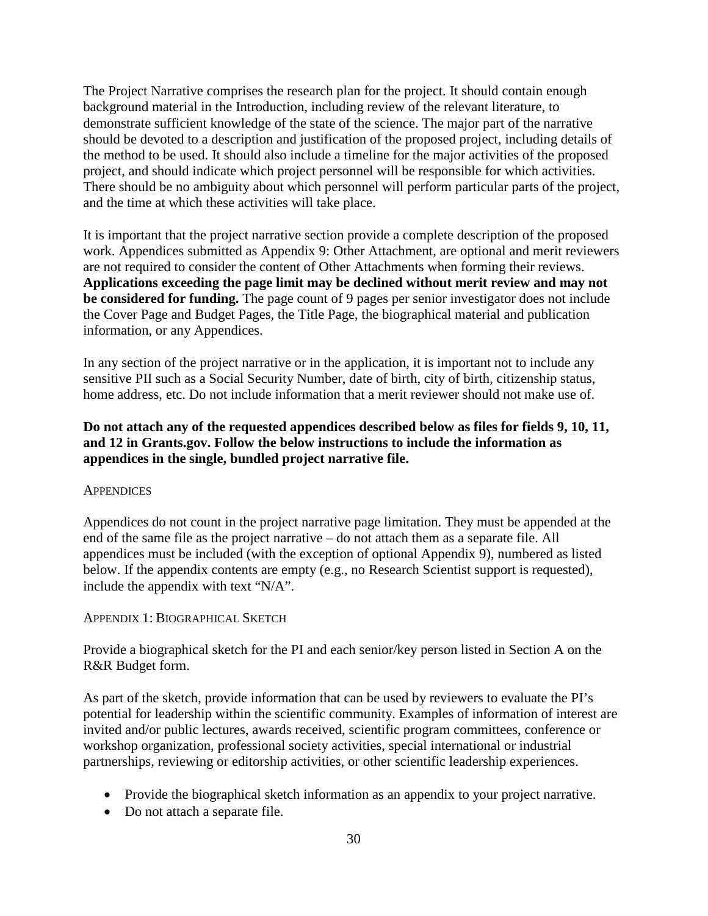The Project Narrative comprises the research plan for the project. It should contain enough background material in the Introduction, including review of the relevant literature, to demonstrate sufficient knowledge of the state of the science. The major part of the narrative should be devoted to a description and justification of the proposed project, including details of the method to be used. It should also include a timeline for the major activities of the proposed project, and should indicate which project personnel will be responsible for which activities. There should be no ambiguity about which personnel will perform particular parts of the project, and the time at which these activities will take place.

It is important that the project narrative section provide a complete description of the proposed work. Appendices submitted as Appendix 9: Other Attachment, are optional and merit reviewers are not required to consider the content of Other Attachments when forming their reviews. **Applications exceeding the page limit may be declined without merit review and may not be considered for funding.** The page count of 9 pages per senior investigator does not include the Cover Page and Budget Pages, the Title Page, the biographical material and publication information, or any Appendices.

In any section of the project narrative or in the application, it is important not to include any sensitive PII such as a Social Security Number, date of birth, city of birth, citizenship status, home address, etc. Do not include information that a merit reviewer should not make use of.

**Do not attach any of the requested appendices described below as files for fields 9, 10, 11, and 12 in Grants.gov. Follow the below instructions to include the information as appendices in the single, bundled project narrative file.**

### APPENDICES

Appendices do not count in the project narrative page limitation. They must be appended at the end of the same file as the project narrative – do not attach them as a separate file. All appendices must be included (with the exception of optional Appendix 9), numbered as listed below. If the appendix contents are empty (e.g., no Research Scientist support is requested), include the appendix with text "N/A".

### APPENDIX 1: BIOGRAPHICAL SKETCH

Provide a biographical sketch for the PI and each senior/key person listed in Section A on the R&R Budget form.

As part of the sketch, provide information that can be used by reviewers to evaluate the PI's potential for leadership within the scientific community. Examples of information of interest are invited and/or public lectures, awards received, scientific program committees, conference or workshop organization, professional society activities, special international or industrial partnerships, reviewing or editorship activities, or other scientific leadership experiences.

- Provide the biographical sketch information as an appendix to your project narrative.
- Do not attach a separate file.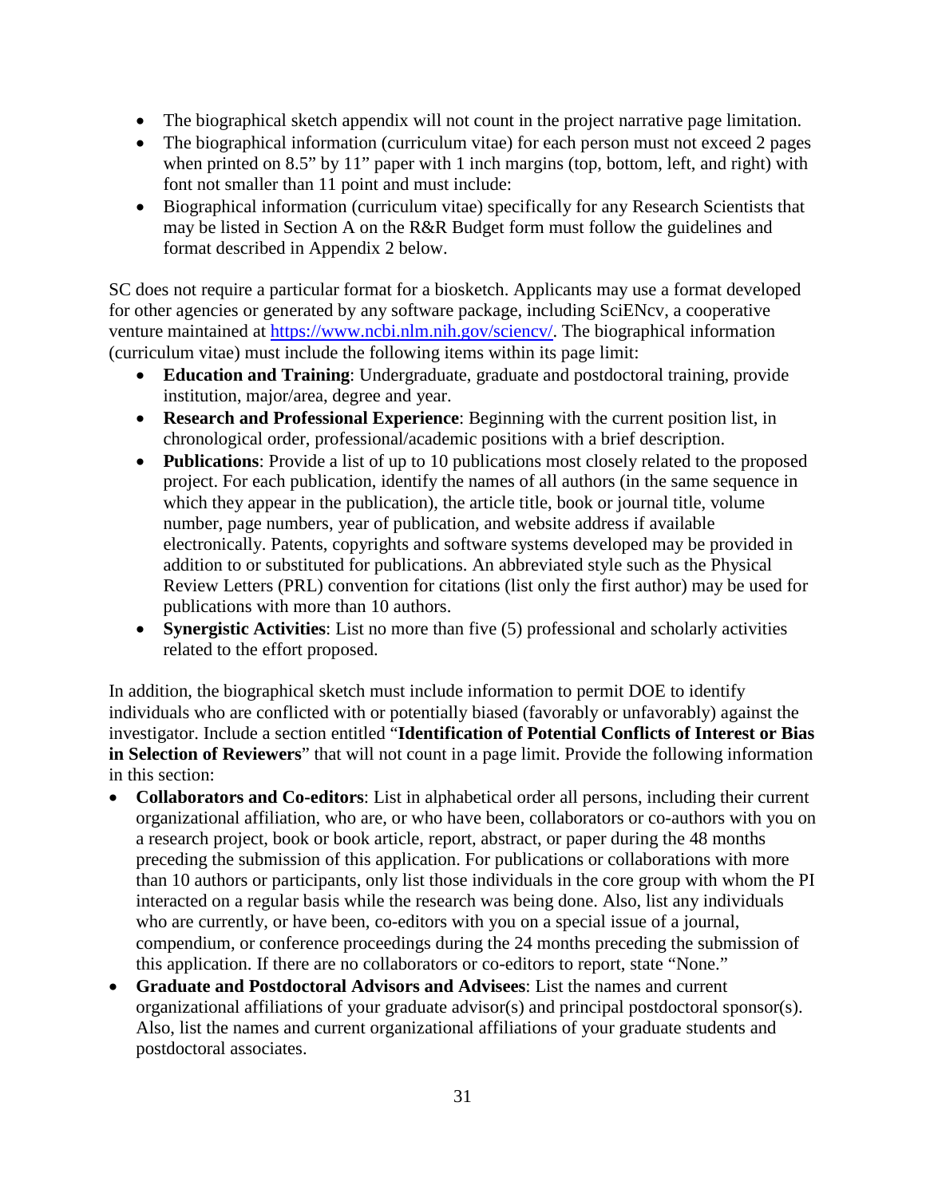- The biographical sketch appendix will not count in the project narrative page limitation.
- The biographical information (curriculum vitae) for each person must not exceed 2 pages when printed on 8.5" by 11" paper with 1 inch margins (top, bottom, left, and right) with font not smaller than 11 point and must include:
- Biographical information (curriculum vitae) specifically for any Research Scientists that may be listed in Section A on the R&R Budget form must follow the guidelines and format described in Appendix 2 below.

SC does not require a particular format for a biosketch. Applicants may use a format developed for other agencies or generated by any software package, including SciENcv, a cooperative venture maintained at https://www.ncbi.nlm.nih.gov/sciencv/. The biographical information (curriculum vitae) must include the following items within its page limit:

- **Education and Training**: Undergraduate, graduate and postdoctoral training, provide institution, major/area, degree and year.
- **Research and Professional Experience**: Beginning with the current position list, in chronological order, professional/academic positions with a brief description.
- **Publications**: Provide a list of up to 10 publications most closely related to the proposed project. For each publication, identify the names of all authors (in the same sequence in which they appear in the publication), the article title, book or journal title, volume number, page numbers, year of publication, and website address if available electronically. Patents, copyrights and software systems developed may be provided in addition to or substituted for publications. An abbreviated style such as the Physical Review Letters (PRL) convention for citations (list only the first author) may be used for publications with more than 10 authors.
- **Synergistic Activities**: List no more than five (5) professional and scholarly activities related to the effort proposed.

In addition, the biographical sketch must include information to permit DOE to identify individuals who are conflicted with or potentially biased (favorably or unfavorably) against the investigator. Include a section entitled "**Identification of Potential Conflicts of Interest or Bias in Selection of Reviewers**" that will not count in a page limit. Provide the following information in this section:

- **Collaborators and Co-editors**: List in alphabetical order all persons, including their current organizational affiliation, who are, or who have been, collaborators or co-authors with you on a research project, book or book article, report, abstract, or paper during the 48 months preceding the submission of this application. For publications or collaborations with more than 10 authors or participants, only list those individuals in the core group with whom the PI interacted on a regular basis while the research was being done. Also, list any individuals who are currently, or have been, co-editors with you on a special issue of a journal, compendium, or conference proceedings during the 24 months preceding the submission of this application. If there are no collaborators or co-editors to report, state "None."
- **Graduate and Postdoctoral Advisors and Advisees**: List the names and current organizational affiliations of your graduate advisor(s) and principal postdoctoral sponsor(s). Also, list the names and current organizational affiliations of your graduate students and postdoctoral associates.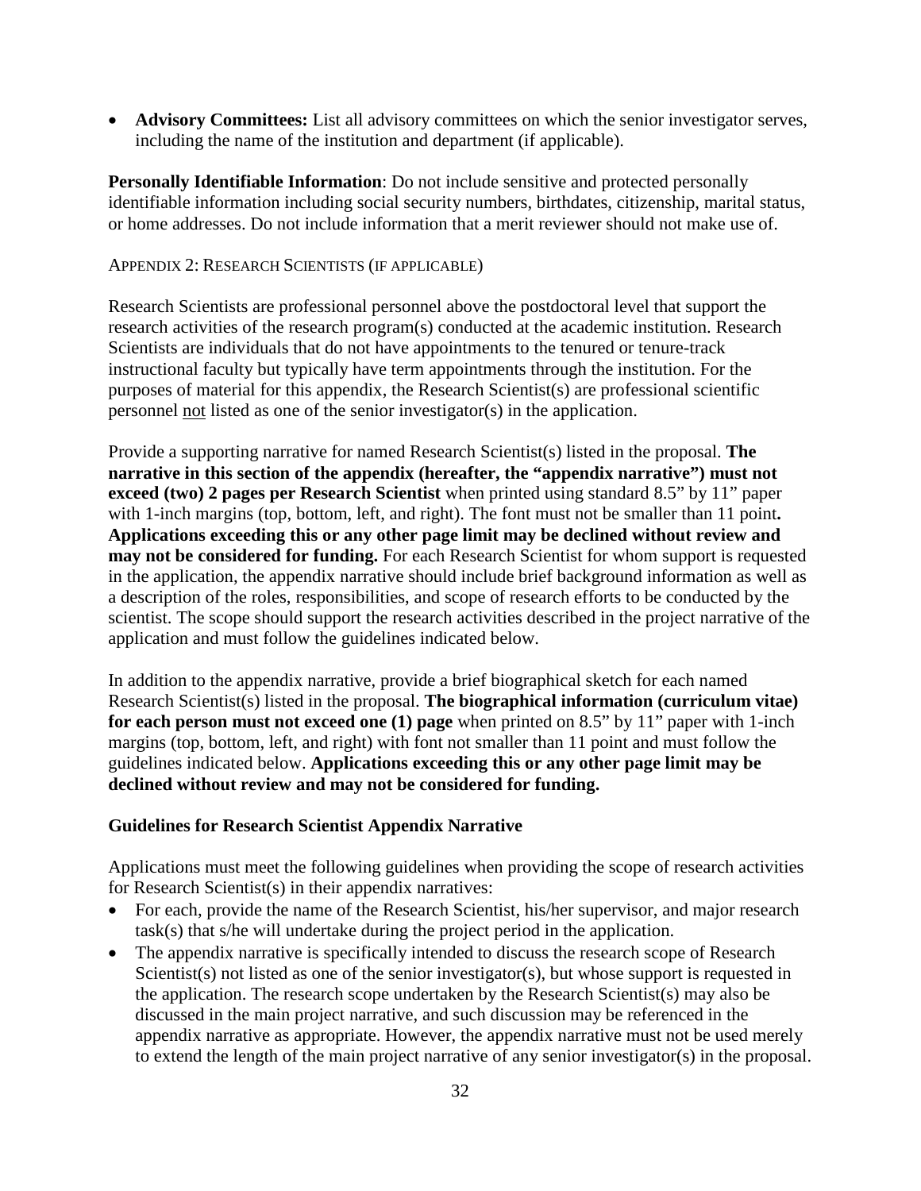- **Advisory Committees:** List all advisory committees on which the senior investigator serves, including the name of the institution and department (if applicable).

**Personally Identifiable Information**: Do not include sensitive and protected personally identifiable information including social security numbers, birthdates, citizenship, marital status, or home addresses. Do not include information that a merit reviewer should not make use of.

### APPENDIX 2: RESEARCH SCIENTISTS (IF APPLICABLE)

Research Scientists are professional personnel above the postdoctoral level that support the research activities of the research program(s) conducted at the academic institution. Research Scientists are individuals that do not have appointments to the tenured or tenure-track instructional faculty but typically have term appointments through the institution. For the purposes of material for this appendix, the Research Scientist(s) are professional scientific personnel not listed as one of the senior investigator(s) in the application.

Provide a supporting narrative for named Research Scientist(s) listed in the proposal. **The narrative in this section of the appendix (hereafter, the "appendix narrative") must not exceed (two) 2 pages per Research Scientist** when printed using standard 8.5" by 11" paper with 1-inch margins (top, bottom, left, and right). The font must not be smaller than 11 point**. Applications exceeding this or any other page limit may be declined without review and may not be considered for funding.** For each Research Scientist for whom support is requested in the application, the appendix narrative should include brief background information as well as a description of the roles, responsibilities, and scope of research efforts to be conducted by the scientist. The scope should support the research activities described in the project narrative of the application and must follow the guidelines indicated below.

In addition to the appendix narrative, provide a brief biographical sketch for each named Research Scientist(s) listed in the proposal. **The biographical information (curriculum vitae) for each person must not exceed one (1) page** when printed on 8.5" by 11" paper with 1-inch margins (top, bottom, left, and right) with font not smaller than 11 point and must follow the guidelines indicated below. **Applications exceeding this or any other page limit may be declined without review and may not be considered for funding.**

#### Guidelines for Research Scientist Appendix Narrative

Applications must meet the following guidelines when providing the scope of research activities for Research Scientist(s) in their appendix narratives:

- For each, provide the name of the Research Scientist, his/her supervisor, and major research task(s) that s/he will undertake during the project period in the application.
- The appendix narrative is specifically intended to discuss the research scope of Research Scientist(s) not listed as one of the senior investigator(s), but whose support is requested in the application. The research scope undertaken by the Research Scientist(s) may also be discussed in the main project narrative, and such discussion may be referenced in the appendix narrative as appropriate. However, the appendix narrative must not be used merely to extend the length of the main project narrative of any senior investigator(s) in the proposal.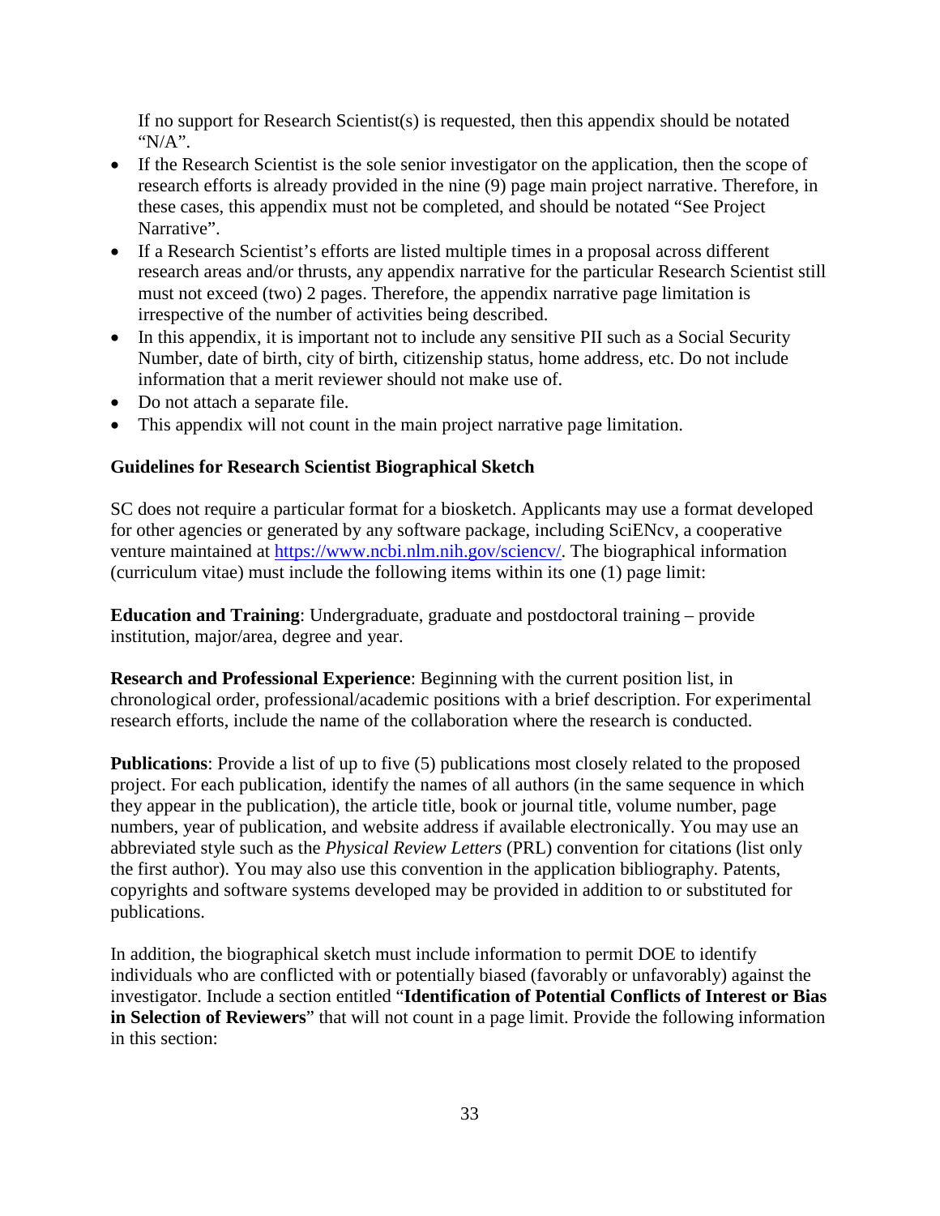If no support for Research Scientist(s) is requested, then this appendix should be notated "N/A".

- If the Research Scientist is the sole senior investigator on the application, then the scope of research efforts is already provided in the nine (9) page main project narrative. Therefore, in these cases, this appendix must not be completed, and should be notated "See Project Narrative".
- If a Research Scientist's efforts are listed multiple times in a proposal across different research areas and/or thrusts, any appendix narrative for the particular Research Scientist still must not exceed (two) 2 pages. Therefore, the appendix narrative page limitation is irrespective of the number of activities being described.
- In this appendix, it is important not to include any sensitive PII such as a Social Security Number, date of birth, city of birth, citizenship status, home address, etc. Do not include information that a merit reviewer should not make use of.
- Do not attach a separate file.
- This appendix will not count in the main project narrative page limitation.

**Guidelines for Research Scientist Biographical Sketch**

SC does not require a particular format for a biosketch. Applicants may use a format developed for other agencies or generated by any software package, including SciENcv, a cooperative venture maintained at https://www.ncbi.nlm.nih.gov/sciencv/. The biographical information (curriculum vitae) must include the following items within its one (1) page limit:

**Education and Training**: Undergraduate, graduate and postdoctoral training – provide institution, major/area, degree and year.

**Research and Professional Experience**: Beginning with the current position list, in chronological order, professional/academic positions with a brief description. For experimental research efforts, include the name of the collaboration where the research is conducted.

**Publications**: Provide a list of up to five (5) publications most closely related to the proposed project. For each publication, identify the names of all authors (in the same sequence in which they appear in the publication), the article title, book or journal title, volume number, page numbers, year of publication, and website address if available electronically. You may use an abbreviated style such as the *Physical Review Letters* (PRL) convention for citations (list only the first author). You may also use this convention in the application bibliography. Patents, copyrights and software systems developed may be provided in addition to or substituted for publications.

In addition, the biographical sketch must include information to permit DOE to identify individuals who are conflicted with or potentially biased (favorably or unfavorably) against the investigator. Include a section entitled "**Identification of Potential Conflicts of Interest or Bias in Selection of Reviewers**" that will not count in a page limit. Provide the following information in this section: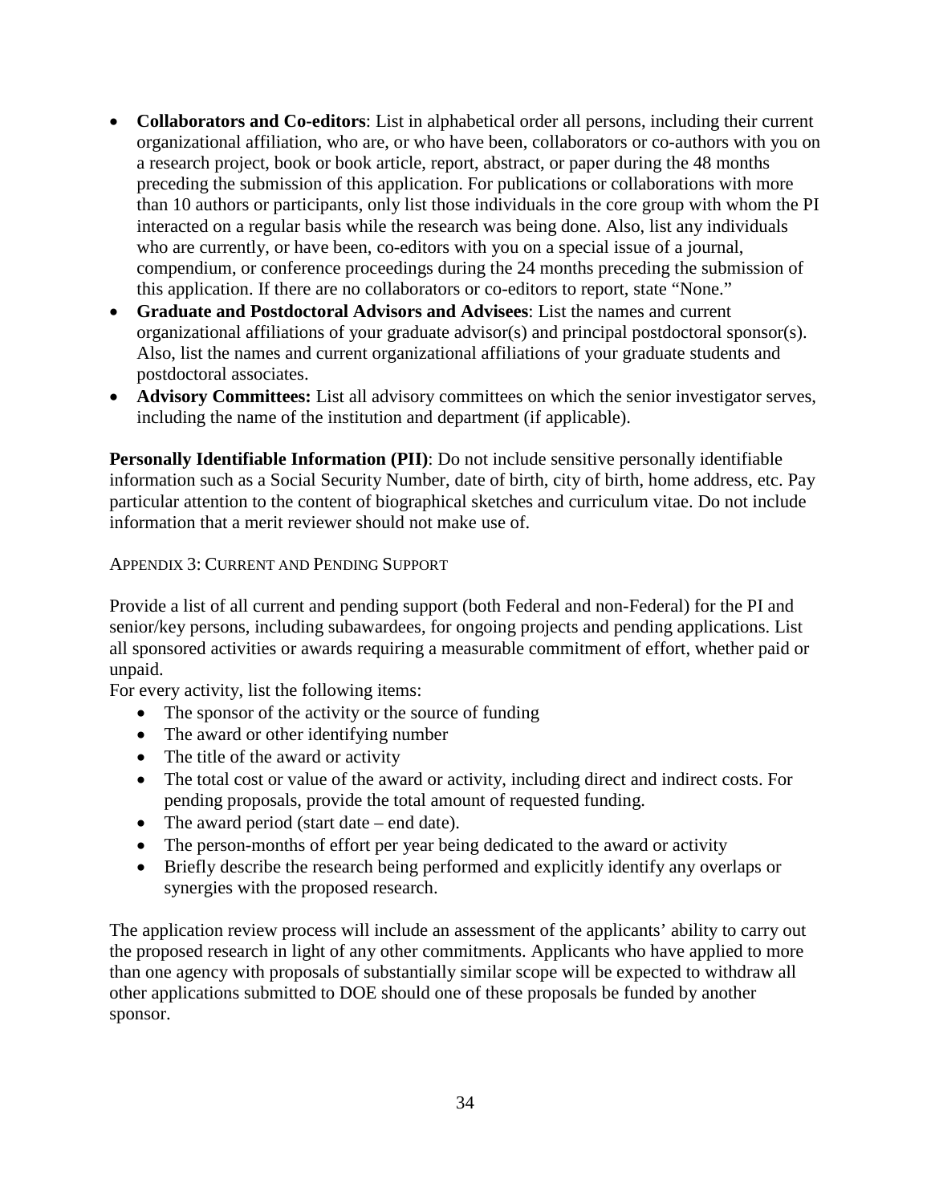- **Collaborators and Co-editors**: List in alphabetical order all persons, including their current organizational affiliation, who are, or who have been, collaborators or co-authors with you on a research project, book or book article, report, abstract, or paper during the 48 months preceding the submission of this application. For publications or collaborations with more than 10 authors or participants, only list those individuals in the core group with whom the PI interacted on a regular basis while the research was being done. Also, list any individuals who are currently, or have been, co-editors with you on a special issue of a journal, compendium, or conference proceedings during the 24 months preceding the submission of this application. If there are no collaborators or co-editors to report, state "None."
- **Graduate and Postdoctoral Advisors and Advisees**: List the names and current organizational affiliations of your graduate advisor(s) and principal postdoctoral sponsor(s). Also, list the names and current organizational affiliations of your graduate students and postdoctoral associates.
- **Advisory Committees:** List all advisory committees on which the senior investigator serves, including the name of the institution and department (if applicable).

**Personally Identifiable Information (PII)**: Do not include sensitive personally identifiable information such as a Social Security Number, date of birth, city of birth, home address, etc. Pay particular attention to the content of biographical sketches and curriculum vitae. Do not include information that a merit reviewer should not make use of.

### Appendix 3: Current and Pending Support

Provide a list of all current and pending support (both Federal and non-Federal) for the PI and senior/key persons, including subawardees, for ongoing projects and pending applications. List all sponsored activities or awards requiring a measurable commitment of effort, whether paid or unpaid.

For every activity, list the following items:

- The sponsor of the activity or the source of funding
- The award or other identifying number
- The title of the award or activity
- The total cost or value of the award or activity, including direct and indirect costs. For pending proposals, provide the total amount of requested funding.
- The award period (start date – end date).
- The person-months of effort per year being dedicated to the award or activity
- Briefly describe the research being performed and explicitly identify any overlaps or synergies with the proposed research.

The application review process will include an assessment of the applicants' ability to carry out the proposed research in light of any other commitments. Applicants who have applied to more than one agency with proposals of substantially similar scope will be expected to withdraw all other applications submitted to DOE should one of these proposals be funded by another sponsor.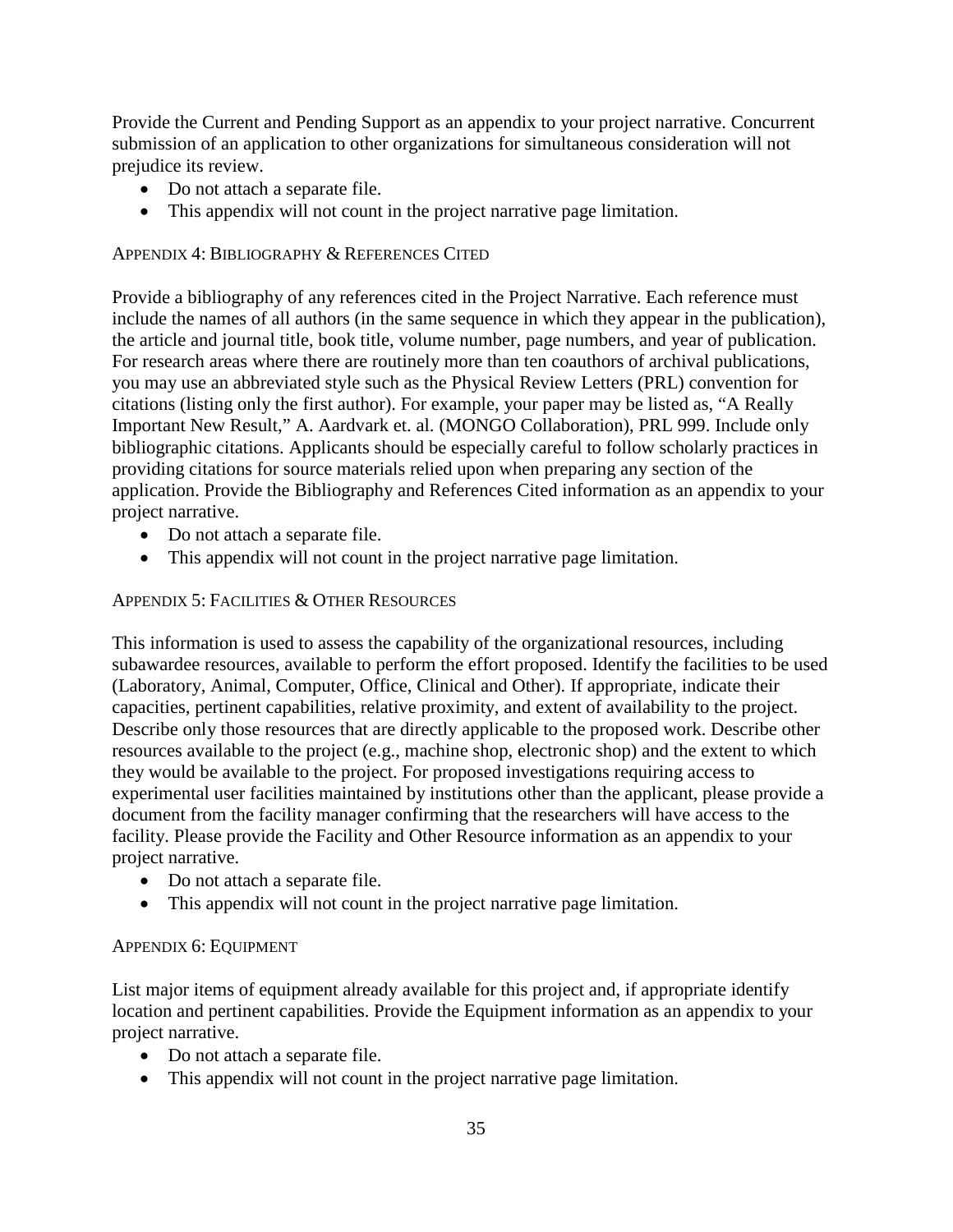Provide the Current and Pending Support as an appendix to your project narrative. Concurrent submission of an application to other organizations for simultaneous consideration will not prejudice its review.

- Do not attach a separate file.
- This appendix will not count in the project narrative page limitation.

### APPENDIX 4: BIBLIOGRAPHY & REFERENCES CITED

Provide a bibliography of any references cited in the Project Narrative. Each reference must include the names of all authors (in the same sequence in which they appear in the publication), the article and journal title, book title, volume number, page numbers, and year of publication. For research areas where there are routinely more than ten coauthors of archival publications, you may use an abbreviated style such as the Physical Review Letters (PRL) convention for citations (listing only the first author). For example, your paper may be listed as, "A Really Important New Result," A. Aardvark et. al. (MONGO Collaboration), PRL 999. Include only bibliographic citations. Applicants should be especially careful to follow scholarly practices in providing citations for source materials relied upon when preparing any section of the application. Provide the Bibliography and References Cited information as an appendix to your project narrative.

- Do not attach a separate file.
- This appendix will not count in the project narrative page limitation.

### APPENDIX 5: FACILITIES & OTHER RESOURCES

This information is used to assess the capability of the organizational resources, including subawardee resources, available to perform the effort proposed. Identify the facilities to be used (Laboratory, Animal, Computer, Office, Clinical and Other). If appropriate, indicate their capacities, pertinent capabilities, relative proximity, and extent of availability to the project. Describe only those resources that are directly applicable to the proposed work. Describe other resources available to the project (e.g., machine shop, electronic shop) and the extent to which they would be available to the project. For proposed investigations requiring access to experimental user facilities maintained by institutions other than the applicant, please provide a document from the facility manager confirming that the researchers will have access to the facility. Please provide the Facility and Other Resource information as an appendix to your project narrative.

- Do not attach a separate file.
- This appendix will not count in the project narrative page limitation.

### APPENDIX 6: EQUIPMENT

List major items of equipment already available for this project and, if appropriate identify location and pertinent capabilities. Provide the Equipment information as an appendix to your project narrative.

- Do not attach a separate file.
- This appendix will not count in the project narrative page limitation.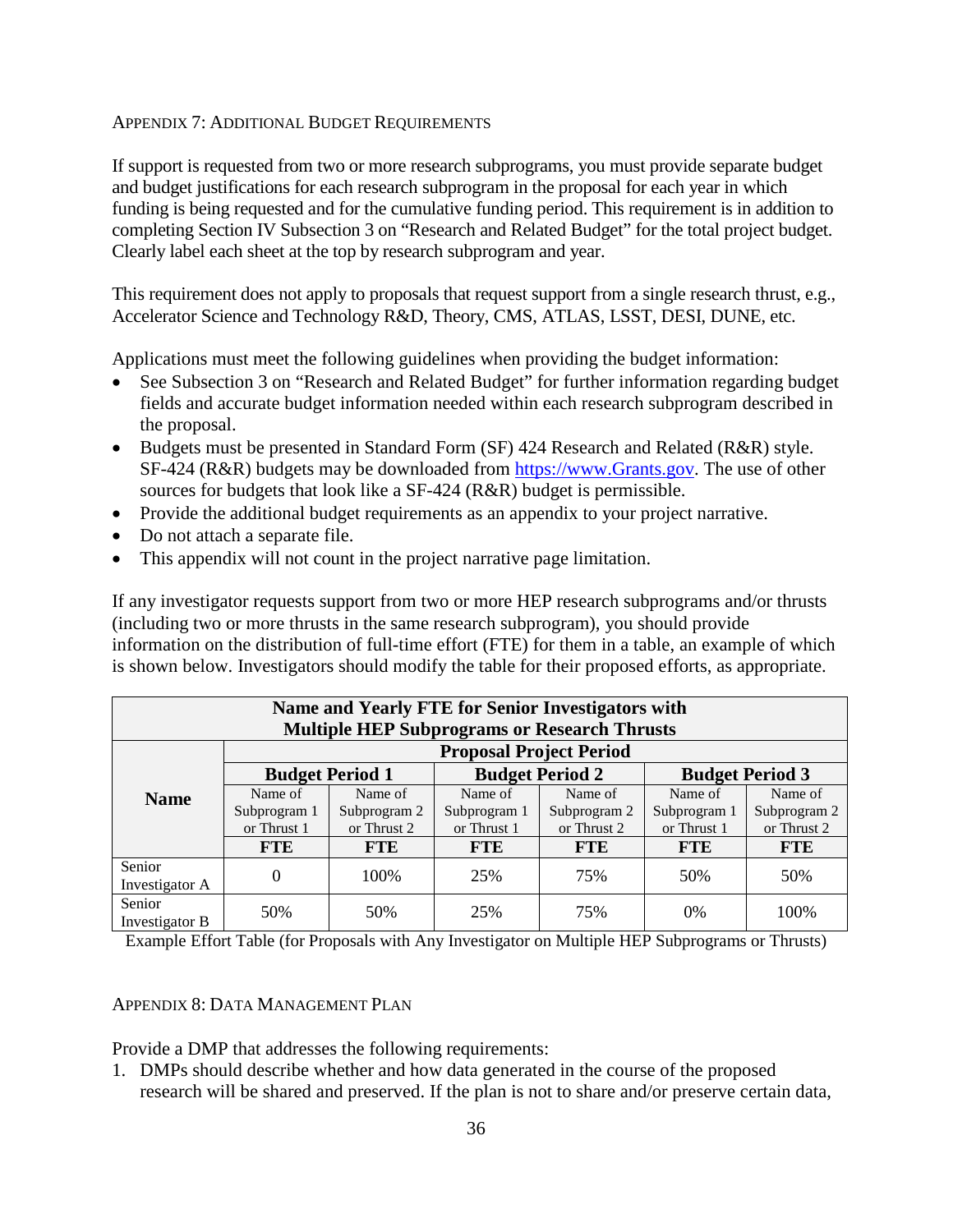## Appendix 7: Additional Budget Requirements

If support is requested from two or more research subprograms, you must provide separate budget and budget justifications for each research subprogram in the proposal for each year in which funding is being requested and for the cumulative funding period. This requirement is in addition to completing Section IV Subsection 3 on "Research and Related Budget" for the total project budget. Clearly label each sheet at the top by research subprogram and year.

This requirement does not apply to proposals that request support from a single research thrust, e.g., Accelerator Science and Technology R&D, Theory, CMS, ATLAS, LSST, DESI, DUNE, etc.

Applications must meet the following guidelines when providing the budget information:

- See Subsection 3 on "Research and Related Budget" for further information regarding budget fields and accurate budget information needed within each research subprogram described in the proposal.
- Budgets must be presented in Standard Form (SF) 424 Research and Related (R&R) style. SF-424 (R&R) budgets may be downloaded from [https://www.Grants.gov](https://www.Grants.gov). The use of other sources for budgets that look like a SF-424 (R&R) budget is permissible.
- Provide the additional budget requirements as an appendix to your project narrative.
- Do not attach a separate file.
- This appendix will not count in the project narrative page limitation.

If any investigator requests support from two or more HEP research subprograms and/or thrusts (including two or more thrusts in the same research subprogram), you should provide information on the distribution of full-time effort (FTE) for them in a table, an example of which is shown below. Investigators should modify the table for their proposed efforts, as appropriate.

**Name and Yearly FTE for Senior Investigators with Multiple HEP Subprograms or Research Thrusts**

| Name | Proposal Project Period | | | | | |
|---|---|---|---|---|---|---|
| | Budget Period 1 | | Budget Period 2 | | Budget Period 3 | |
| | Name of Subprogram 1 or Thrust 1 | Name of Subprogram 2 or Thrust 2 | Name of Subprogram 1 or Thrust 1 | Name of Subprogram 2 or Thrust 2 | Name of Subprogram 1 or Thrust 1 | Name of Subprogram 2 or Thrust 2 |
| | **FTE** | **FTE** | **FTE** | **FTE** | **FTE** | **FTE** |
| Senior Investigator A | 0 | 100% | 25% | 75% | 50% | 50% |
| Senior Investigator B | 50% | 50% | 25% | 75% | 0% | 100% |

Example Effort Table (for Proposals with Any Investigator on Multiple HEP Subprograms or Thrusts)

## Appendix 8: Data Management Plan

Provide a DMP that addresses the following requirements:

1. DMPs should describe whether and how data generated in the course of the proposed research will be shared and preserved. If the plan is not to share and/or preserve certain data,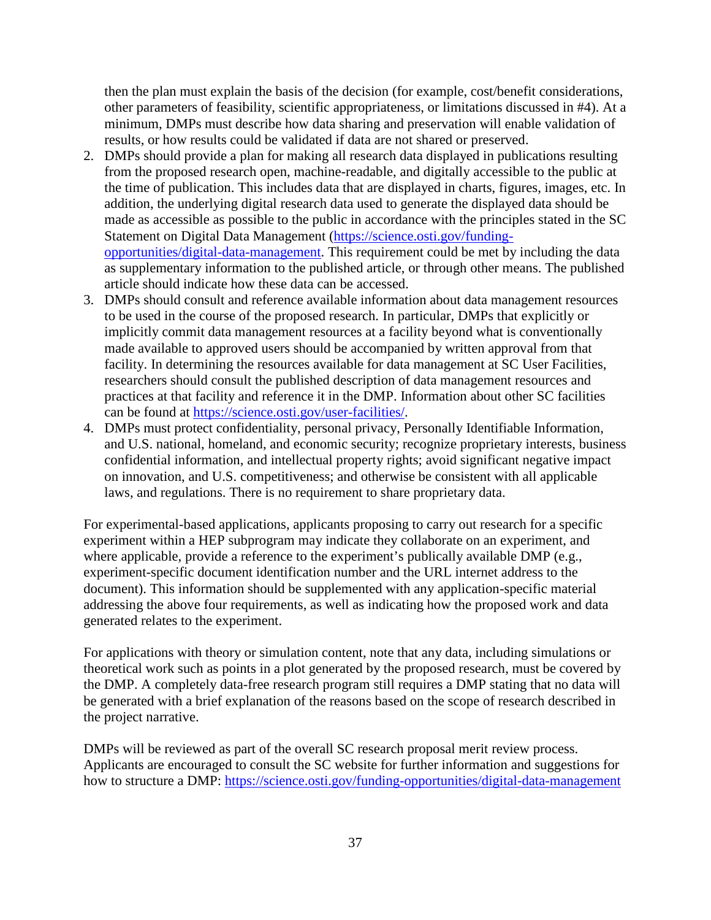then the plan must explain the basis of the decision (for example, cost/benefit considerations, other parameters of feasibility, scientific appropriateness, or limitations discussed in #4). At a minimum, DMPs must describe how data sharing and preservation will enable validation of results, or how results could be validated if data are not shared or preserved.

2. DMPs should provide a plan for making all research data displayed in publications resulting from the proposed research open, machine-readable, and digitally accessible to the public at the time of publication. This includes data that are displayed in charts, figures, images, etc. In addition, the underlying digital research data used to generate the displayed data should be made as accessible as possible to the public in accordance with the principles stated in the SC Statement on Digital Data Management (https://science.osti.gov/funding-opportunities/digital-data-management. This requirement could be met by including the data as supplementary information to the published article, or through other means. The published article should indicate how these data can be accessed.
3. DMPs should consult and reference available information about data management resources to be used in the course of the proposed research. In particular, DMPs that explicitly or implicitly commit data management resources at a facility beyond what is conventionally made available to approved users should be accompanied by written approval from that facility. In determining the resources available for data management at SC User Facilities, researchers should consult the published description of data management resources and practices at that facility and reference it in the DMP. Information about other SC facilities can be found at https://science.osti.gov/user-facilities/.
4. DMPs must protect confidentiality, personal privacy, Personally Identifiable Information, and U.S. national, homeland, and economic security; recognize proprietary interests, business confidential information, and intellectual property rights; avoid significant negative impact on innovation, and U.S. competitiveness; and otherwise be consistent with all applicable laws, and regulations. There is no requirement to share proprietary data.

For experimental-based applications, applicants proposing to carry out research for a specific experiment within a HEP subprogram may indicate they collaborate on an experiment, and where applicable, provide a reference to the experiment's publically available DMP (e.g., experiment-specific document identification number and the URL internet address to the document). This information should be supplemented with any application-specific material addressing the above four requirements, as well as indicating how the proposed work and data generated relates to the experiment.

For applications with theory or simulation content, note that any data, including simulations or theoretical work such as points in a plot generated by the proposed research, must be covered by the DMP. A completely data-free research program still requires a DMP stating that no data will be generated with a brief explanation of the reasons based on the scope of research described in the project narrative.

DMPs will be reviewed as part of the overall SC research proposal merit review process. Applicants are encouraged to consult the SC website for further information and suggestions for how to structure a DMP: https://science.osti.gov/funding-opportunities/digital-data-management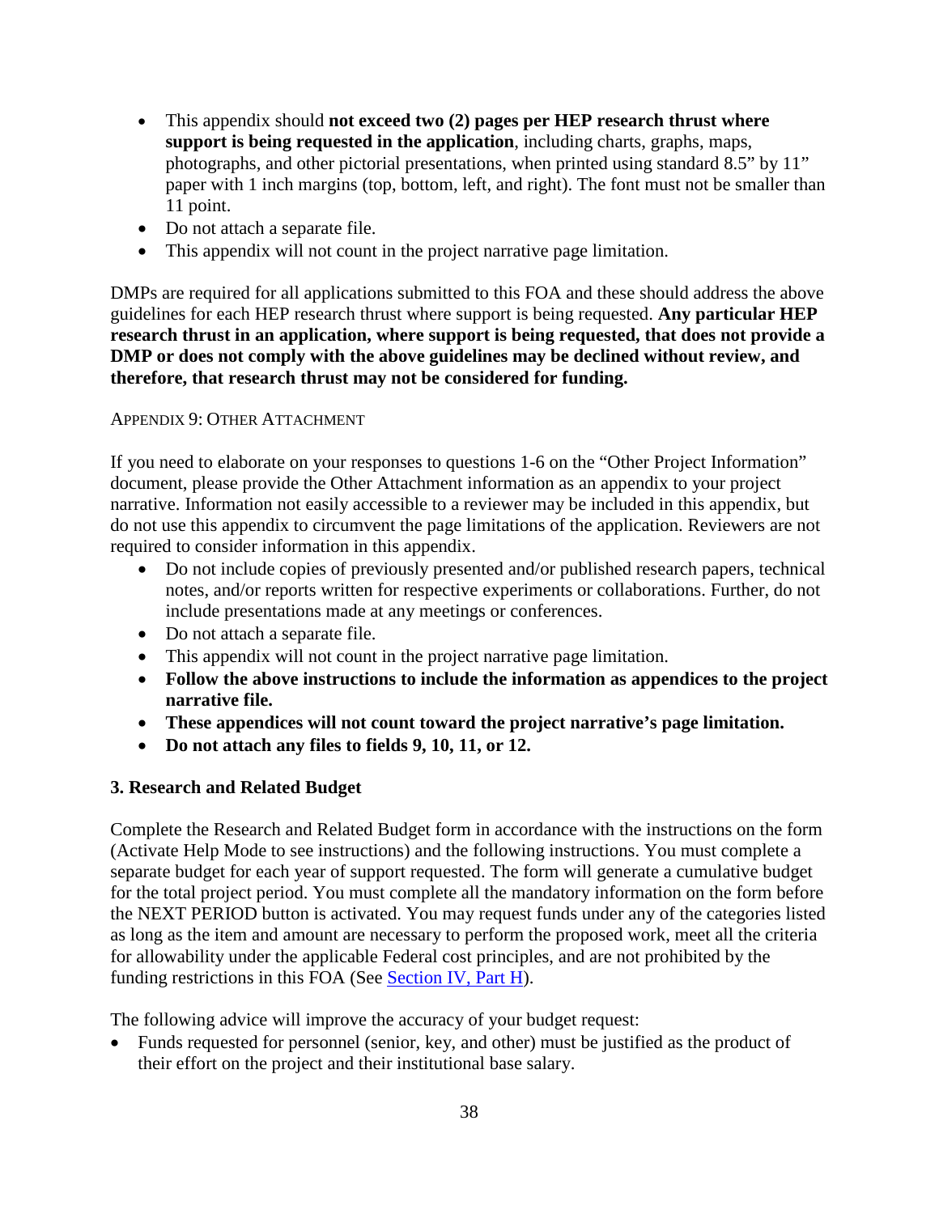- This appendix should **not exceed two (2) pages per HEP research thrust where support is being requested in the application**, including charts, graphs, maps, photographs, and other pictorial presentations, when printed using standard 8.5" by 11" paper with 1 inch margins (top, bottom, left, and right). The font must not be smaller than 11 point.
- Do not attach a separate file.
- This appendix will not count in the project narrative page limitation.

DMPs are required for all applications submitted to this FOA and these should address the above guidelines for each HEP research thrust where support is being requested. **Any particular HEP research thrust in an application, where support is being requested, that does not provide a DMP or does not comply with the above guidelines may be declined without review, and therefore, that research thrust may not be considered for funding.**

APPENDIX 9: OTHER ATTACHMENT

If you need to elaborate on your responses to questions 1-6 on the "Other Project Information" document, please provide the Other Attachment information as an appendix to your project narrative. Information not easily accessible to a reviewer may be included in this appendix, but do not use this appendix to circumvent the page limitations of the application. Reviewers are not required to consider information in this appendix.

- Do not include copies of previously presented and/or published research papers, technical notes, and/or reports written for respective experiments or collaborations. Further, do not include presentations made at any meetings or conferences.
- Do not attach a separate file.
- This appendix will not count in the project narrative page limitation.
- **Follow the above instructions to include the information as appendices to the project narrative file.**
- **These appendices will not count toward the project narrative's page limitation.**
- **Do not attach any files to fields 9, 10, 11, or 12.**

### 3. Research and Related Budget

Complete the Research and Related Budget form in accordance with the instructions on the form (Activate Help Mode to see instructions) and the following instructions. You must complete a separate budget for each year of support requested. The form will generate a cumulative budget for the total project period. You must complete all the mandatory information on the form before the NEXT PERIOD button is activated. You may request funds under any of the categories listed as long as the item and amount are necessary to perform the proposed work, meet all the criteria for allowability under the applicable Federal cost principles, and are not prohibited by the funding restrictions in this FOA (See Section IV, Part H).

The following advice will improve the accuracy of your budget request:

- Funds requested for personnel (senior, key, and other) must be justified as the product of their effort on the project and their institutional base salary.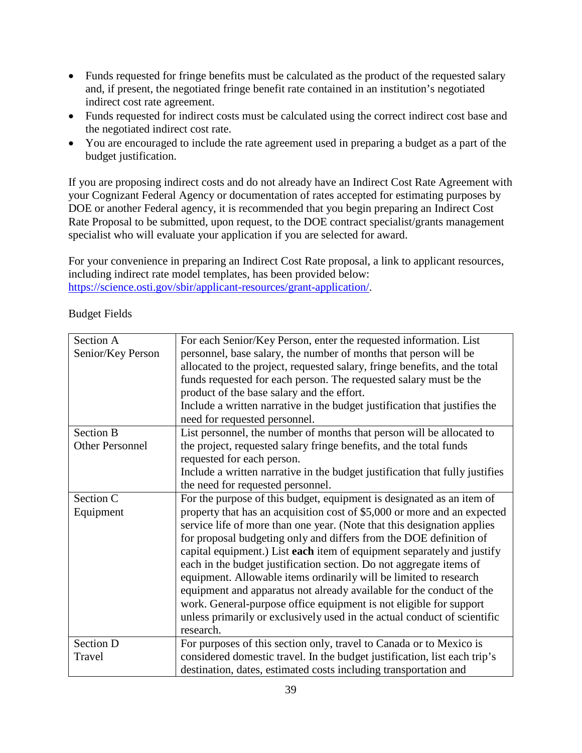- Funds requested for fringe benefits must be calculated as the product of the requested salary and, if present, the negotiated fringe benefit rate contained in an institution's negotiated indirect cost rate agreement.
- Funds requested for indirect costs must be calculated using the correct indirect cost base and the negotiated indirect cost rate.
- You are encouraged to include the rate agreement used in preparing a budget as a part of the budget justification.

If you are proposing indirect costs and do not already have an Indirect Cost Rate Agreement with your Cognizant Federal Agency or documentation of rates accepted for estimating purposes by DOE or another Federal agency, it is recommended that you begin preparing an Indirect Cost Rate Proposal to be submitted, upon request, to the DOE contract specialist/grants management specialist who will evaluate your application if you are selected for award.

For your convenience in preparing an Indirect Cost Rate proposal, a link to applicant resources, including indirect rate model templates, has been provided below: [https://science.osti.gov/sbir/applicant-resources/grant-application/](https://science.osti.gov/sbir/applicant-resources/grant-application/).

Budget Fields

| | |
|---|---|
| Section A<br>Senior/Key Person | For each Senior/Key Person, enter the requested information. List personnel, base salary, the number of months that person will be allocated to the project, requested salary, fringe benefits, and the total funds requested for each person. The requested salary must be the product of the base salary and the effort.<br>Include a written narrative in the budget justification that justifies the need for requested personnel. |
| Section B<br>Other Personnel | List personnel, the number of months that person will be allocated to the project, requested salary fringe benefits, and the total funds requested for each person.<br>Include a written narrative in the budget justification that fully justifies the need for requested personnel. |
| Section C<br>Equipment | For the purpose of this budget, equipment is designated as an item of property that has an acquisition cost of $5,000 or more and an expected service life of more than one year. (Note that this designation applies for proposal budgeting only and differs from the DOE definition of capital equipment.) List **each** item of equipment separately and justify each in the budget justification section. Do not aggregate items of equipment. Allowable items ordinarily will be limited to research equipment and apparatus not already available for the conduct of the work. General-purpose office equipment is not eligible for support unless primarily or exclusively used in the actual conduct of scientific research. |
| Section D<br>Travel | For purposes of this section only, travel to Canada or to Mexico is considered domestic travel. In the budget justification, list each trip's destination, dates, estimated costs including transportation and |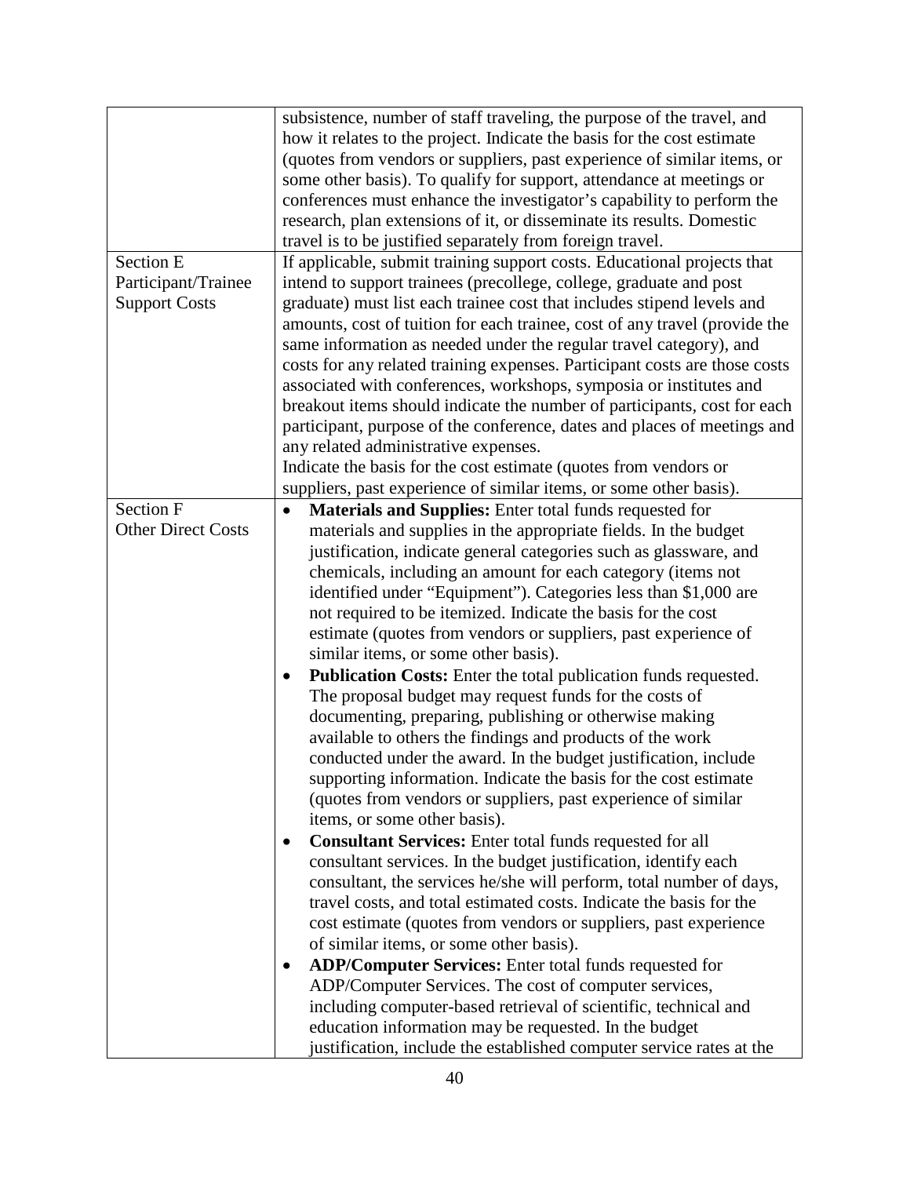| | |
|---|---|
| | subsistence, number of staff traveling, the purpose of the travel, and how it relates to the project. Indicate the basis for the cost estimate (quotes from vendors or suppliers, past experience of similar items, or some other basis). To qualify for support, attendance at meetings or conferences must enhance the investigator's capability to perform the research, plan extensions of it, or disseminate its results. Domestic travel is to be justified separately from foreign travel. |
| Section E Participant/Trainee Support Costs | If applicable, submit training support costs. Educational projects that intend to support trainees (precollege, college, graduate and post graduate) must list each trainee cost that includes stipend levels and amounts, cost of tuition for each trainee, cost of any travel (provide the same information as needed under the regular travel category), and costs for any related training expenses. Participant costs are those costs associated with conferences, workshops, symposia or institutes and breakout items should indicate the number of participants, cost for each participant, purpose of the conference, dates and places of meetings and any related administrative expenses.<br>Indicate the basis for the cost estimate (quotes from vendors or suppliers, past experience of similar items, or some other basis). |
| Section F Other Direct Costs | • **Materials and Supplies:** Enter total funds requested for materials and supplies in the appropriate fields. In the budget justification, indicate general categories such as glassware, and chemicals, including an amount for each category (items not identified under "Equipment"). Categories less than $1,000 are not required to be itemized. Indicate the basis for the cost estimate (quotes from vendors or suppliers, past experience of similar items, or some other basis).<br>• **Publication Costs:** Enter the total publication funds requested. The proposal budget may request funds for the costs of documenting, preparing, publishing or otherwise making available to others the findings and products of the work conducted under the award. In the budget justification, include supporting information. Indicate the basis for the cost estimate (quotes from vendors or suppliers, past experience of similar items, or some other basis).<br>• **Consultant Services:** Enter total funds requested for all consultant services. In the budget justification, identify each consultant, the services he/she will perform, total number of days, travel costs, and total estimated costs. Indicate the basis for the cost estimate (quotes from vendors or suppliers, past experience of similar items, or some other basis).<br>• **ADP/Computer Services:** Enter total funds requested for ADP/Computer Services. The cost of computer services, including computer-based retrieval of scientific, technical and education information may be requested. In the budget justification, include the established computer service rates at the |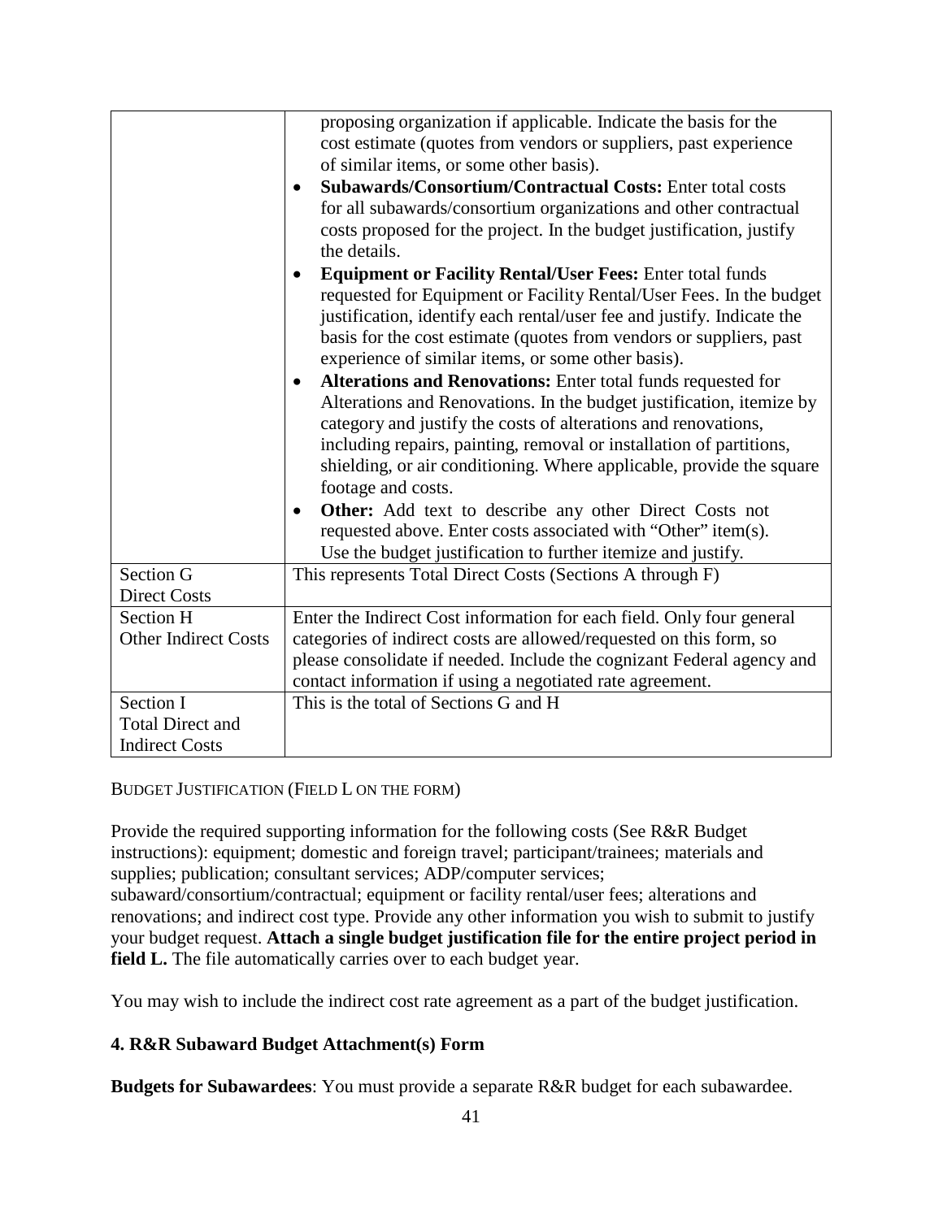| | |
|---|---|
| | proposing organization if applicable. Indicate the basis for the cost estimate (quotes from vendors or suppliers, past experience of similar items, or some other basis).<br>• **Subawards/Consortium/Contractual Costs:** Enter total costs for all subawards/consortium organizations and other contractual costs proposed for the project. In the budget justification, justify the details.<br>• **Equipment or Facility Rental/User Fees:** Enter total funds requested for Equipment or Facility Rental/User Fees. In the budget justification, identify each rental/user fee and justify. Indicate the basis for the cost estimate (quotes from vendors or suppliers, past experience of similar items, or some other basis).<br>• **Alterations and Renovations:** Enter total funds requested for Alterations and Renovations. In the budget justification, itemize by category and justify the costs of alterations and renovations, including repairs, painting, removal or installation of partitions, shielding, or air conditioning. Where applicable, provide the square footage and costs.<br>• **Other:** Add text to describe any other Direct Costs not requested above. Enter costs associated with "Other" item(s). Use the budget justification to further itemize and justify. |
| Section G<br>Direct Costs | This represents Total Direct Costs (Sections A through F) |
| Section H<br>Other Indirect Costs | Enter the Indirect Cost information for each field. Only four general categories of indirect costs are allowed/requested on this form, so please consolidate if needed. Include the cognizant Federal agency and contact information if using a negotiated rate agreement. |
| Section I<br>Total Direct and Indirect Costs | This is the total of Sections G and H |

BUDGET JUSTIFICATION (FIELD L ON THE FORM)

Provide the required supporting information for the following costs (See R&R Budget instructions): equipment; domestic and foreign travel; participant/trainees; materials and supplies; publication; consultant services; ADP/computer services; subaward/consortium/contractual; equipment or facility rental/user fees; alterations and renovations; and indirect cost type. Provide any other information you wish to submit to justify your budget request. **Attach a single budget justification file for the entire project period in field L.** The file automatically carries over to each budget year.

You may wish to include the indirect cost rate agreement as a part of the budget justification.

### 4. R&R Subaward Budget Attachment(s) Form

**Budgets for Subawardees**: You must provide a separate R&R budget for each subawardee.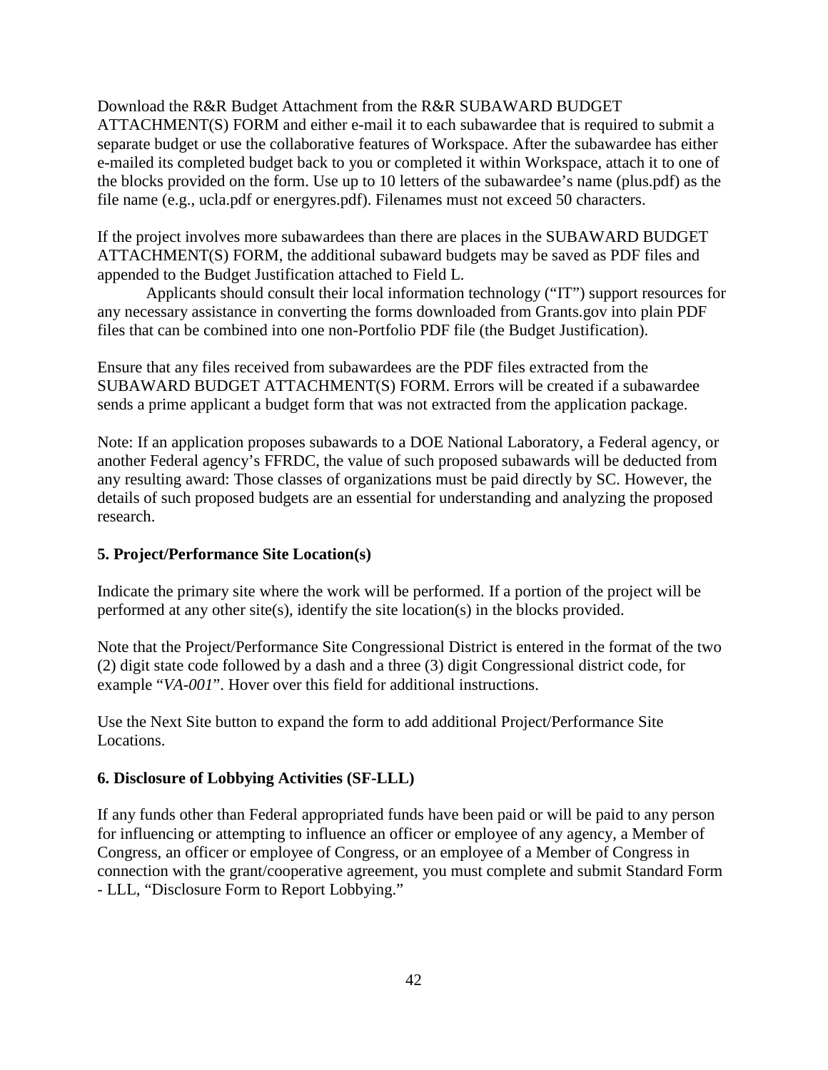Download the R&R Budget Attachment from the R&R SUBAWARD BUDGET ATTACHMENT(S) FORM and either e-mail it to each subawardee that is required to submit a separate budget or use the collaborative features of Workspace. After the subawardee has either e-mailed its completed budget back to you or completed it within Workspace, attach it to one of the blocks provided on the form. Use up to 10 letters of the subawardee's name (plus.pdf) as the file name (e.g., ucla.pdf or energyres.pdf). Filenames must not exceed 50 characters.

If the project involves more subawardees than there are places in the SUBAWARD BUDGET ATTACHMENT(S) FORM, the additional subaward budgets may be saved as PDF files and appended to the Budget Justification attached to Field L.

Applicants should consult their local information technology ("IT") support resources for any necessary assistance in converting the forms downloaded from Grants.gov into plain PDF files that can be combined into one non-Portfolio PDF file (the Budget Justification).

Ensure that any files received from subawardees are the PDF files extracted from the SUBAWARD BUDGET ATTACHMENT(S) FORM. Errors will be created if a subawardee sends a prime applicant a budget form that was not extracted from the application package.

Note: If an application proposes subawards to a DOE National Laboratory, a Federal agency, or another Federal agency's FFRDC, the value of such proposed subawards will be deducted from any resulting award: Those classes of organizations must be paid directly by SC. However, the details of such proposed budgets are an essential for understanding and analyzing the proposed research.

**5. Project/Performance Site Location(s)**

Indicate the primary site where the work will be performed. If a portion of the project will be performed at any other site(s), identify the site location(s) in the blocks provided.

Note that the Project/Performance Site Congressional District is entered in the format of the two (2) digit state code followed by a dash and a three (3) digit Congressional district code, for example "*VA-001*". Hover over this field for additional instructions.

Use the Next Site button to expand the form to add additional Project/Performance Site Locations.

**6. Disclosure of Lobbying Activities (SF-LLL)**

If any funds other than Federal appropriated funds have been paid or will be paid to any person for influencing or attempting to influence an officer or employee of any agency, a Member of Congress, an officer or employee of Congress, or an employee of a Member of Congress in connection with the grant/cooperative agreement, you must complete and submit Standard Form - LLL, "Disclosure Form to Report Lobbying."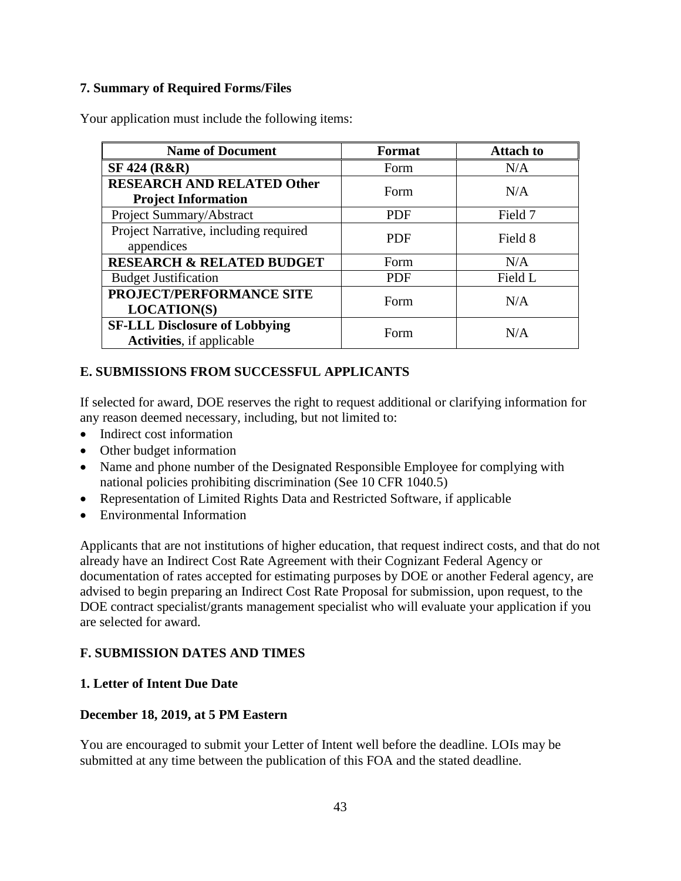### 7. Summary of Required Forms/Files

Your application must include the following items:

| Name of Document | Format | Attach to |
|---|---|---|
| **SF 424 (R&R)** | Form | N/A |
| **RESEARCH AND RELATED Other Project Information** | Form | N/A |
| Project Summary/Abstract | PDF | Field 7 |
| Project Narrative, including required appendices | PDF | Field 8 |
| **RESEARCH & RELATED BUDGET** | Form | N/A |
| Budget Justification | PDF | Field L |
| **PROJECT/PERFORMANCE SITE LOCATION(S)** | Form | N/A |
| **SF-LLL Disclosure of Lobbying Activities**, if applicable | Form | N/A |

## E. SUBMISSIONS FROM SUCCESSFUL APPLICANTS

If selected for award, DOE reserves the right to request additional or clarifying information for any reason deemed necessary, including, but not limited to:

- Indirect cost information
- Other budget information
- Name and phone number of the Designated Responsible Employee for complying with national policies prohibiting discrimination (See 10 CFR 1040.5)
- Representation of Limited Rights Data and Restricted Software, if applicable
- Environmental Information

Applicants that are not institutions of higher education, that request indirect costs, and that do not already have an Indirect Cost Rate Agreement with their Cognizant Federal Agency or documentation of rates accepted for estimating purposes by DOE or another Federal agency, are advised to begin preparing an Indirect Cost Rate Proposal for submission, upon request, to the DOE contract specialist/grants management specialist who will evaluate your application if you are selected for award.

## F. SUBMISSION DATES AND TIMES

### 1. Letter of Intent Due Date

**December 18, 2019, at 5 PM Eastern**

You are encouraged to submit your Letter of Intent well before the deadline. LOIs may be submitted at any time between the publication of this FOA and the stated deadline.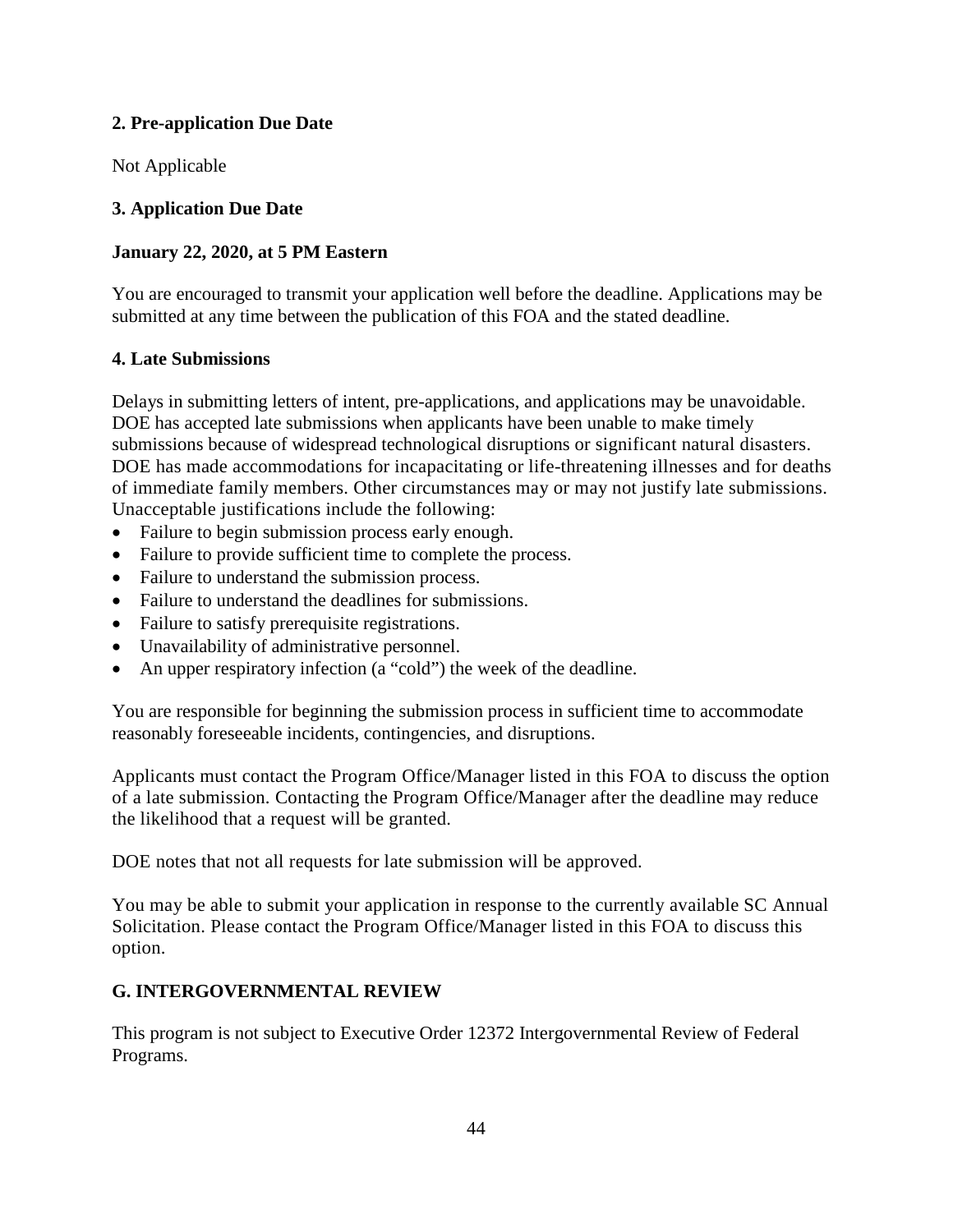### 2. Pre-application Due Date

Not Applicable

### 3. Application Due Date

**January 22, 2020, at 5 PM Eastern**

You are encouraged to transmit your application well before the deadline. Applications may be submitted at any time between the publication of this FOA and the stated deadline.

### 4. Late Submissions

Delays in submitting letters of intent, pre-applications, and applications may be unavoidable. DOE has accepted late submissions when applicants have been unable to make timely submissions because of widespread technological disruptions or significant natural disasters. DOE has made accommodations for incapacitating or life-threatening illnesses and for deaths of immediate family members. Other circumstances may or may not justify late submissions. Unacceptable justifications include the following:

- Failure to begin submission process early enough.
- Failure to provide sufficient time to complete the process.
- Failure to understand the submission process.
- Failure to understand the deadlines for submissions.
- Failure to satisfy prerequisite registrations.
- Unavailability of administrative personnel.
- An upper respiratory infection (a "cold") the week of the deadline.

You are responsible for beginning the submission process in sufficient time to accommodate reasonably foreseeable incidents, contingencies, and disruptions.

Applicants must contact the Program Office/Manager listed in this FOA to discuss the option of a late submission. Contacting the Program Office/Manager after the deadline may reduce the likelihood that a request will be granted.

DOE notes that not all requests for late submission will be approved.

You may be able to submit your application in response to the currently available SC Annual Solicitation. Please contact the Program Office/Manager listed in this FOA to discuss this option.

## G. INTERGOVERNMENTAL REVIEW

This program is not subject to Executive Order 12372 Intergovernmental Review of Federal Programs.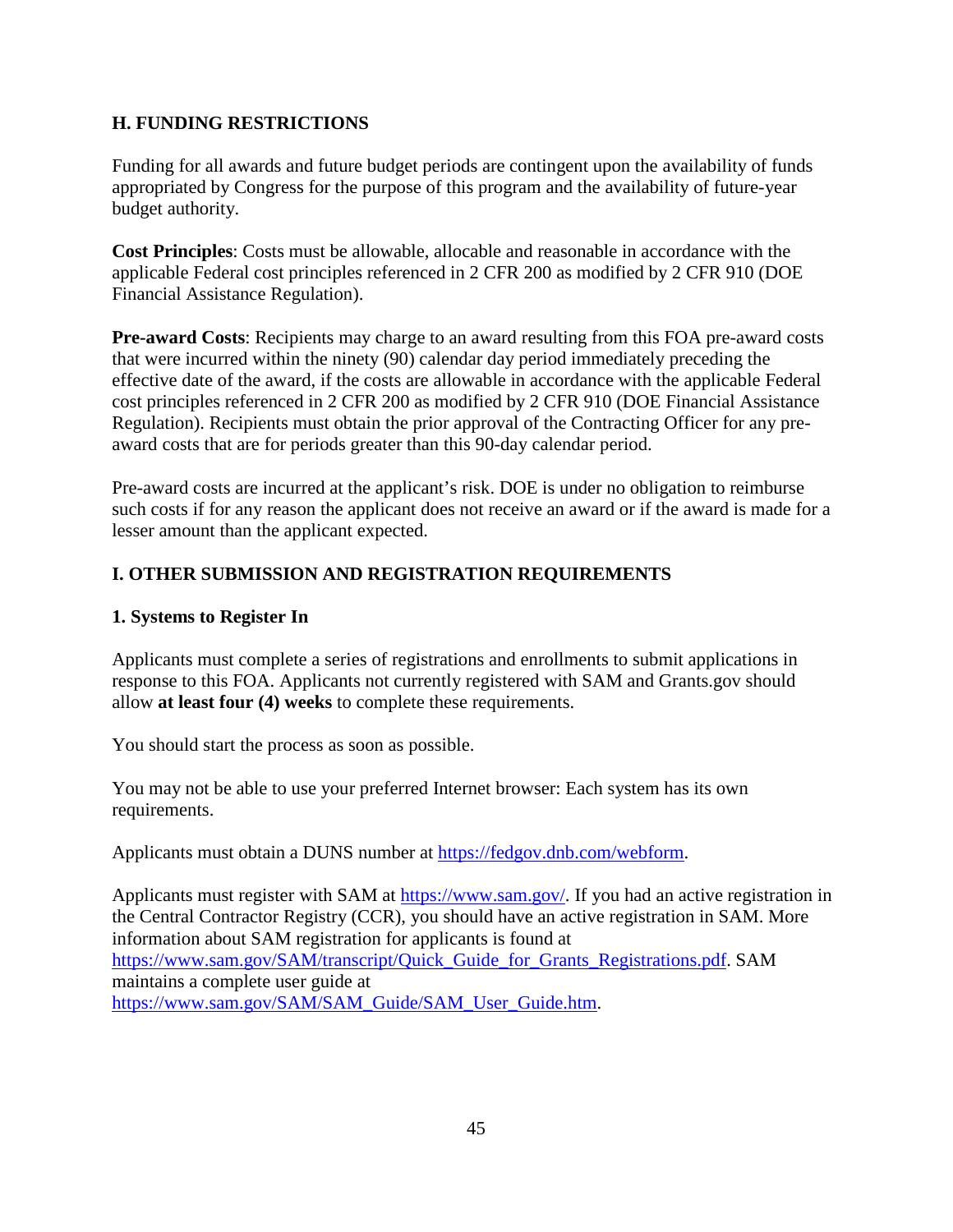## H. FUNDING RESTRICTIONS

Funding for all awards and future budget periods are contingent upon the availability of funds appropriated by Congress for the purpose of this program and the availability of future-year budget authority.

**Cost Principles**: Costs must be allowable, allocable and reasonable in accordance with the applicable Federal cost principles referenced in 2 CFR 200 as modified by 2 CFR 910 (DOE Financial Assistance Regulation).

**Pre-award Costs**: Recipients may charge to an award resulting from this FOA pre-award costs that were incurred within the ninety (90) calendar day period immediately preceding the effective date of the award, if the costs are allowable in accordance with the applicable Federal cost principles referenced in 2 CFR 200 as modified by 2 CFR 910 (DOE Financial Assistance Regulation). Recipients must obtain the prior approval of the Contracting Officer for any pre-award costs that are for periods greater than this 90-day calendar period.

Pre-award costs are incurred at the applicant's risk. DOE is under no obligation to reimburse such costs if for any reason the applicant does not receive an award or if the award is made for a lesser amount than the applicant expected.

## I. OTHER SUBMISSION AND REGISTRATION REQUIREMENTS

### 1. Systems to Register In

Applicants must complete a series of registrations and enrollments to submit applications in response to this FOA. Applicants not currently registered with SAM and Grants.gov should allow **at least four (4) weeks** to complete these requirements.

You should start the process as soon as possible.

You may not be able to use your preferred Internet browser: Each system has its own requirements.

Applicants must obtain a DUNS number at https://fedgov.dnb.com/webform.

Applicants must register with SAM at https://www.sam.gov/. If you had an active registration in the Central Contractor Registry (CCR), you should have an active registration in SAM. More information about SAM registration for applicants is found at https://www.sam.gov/SAM/transcript/Quick_Guide_for_Grants_Registrations.pdf. SAM maintains a complete user guide at https://www.sam.gov/SAM/SAM_Guide/SAM_User_Guide.htm.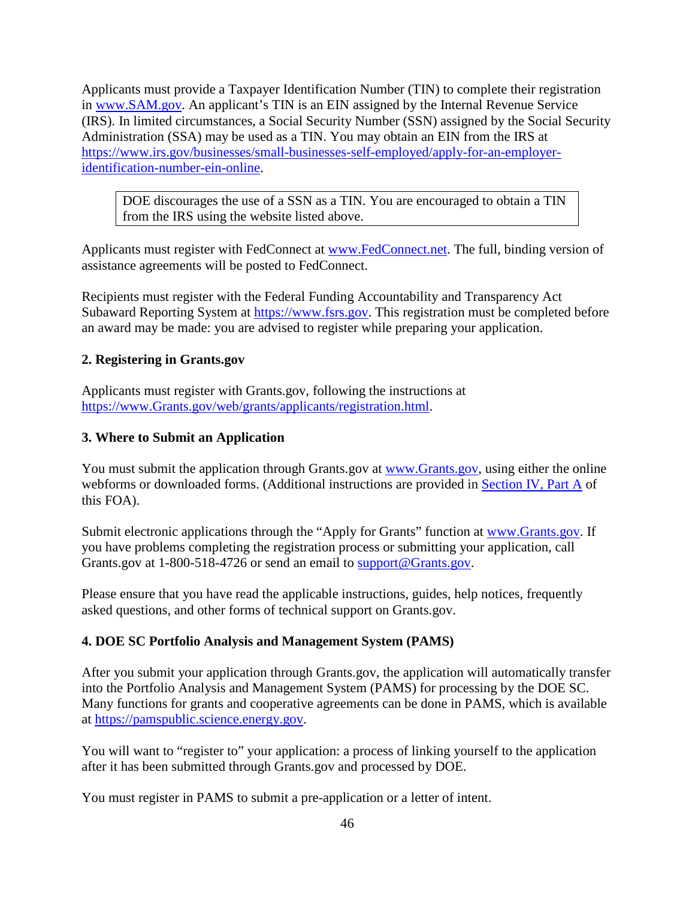Applicants must provide a Taxpayer Identification Number (TIN) to complete their registration in www.SAM.gov. An applicant's TIN is an EIN assigned by the Internal Revenue Service (IRS). In limited circumstances, a Social Security Number (SSN) assigned by the Social Security Administration (SSA) may be used as a TIN. You may obtain an EIN from the IRS at https://www.irs.gov/businesses/small-businesses-self-employed/apply-for-an-employer-identification-number-ein-online.

> DOE discourages the use of a SSN as a TIN. You are encouraged to obtain a TIN from the IRS using the website listed above.

Applicants must register with FedConnect at www.FedConnect.net. The full, binding version of assistance agreements will be posted to FedConnect.

Recipients must register with the Federal Funding Accountability and Transparency Act Subaward Reporting System at https://www.fsrs.gov. This registration must be completed before an award may be made: you are advised to register while preparing your application.

**2. Registering in Grants.gov**

Applicants must register with Grants.gov, following the instructions at https://www.Grants.gov/web/grants/applicants/registration.html.

**3. Where to Submit an Application**

You must submit the application through Grants.gov at www.Grants.gov, using either the online webforms or downloaded forms. (Additional instructions are provided in Section IV, Part A of this FOA).

Submit electronic applications through the "Apply for Grants" function at www.Grants.gov. If you have problems completing the registration process or submitting your application, call Grants.gov at 1-800-518-4726 or send an email to support@Grants.gov.

Please ensure that you have read the applicable instructions, guides, help notices, frequently asked questions, and other forms of technical support on Grants.gov.

**4. DOE SC Portfolio Analysis and Management System (PAMS)**

After you submit your application through Grants.gov, the application will automatically transfer into the Portfolio Analysis and Management System (PAMS) for processing by the DOE SC. Many functions for grants and cooperative agreements can be done in PAMS, which is available at https://pamspublic.science.energy.gov.

You will want to "register to" your application: a process of linking yourself to the application after it has been submitted through Grants.gov and processed by DOE.

You must register in PAMS to submit a pre-application or a letter of intent.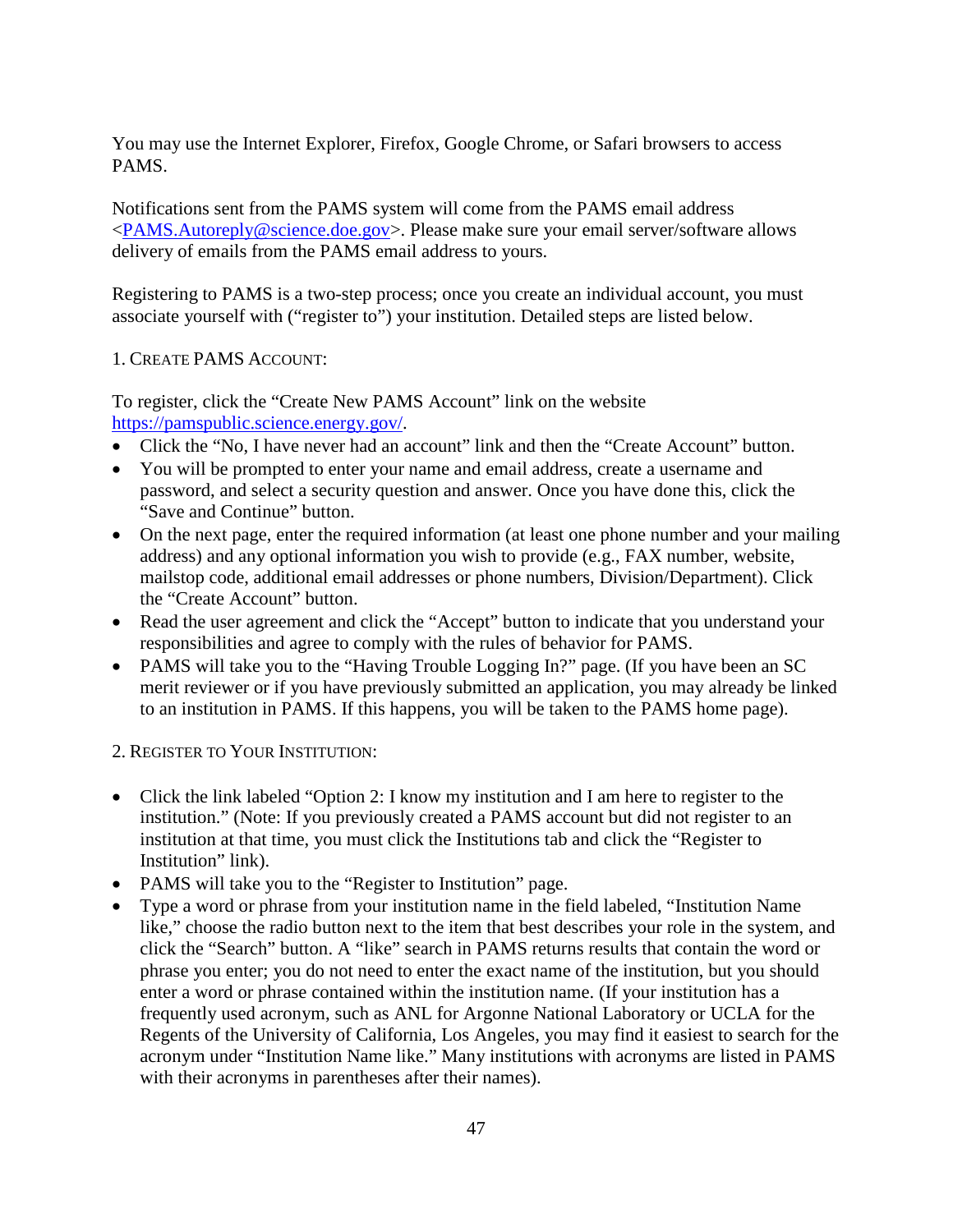You may use the Internet Explorer, Firefox, Google Chrome, or Safari browsers to access PAMS.

Notifications sent from the PAMS system will come from the PAMS email address <PAMS.Autoreply@science.doe.gov>. Please make sure your email server/software allows delivery of emails from the PAMS email address to yours.

Registering to PAMS is a two-step process; once you create an individual account, you must associate yourself with ("register to") your institution. Detailed steps are listed below.

1. CREATE PAMS ACCOUNT:

To register, click the "Create New PAMS Account" link on the website https://pamspublic.science.energy.gov/.

- Click the "No, I have never had an account" link and then the "Create Account" button.
- You will be prompted to enter your name and email address, create a username and password, and select a security question and answer. Once you have done this, click the "Save and Continue" button.
- On the next page, enter the required information (at least one phone number and your mailing address) and any optional information you wish to provide (e.g., FAX number, website, mailstop code, additional email addresses or phone numbers, Division/Department). Click the "Create Account" button.
- Read the user agreement and click the "Accept" button to indicate that you understand your responsibilities and agree to comply with the rules of behavior for PAMS.
- PAMS will take you to the "Having Trouble Logging In?" page. (If you have been an SC merit reviewer or if you have previously submitted an application, you may already be linked to an institution in PAMS. If this happens, you will be taken to the PAMS home page).

2. REGISTER TO YOUR INSTITUTION:

- Click the link labeled "Option 2: I know my institution and I am here to register to the institution." (Note: If you previously created a PAMS account but did not register to an institution at that time, you must click the Institutions tab and click the "Register to Institution" link).
- PAMS will take you to the "Register to Institution" page.
- Type a word or phrase from your institution name in the field labeled, "Institution Name like," choose the radio button next to the item that best describes your role in the system, and click the "Search" button. A "like" search in PAMS returns results that contain the word or phrase you enter; you do not need to enter the exact name of the institution, but you should enter a word or phrase contained within the institution name. (If your institution has a frequently used acronym, such as ANL for Argonne National Laboratory or UCLA for the Regents of the University of California, Los Angeles, you may find it easiest to search for the acronym under "Institution Name like." Many institutions with acronyms are listed in PAMS with their acronyms in parentheses after their names).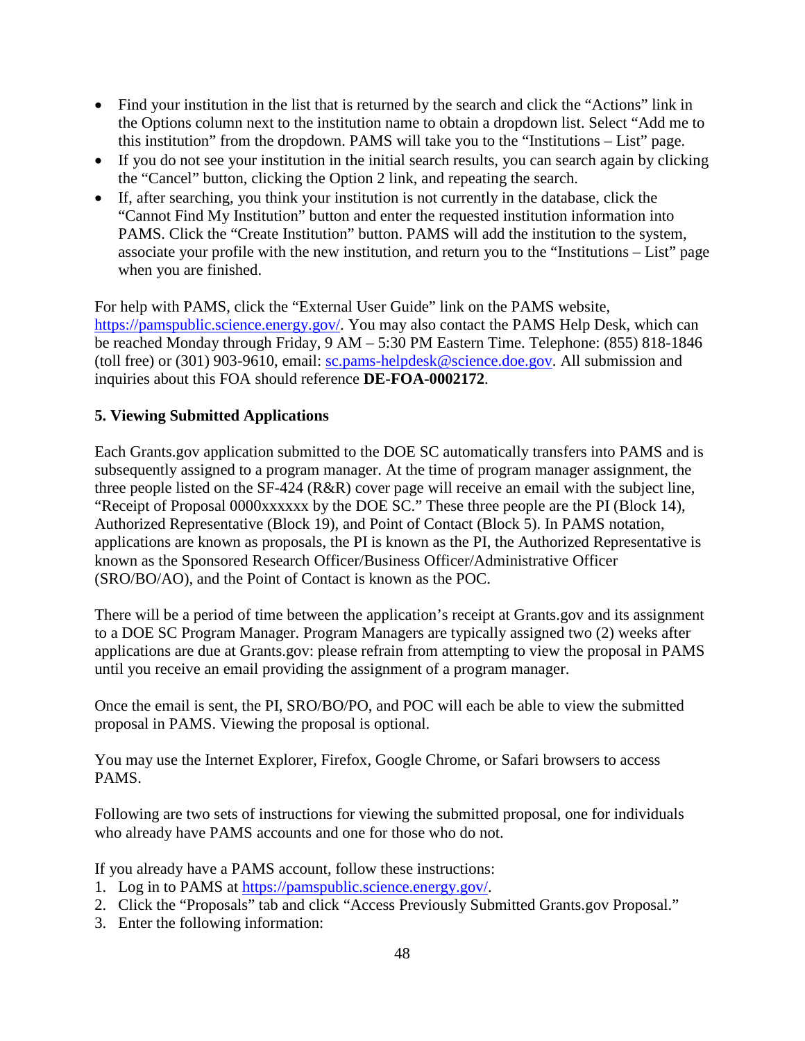- Find your institution in the list that is returned by the search and click the "Actions" link in the Options column next to the institution name to obtain a dropdown list. Select "Add me to this institution" from the dropdown. PAMS will take you to the "Institutions – List" page.
- If you do not see your institution in the initial search results, you can search again by clicking the "Cancel" button, clicking the Option 2 link, and repeating the search.
- If, after searching, you think your institution is not currently in the database, click the "Cannot Find My Institution" button and enter the requested institution information into PAMS. Click the "Create Institution" button. PAMS will add the institution to the system, associate your profile with the new institution, and return you to the "Institutions – List" page when you are finished.

For help with PAMS, click the "External User Guide" link on the PAMS website, https://pamspublic.science.energy.gov/. You may also contact the PAMS Help Desk, which can be reached Monday through Friday, 9 AM – 5:30 PM Eastern Time. Telephone: (855) 818-1846 (toll free) or (301) 903-9610, email: sc.pams-helpdesk@science.doe.gov. All submission and inquiries about this FOA should reference **DE-FOA-0002172**.

### 5. Viewing Submitted Applications

Each Grants.gov application submitted to the DOE SC automatically transfers into PAMS and is subsequently assigned to a program manager. At the time of program manager assignment, the three people listed on the SF-424 (R&R) cover page will receive an email with the subject line, "Receipt of Proposal 0000xxxxxx by the DOE SC." These three people are the PI (Block 14), Authorized Representative (Block 19), and Point of Contact (Block 5). In PAMS notation, applications are known as proposals, the PI is known as the PI, the Authorized Representative is known as the Sponsored Research Officer/Business Officer/Administrative Officer (SRO/BO/AO), and the Point of Contact is known as the POC.

There will be a period of time between the application's receipt at Grants.gov and its assignment to a DOE SC Program Manager. Program Managers are typically assigned two (2) weeks after applications are due at Grants.gov: please refrain from attempting to view the proposal in PAMS until you receive an email providing the assignment of a program manager.

Once the email is sent, the PI, SRO/BO/PO, and POC will each be able to view the submitted proposal in PAMS. Viewing the proposal is optional.

You may use the Internet Explorer, Firefox, Google Chrome, or Safari browsers to access PAMS.

Following are two sets of instructions for viewing the submitted proposal, one for individuals who already have PAMS accounts and one for those who do not.

If you already have a PAMS account, follow these instructions:

1. Log in to PAMS at https://pamspublic.science.energy.gov/.
2. Click the "Proposals" tab and click "Access Previously Submitted Grants.gov Proposal."
3. Enter the following information: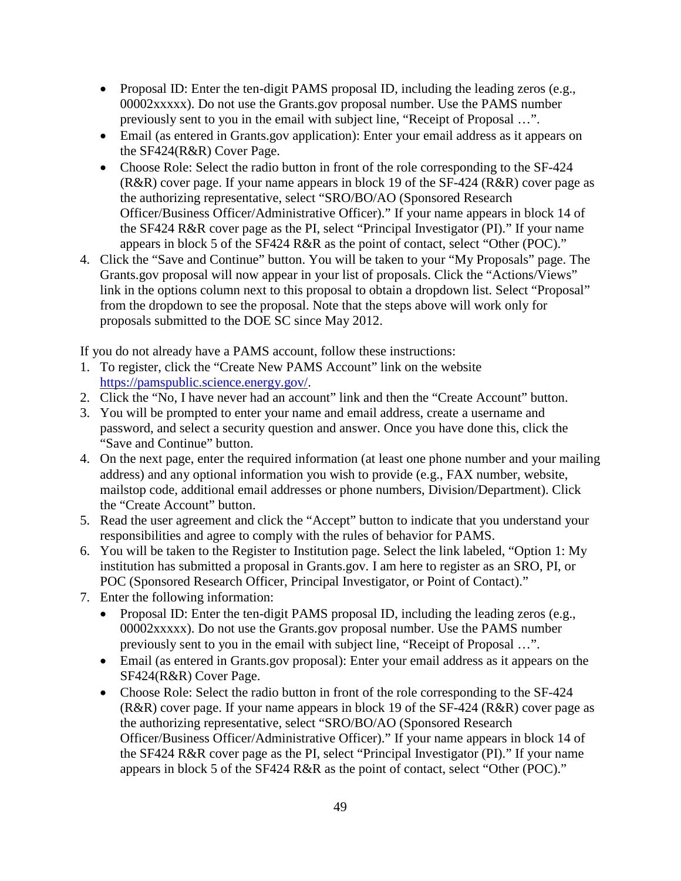- Proposal ID: Enter the ten-digit PAMS proposal ID, including the leading zeros (e.g., 00002xxxxx). Do not use the Grants.gov proposal number. Use the PAMS number previously sent to you in the email with subject line, "Receipt of Proposal …".
- Email (as entered in Grants.gov application): Enter your email address as it appears on the SF424(R&R) Cover Page.
- Choose Role: Select the radio button in front of the role corresponding to the SF-424 (R&R) cover page. If your name appears in block 19 of the SF-424 (R&R) cover page as the authorizing representative, select "SRO/BO/AO (Sponsored Research Officer/Business Officer/Administrative Officer)." If your name appears in block 14 of the SF424 R&R cover page as the PI, select "Principal Investigator (PI)." If your name appears in block 5 of the SF424 R&R as the point of contact, select "Other (POC)."

4. Click the "Save and Continue" button. You will be taken to your "My Proposals" page. The Grants.gov proposal will now appear in your list of proposals. Click the "Actions/Views" link in the options column next to this proposal to obtain a dropdown list. Select "Proposal" from the dropdown to see the proposal. Note that the steps above will work only for proposals submitted to the DOE SC since May 2012.

If you do not already have a PAMS account, follow these instructions:

1. To register, click the "Create New PAMS Account" link on the website https://pamspublic.science.energy.gov/.
2. Click the "No, I have never had an account" link and then the "Create Account" button.
3. You will be prompted to enter your name and email address, create a username and password, and select a security question and answer. Once you have done this, click the "Save and Continue" button.
4. On the next page, enter the required information (at least one phone number and your mailing address) and any optional information you wish to provide (e.g., FAX number, website, mailstop code, additional email addresses or phone numbers, Division/Department). Click the "Create Account" button.
5. Read the user agreement and click the "Accept" button to indicate that you understand your responsibilities and agree to comply with the rules of behavior for PAMS.
6. You will be taken to the Register to Institution page. Select the link labeled, "Option 1: My institution has submitted a proposal in Grants.gov. I am here to register as an SRO, PI, or POC (Sponsored Research Officer, Principal Investigator, or Point of Contact)."
7. Enter the following information:
   - Proposal ID: Enter the ten-digit PAMS proposal ID, including the leading zeros (e.g., 00002xxxxx). Do not use the Grants.gov proposal number. Use the PAMS number previously sent to you in the email with subject line, "Receipt of Proposal …".
   - Email (as entered in Grants.gov proposal): Enter your email address as it appears on the SF424(R&R) Cover Page.
   - Choose Role: Select the radio button in front of the role corresponding to the SF-424 (R&R) cover page. If your name appears in block 19 of the SF-424 (R&R) cover page as the authorizing representative, select "SRO/BO/AO (Sponsored Research Officer/Business Officer/Administrative Officer)." If your name appears in block 14 of the SF424 R&R cover page as the PI, select "Principal Investigator (PI)." If your name appears in block 5 of the SF424 R&R as the point of contact, select "Other (POC)."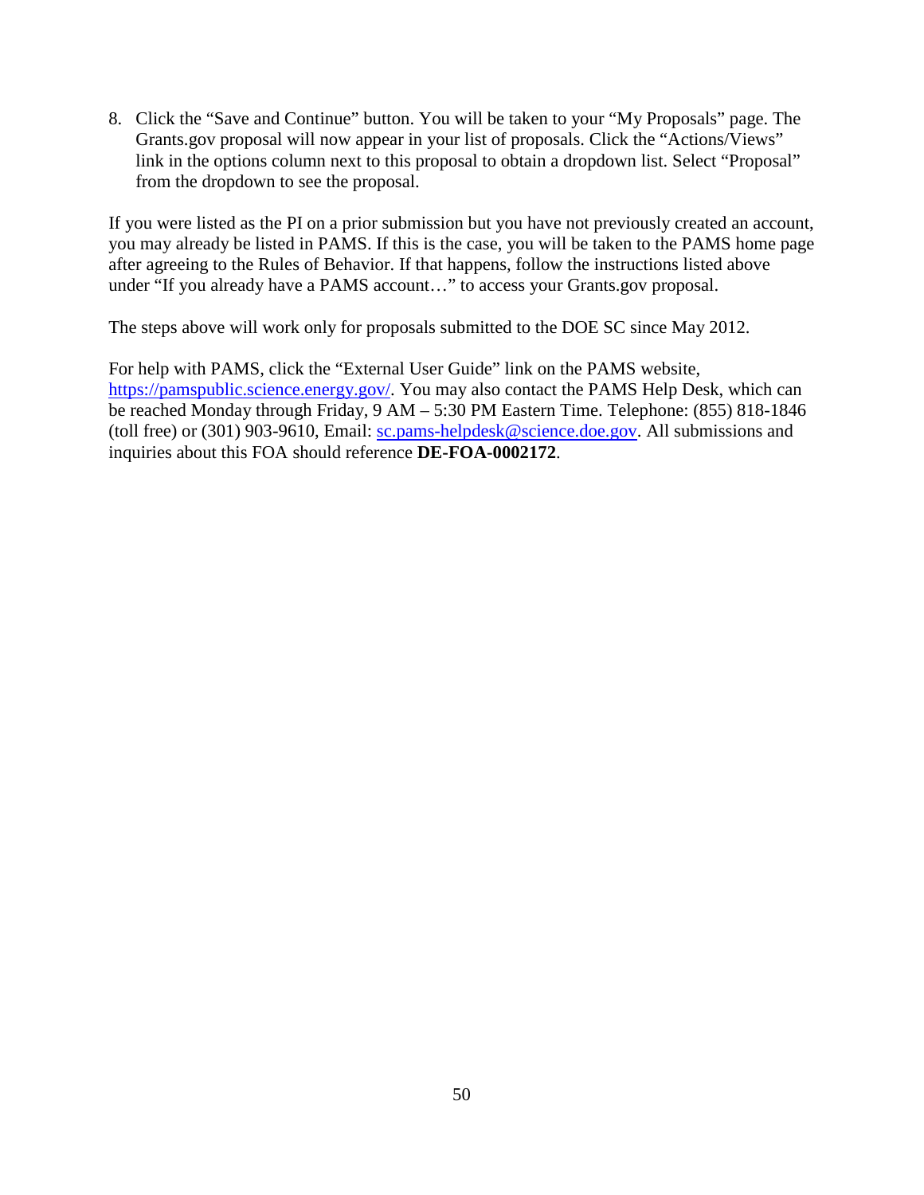8. Click the "Save and Continue" button. You will be taken to your "My Proposals" page. The Grants.gov proposal will now appear in your list of proposals. Click the "Actions/Views" link in the options column next to this proposal to obtain a dropdown list. Select "Proposal" from the dropdown to see the proposal.

If you were listed as the PI on a prior submission but you have not previously created an account, you may already be listed in PAMS. If this is the case, you will be taken to the PAMS home page after agreeing to the Rules of Behavior. If that happens, follow the instructions listed above under "If you already have a PAMS account…" to access your Grants.gov proposal.

The steps above will work only for proposals submitted to the DOE SC since May 2012.

For help with PAMS, click the "External User Guide" link on the PAMS website, https://pamspublic.science.energy.gov/. You may also contact the PAMS Help Desk, which can be reached Monday through Friday, 9 AM – 5:30 PM Eastern Time. Telephone: (855) 818-1846 (toll free) or (301) 903-9610, Email: sc.pams-helpdesk@science.doe.gov. All submissions and inquiries about this FOA should reference **DE-FOA-0002172**.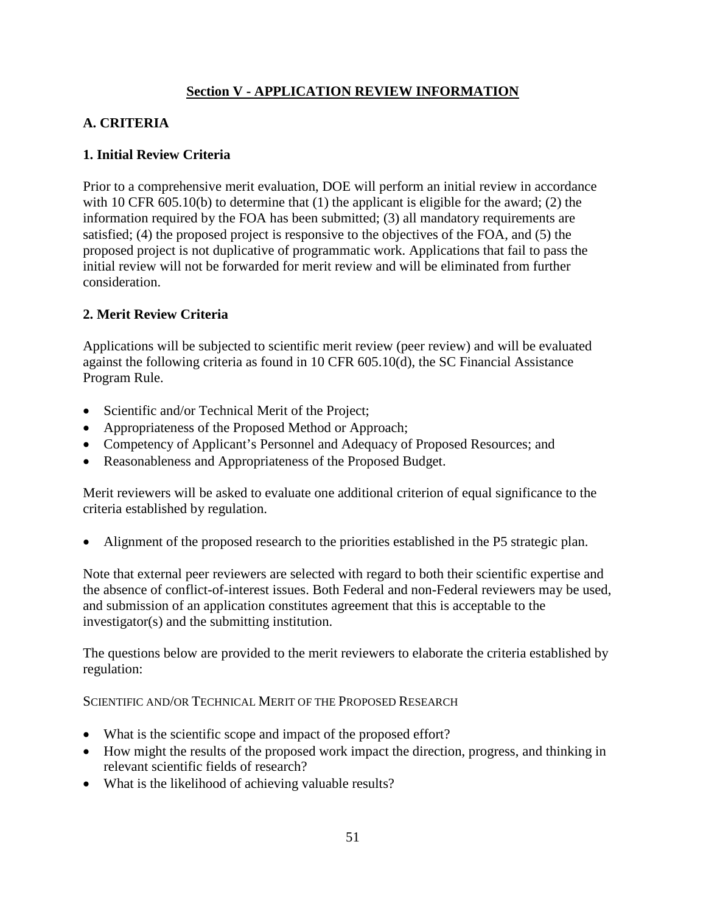## Section V - APPLICATION REVIEW INFORMATION

### A. CRITERIA

#### 1. Initial Review Criteria

Prior to a comprehensive merit evaluation, DOE will perform an initial review in accordance with 10 CFR 605.10(b) to determine that (1) the applicant is eligible for the award; (2) the information required by the FOA has been submitted; (3) all mandatory requirements are satisfied; (4) the proposed project is responsive to the objectives of the FOA, and (5) the proposed project is not duplicative of programmatic work. Applications that fail to pass the initial review will not be forwarded for merit review and will be eliminated from further consideration.

#### 2. Merit Review Criteria

Applications will be subjected to scientific merit review (peer review) and will be evaluated against the following criteria as found in 10 CFR 605.10(d), the SC Financial Assistance Program Rule.

- Scientific and/or Technical Merit of the Project;
- Appropriateness of the Proposed Method or Approach;
- Competency of Applicant's Personnel and Adequacy of Proposed Resources; and
- Reasonableness and Appropriateness of the Proposed Budget.

Merit reviewers will be asked to evaluate one additional criterion of equal significance to the criteria established by regulation.

- Alignment of the proposed research to the priorities established in the P5 strategic plan.

Note that external peer reviewers are selected with regard to both their scientific expertise and the absence of conflict-of-interest issues. Both Federal and non-Federal reviewers may be used, and submission of an application constitutes agreement that this is acceptable to the investigator(s) and the submitting institution.

The questions below are provided to the merit reviewers to elaborate the criteria established by regulation:

SCIENTIFIC AND/OR TECHNICAL MERIT OF THE PROPOSED RESEARCH

- What is the scientific scope and impact of the proposed effort?
- How might the results of the proposed work impact the direction, progress, and thinking in relevant scientific fields of research?
- What is the likelihood of achieving valuable results?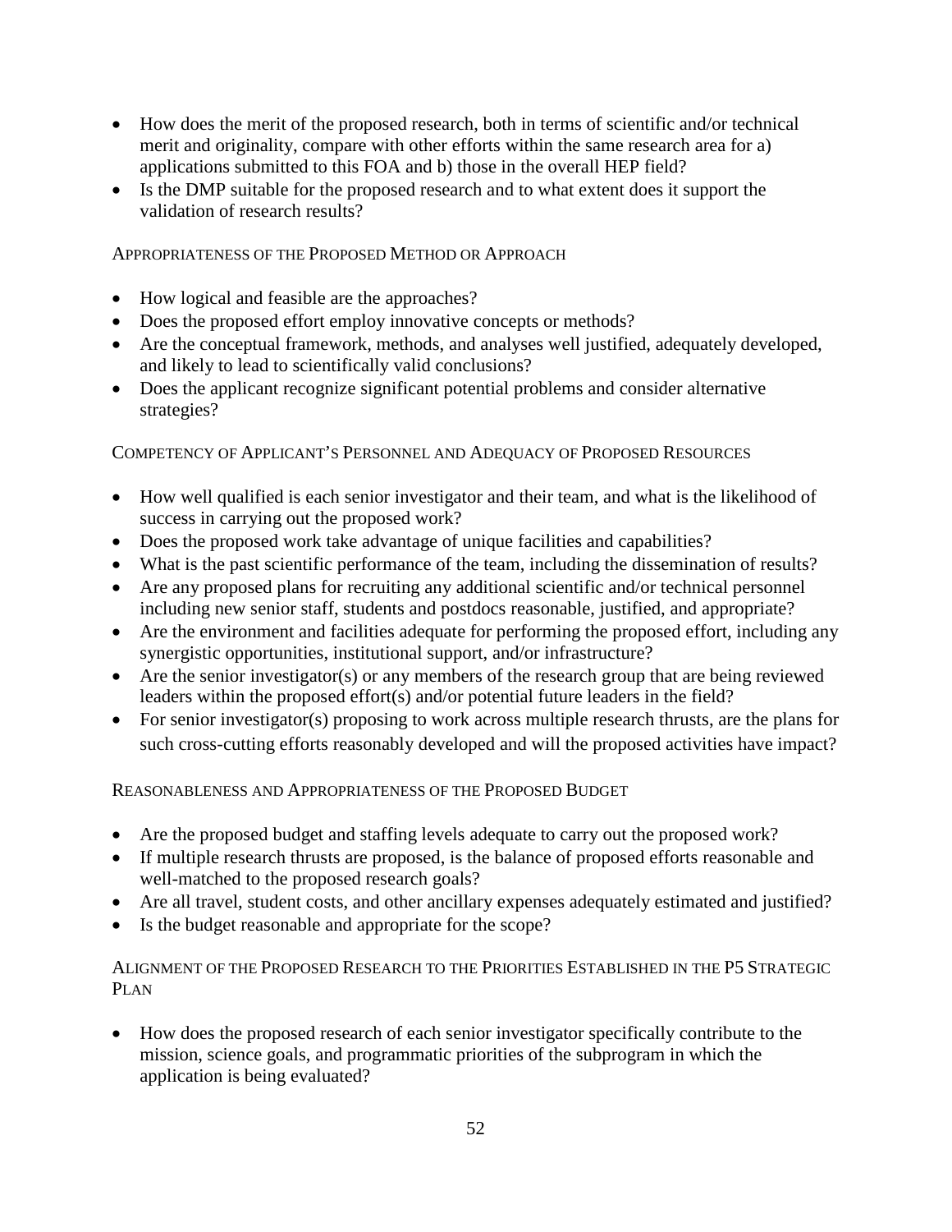- How does the merit of the proposed research, both in terms of scientific and/or technical merit and originality, compare with other efforts within the same research area for a) applications submitted to this FOA and b) those in the overall HEP field?
- Is the DMP suitable for the proposed research and to what extent does it support the validation of research results?

### Appropriateness of the Proposed Method or Approach

- How logical and feasible are the approaches?
- Does the proposed effort employ innovative concepts or methods?
- Are the conceptual framework, methods, and analyses well justified, adequately developed, and likely to lead to scientifically valid conclusions?
- Does the applicant recognize significant potential problems and consider alternative strategies?

### Competency of Applicant's Personnel and Adequacy of Proposed Resources

- How well qualified is each senior investigator and their team, and what is the likelihood of success in carrying out the proposed work?
- Does the proposed work take advantage of unique facilities and capabilities?
- What is the past scientific performance of the team, including the dissemination of results?
- Are any proposed plans for recruiting any additional scientific and/or technical personnel including new senior staff, students and postdocs reasonable, justified, and appropriate?
- Are the environment and facilities adequate for performing the proposed effort, including any synergistic opportunities, institutional support, and/or infrastructure?
- Are the senior investigator(s) or any members of the research group that are being reviewed leaders within the proposed effort(s) and/or potential future leaders in the field?
- For senior investigator(s) proposing to work across multiple research thrusts, are the plans for such cross-cutting efforts reasonably developed and will the proposed activities have impact?

### Reasonableness and Appropriateness of the Proposed Budget

- Are the proposed budget and staffing levels adequate to carry out the proposed work?
- If multiple research thrusts are proposed, is the balance of proposed efforts reasonable and well-matched to the proposed research goals?
- Are all travel, student costs, and other ancillary expenses adequately estimated and justified?
- Is the budget reasonable and appropriate for the scope?

### Alignment of the Proposed Research to the Priorities Established in the P5 Strategic Plan

- How does the proposed research of each senior investigator specifically contribute to the mission, science goals, and programmatic priorities of the subprogram in which the application is being evaluated?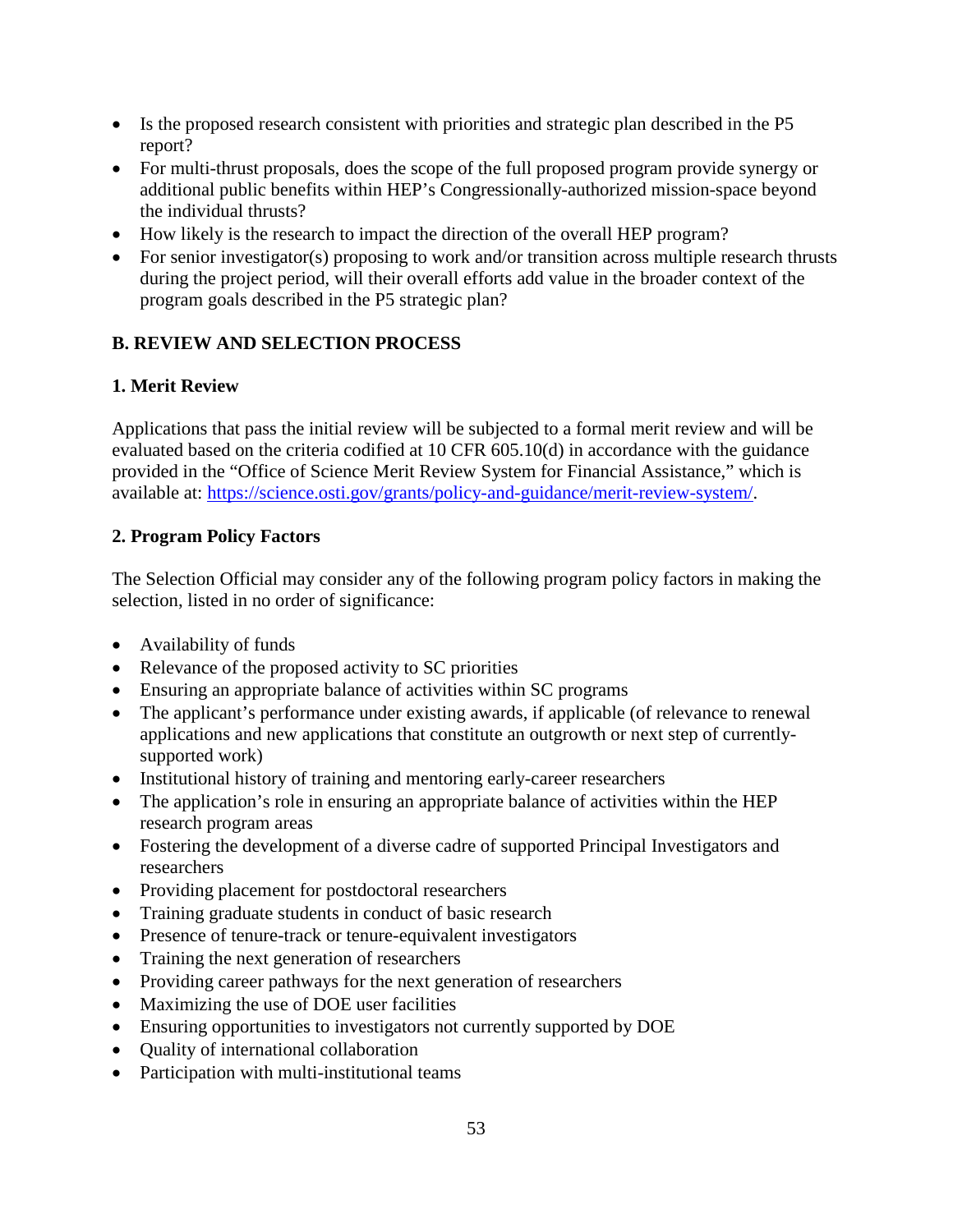- Is the proposed research consistent with priorities and strategic plan described in the P5 report?
- For multi-thrust proposals, does the scope of the full proposed program provide synergy or additional public benefits within HEP's Congressionally-authorized mission-space beyond the individual thrusts?
- How likely is the research to impact the direction of the overall HEP program?
- For senior investigator(s) proposing to work and/or transition across multiple research thrusts during the project period, will their overall efforts add value in the broader context of the program goals described in the P5 strategic plan?

## B. REVIEW AND SELECTION PROCESS

### 1. Merit Review

Applications that pass the initial review will be subjected to a formal merit review and will be evaluated based on the criteria codified at 10 CFR 605.10(d) in accordance with the guidance provided in the "Office of Science Merit Review System for Financial Assistance," which is available at: https://science.osti.gov/grants/policy-and-guidance/merit-review-system/.

### 2. Program Policy Factors

The Selection Official may consider any of the following program policy factors in making the selection, listed in no order of significance:

- Availability of funds
- Relevance of the proposed activity to SC priorities
- Ensuring an appropriate balance of activities within SC programs
- The applicant's performance under existing awards, if applicable (of relevance to renewal applications and new applications that constitute an outgrowth or next step of currently-supported work)
- Institutional history of training and mentoring early-career researchers
- The application's role in ensuring an appropriate balance of activities within the HEP research program areas
- Fostering the development of a diverse cadre of supported Principal Investigators and researchers
- Providing placement for postdoctoral researchers
- Training graduate students in conduct of basic research
- Presence of tenure-track or tenure-equivalent investigators
- Training the next generation of researchers
- Providing career pathways for the next generation of researchers
- Maximizing the use of DOE user facilities
- Ensuring opportunities to investigators not currently supported by DOE
- Quality of international collaboration
- Participation with multi-institutional teams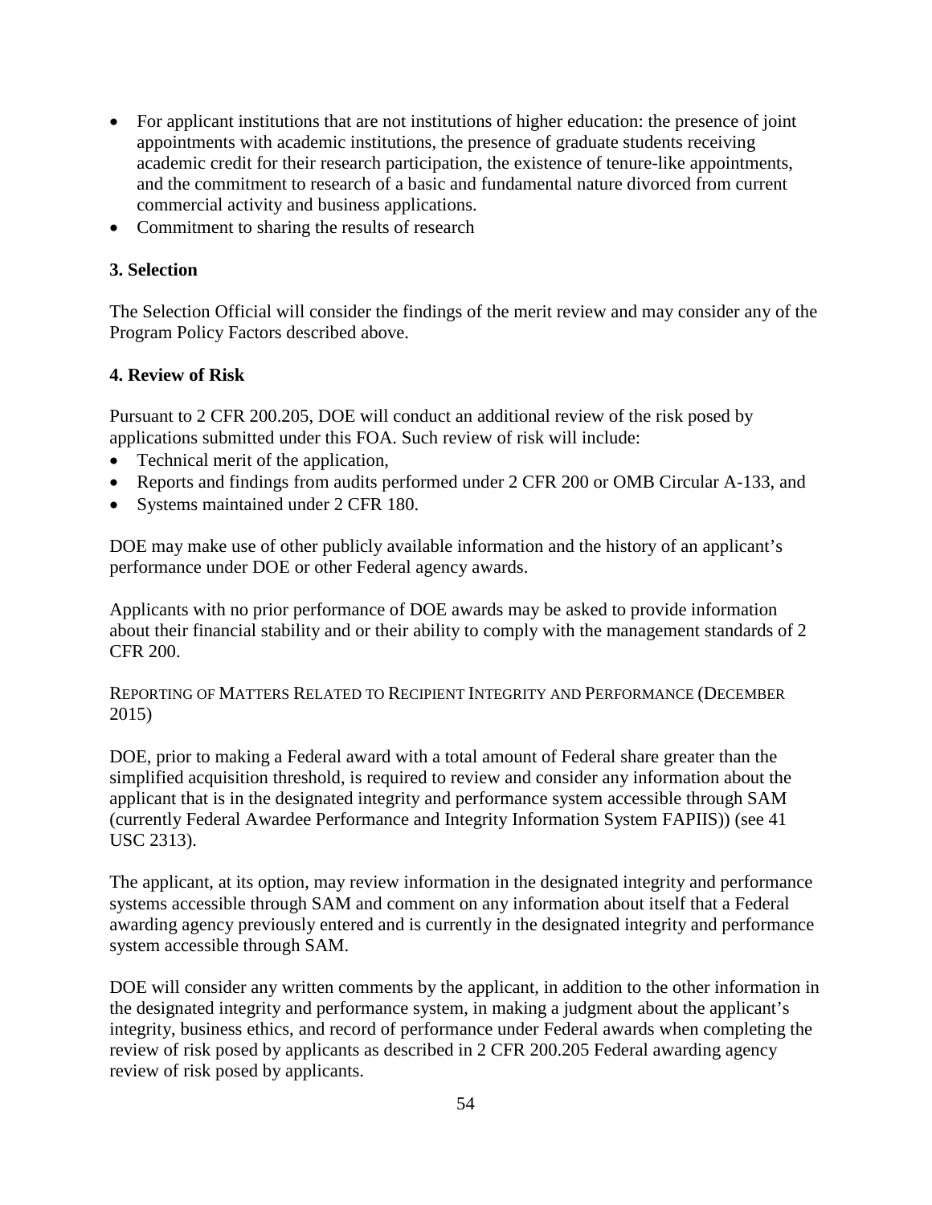- For applicant institutions that are not institutions of higher education: the presence of joint appointments with academic institutions, the presence of graduate students receiving academic credit for their research participation, the existence of tenure-like appointments, and the commitment to research of a basic and fundamental nature divorced from current commercial activity and business applications.
- Commitment to sharing the results of research

### 3. Selection

The Selection Official will consider the findings of the merit review and may consider any of the Program Policy Factors described above.

### 4. Review of Risk

Pursuant to 2 CFR 200.205, DOE will conduct an additional review of the risk posed by applications submitted under this FOA. Such review of risk will include:

- Technical merit of the application,
- Reports and findings from audits performed under 2 CFR 200 or OMB Circular A-133, and
- Systems maintained under 2 CFR 180.

DOE may make use of other publicly available information and the history of an applicant's performance under DOE or other Federal agency awards.

Applicants with no prior performance of DOE awards may be asked to provide information about their financial stability and or their ability to comply with the management standards of 2 CFR 200.

REPORTING OF MATTERS RELATED TO RECIPIENT INTEGRITY AND PERFORMANCE (DECEMBER 2015)

DOE, prior to making a Federal award with a total amount of Federal share greater than the simplified acquisition threshold, is required to review and consider any information about the applicant that is in the designated integrity and performance system accessible through SAM (currently Federal Awardee Performance and Integrity Information System FAPIIS)) (see 41 USC 2313).

The applicant, at its option, may review information in the designated integrity and performance systems accessible through SAM and comment on any information about itself that a Federal awarding agency previously entered and is currently in the designated integrity and performance system accessible through SAM.

DOE will consider any written comments by the applicant, in addition to the other information in the designated integrity and performance system, in making a judgment about the applicant's integrity, business ethics, and record of performance under Federal awards when completing the review of risk posed by applicants as described in 2 CFR 200.205 Federal awarding agency review of risk posed by applicants.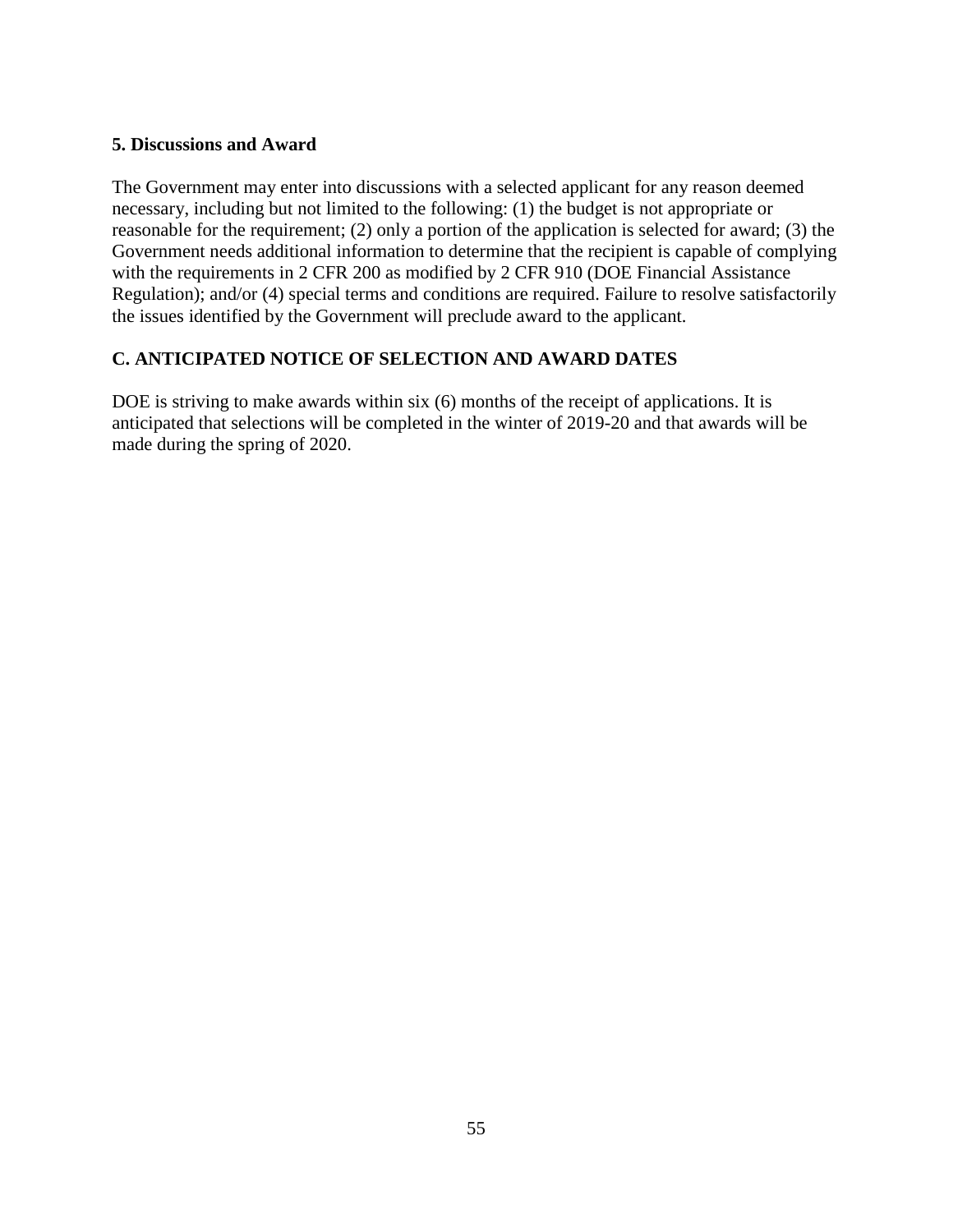### 5. Discussions and Award

The Government may enter into discussions with a selected applicant for any reason deemed necessary, including but not limited to the following: (1) the budget is not appropriate or reasonable for the requirement; (2) only a portion of the application is selected for award; (3) the Government needs additional information to determine that the recipient is capable of complying with the requirements in 2 CFR 200 as modified by 2 CFR 910 (DOE Financial Assistance Regulation); and/or (4) special terms and conditions are required. Failure to resolve satisfactorily the issues identified by the Government will preclude award to the applicant.

## C. ANTICIPATED NOTICE OF SELECTION AND AWARD DATES

DOE is striving to make awards within six (6) months of the receipt of applications. It is anticipated that selections will be completed in the winter of 2019-20 and that awards will be made during the spring of 2020.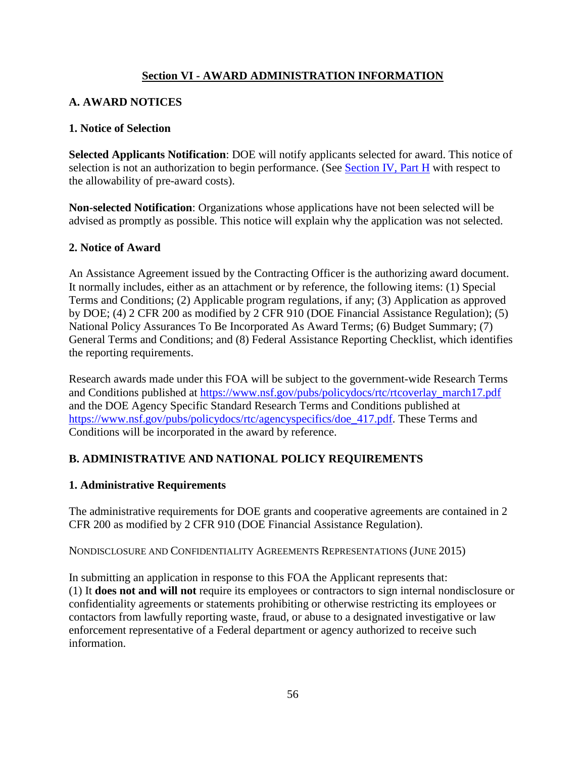## Section VI - AWARD ADMINISTRATION INFORMATION

### A. AWARD NOTICES

#### 1. Notice of Selection

**Selected Applicants Notification**: DOE will notify applicants selected for award. This notice of selection is not an authorization to begin performance. (See Section IV, Part H with respect to the allowability of pre-award costs).

**Non-selected Notification**: Organizations whose applications have not been selected will be advised as promptly as possible. This notice will explain why the application was not selected.

#### 2. Notice of Award

An Assistance Agreement issued by the Contracting Officer is the authorizing award document. It normally includes, either as an attachment or by reference, the following items: (1) Special Terms and Conditions; (2) Applicable program regulations, if any; (3) Application as approved by DOE; (4) 2 CFR 200 as modified by 2 CFR 910 (DOE Financial Assistance Regulation); (5) National Policy Assurances To Be Incorporated As Award Terms; (6) Budget Summary; (7) General Terms and Conditions; and (8) Federal Assistance Reporting Checklist, which identifies the reporting requirements.

Research awards made under this FOA will be subject to the government-wide Research Terms and Conditions published at https://www.nsf.gov/pubs/policydocs/rtc/rtcoverlay_march17.pdf and the DOE Agency Specific Standard Research Terms and Conditions published at https://www.nsf.gov/pubs/policydocs/rtc/agencyspecifics/doe_417.pdf. These Terms and Conditions will be incorporated in the award by reference.

### B. ADMINISTRATIVE AND NATIONAL POLICY REQUIREMENTS

#### 1. Administrative Requirements

The administrative requirements for DOE grants and cooperative agreements are contained in 2 CFR 200 as modified by 2 CFR 910 (DOE Financial Assistance Regulation).

NONDISCLOSURE AND CONFIDENTIALITY AGREEMENTS REPRESENTATIONS (JUNE 2015)

In submitting an application in response to this FOA the Applicant represents that:
(1) It **does not and will not** require its employees or contractors to sign internal nondisclosure or confidentiality agreements or statements prohibiting or otherwise restricting its employees or contactors from lawfully reporting waste, fraud, or abuse to a designated investigative or law enforcement representative of a Federal department or agency authorized to receive such information.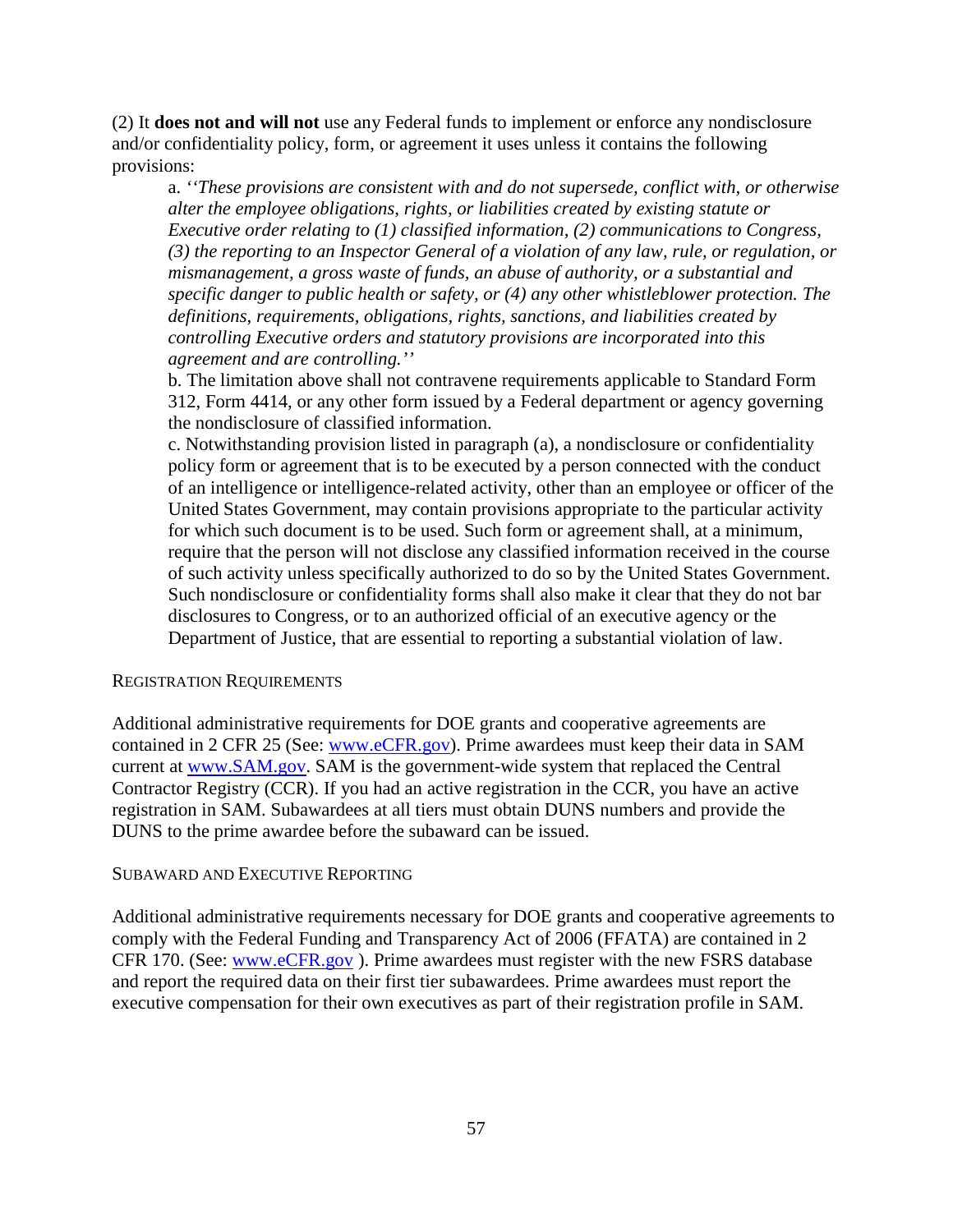(2) It **does not and will not** use any Federal funds to implement or enforce any nondisclosure and/or confidentiality policy, form, or agreement it uses unless it contains the following provisions:

a. *''These provisions are consistent with and do not supersede, conflict with, or otherwise alter the employee obligations, rights, or liabilities created by existing statute or Executive order relating to (1) classified information, (2) communications to Congress, (3) the reporting to an Inspector General of a violation of any law, rule, or regulation, or mismanagement, a gross waste of funds, an abuse of authority, or a substantial and specific danger to public health or safety, or (4) any other whistleblower protection. The definitions, requirements, obligations, rights, sanctions, and liabilities created by controlling Executive orders and statutory provisions are incorporated into this agreement and are controlling.''*

b. The limitation above shall not contravene requirements applicable to Standard Form 312, Form 4414, or any other form issued by a Federal department or agency governing the nondisclosure of classified information.

c. Notwithstanding provision listed in paragraph (a), a nondisclosure or confidentiality policy form or agreement that is to be executed by a person connected with the conduct of an intelligence or intelligence-related activity, other than an employee or officer of the United States Government, may contain provisions appropriate to the particular activity for which such document is to be used. Such form or agreement shall, at a minimum, require that the person will not disclose any classified information received in the course of such activity unless specifically authorized to do so by the United States Government. Such nondisclosure or confidentiality forms shall also make it clear that they do not bar disclosures to Congress, or to an authorized official of an executive agency or the Department of Justice, that are essential to reporting a substantial violation of law.

### Registration Requirements

Additional administrative requirements for DOE grants and cooperative agreements are contained in 2 CFR 25 (See: www.eCFR.gov). Prime awardees must keep their data in SAM current at www.SAM.gov. SAM is the government-wide system that replaced the Central Contractor Registry (CCR). If you had an active registration in the CCR, you have an active registration in SAM. Subawardees at all tiers must obtain DUNS numbers and provide the DUNS to the prime awardee before the subaward can be issued.

### Subaward and Executive Reporting

Additional administrative requirements necessary for DOE grants and cooperative agreements to comply with the Federal Funding and Transparency Act of 2006 (FFATA) are contained in 2 CFR 170. (See: www.eCFR.gov ). Prime awardees must register with the new FSRS database and report the required data on their first tier subawardees. Prime awardees must report the executive compensation for their own executives as part of their registration profile in SAM.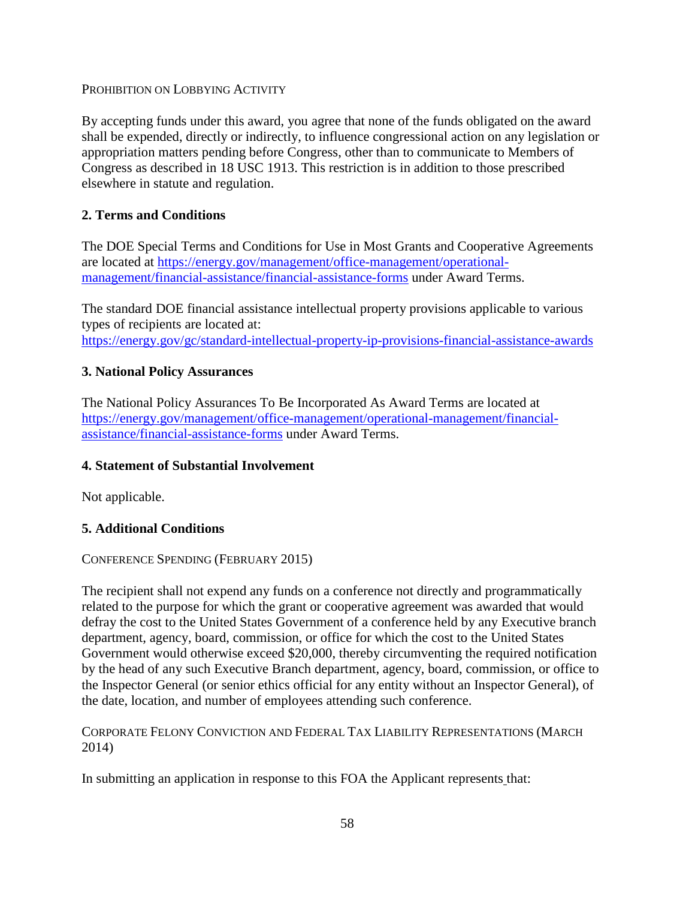PROHIBITION ON LOBBYING ACTIVITY

By accepting funds under this award, you agree that none of the funds obligated on the award shall be expended, directly or indirectly, to influence congressional action on any legislation or appropriation matters pending before Congress, other than to communicate to Members of Congress as described in 18 USC 1913. This restriction is in addition to those prescribed elsewhere in statute and regulation.

**2. Terms and Conditions**

The DOE Special Terms and Conditions for Use in Most Grants and Cooperative Agreements are located at [https://energy.gov/management/office-management/operational-management/financial-assistance/financial-assistance-forms](https://energy.gov/management/office-management/operational-management/financial-assistance/financial-assistance-forms) under Award Terms.

The standard DOE financial assistance intellectual property provisions applicable to various types of recipients are located at: [https://energy.gov/gc/standard-intellectual-property-ip-provisions-financial-assistance-awards](https://energy.gov/gc/standard-intellectual-property-ip-provisions-financial-assistance-awards)

**3. National Policy Assurances**

The National Policy Assurances To Be Incorporated As Award Terms are located at [https://energy.gov/management/office-management/operational-management/financial-assistance/financial-assistance-forms](https://energy.gov/management/office-management/operational-management/financial-assistance/financial-assistance-forms) under Award Terms.

**4. Statement of Substantial Involvement**

Not applicable.

**5. Additional Conditions**

CONFERENCE SPENDING (FEBRUARY 2015)

The recipient shall not expend any funds on a conference not directly and programmatically related to the purpose for which the grant or cooperative agreement was awarded that would defray the cost to the United States Government of a conference held by any Executive branch department, agency, board, commission, or office for which the cost to the United States Government would otherwise exceed $20,000, thereby circumventing the required notification by the head of any such Executive Branch department, agency, board, commission, or office to the Inspector General (or senior ethics official for any entity without an Inspector General), of the date, location, and number of employees attending such conference.

CORPORATE FELONY CONVICTION AND FEDERAL TAX LIABILITY REPRESENTATIONS (MARCH 2014)

In submitting an application in response to this FOA the Applicant represents that: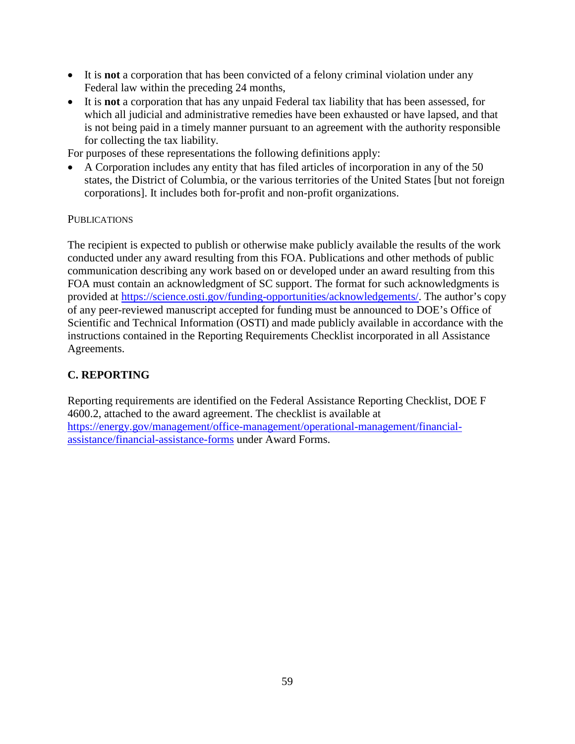- It is **not** a corporation that has been convicted of a felony criminal violation under any Federal law within the preceding 24 months,
- It is **not** a corporation that has any unpaid Federal tax liability that has been assessed, for which all judicial and administrative remedies have been exhausted or have lapsed, and that is not being paid in a timely manner pursuant to an agreement with the authority responsible for collecting the tax liability.

For purposes of these representations the following definitions apply:

- A Corporation includes any entity that has filed articles of incorporation in any of the 50 states, the District of Columbia, or the various territories of the United States [but not foreign corporations]. It includes both for-profit and non-profit organizations.

PUBLICATIONS

The recipient is expected to publish or otherwise make publicly available the results of the work conducted under any award resulting from this FOA. Publications and other methods of public communication describing any work based on or developed under an award resulting from this FOA must contain an acknowledgment of SC support. The format for such acknowledgments is provided at https://science.osti.gov/funding-opportunities/acknowledgements/. The author's copy of any peer-reviewed manuscript accepted for funding must be announced to DOE's Office of Scientific and Technical Information (OSTI) and made publicly available in accordance with the instructions contained in the Reporting Requirements Checklist incorporated in all Assistance Agreements.

## C. REPORTING

Reporting requirements are identified on the Federal Assistance Reporting Checklist, DOE F 4600.2, attached to the award agreement. The checklist is available at https://energy.gov/management/office-management/operational-management/financial-assistance/financial-assistance-forms under Award Forms.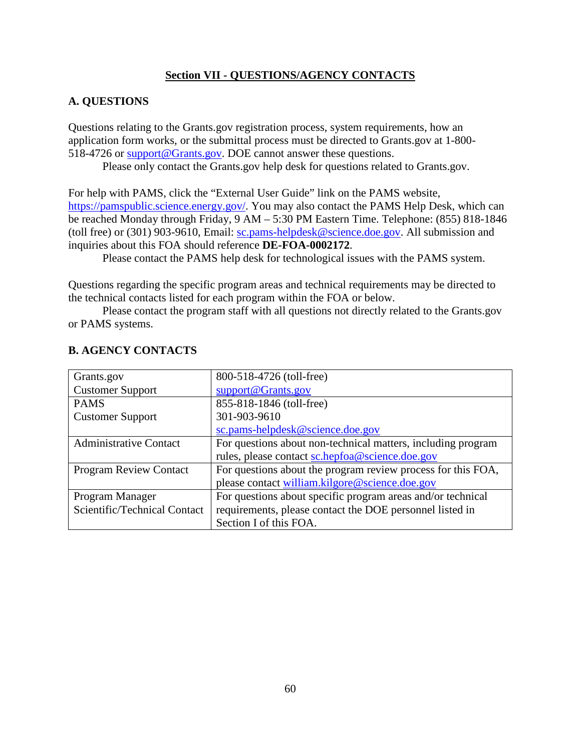## Section VII - QUESTIONS/AGENCY CONTACTS

### A. QUESTIONS

Questions relating to the Grants.gov registration process, system requirements, how an application form works, or the submittal process must be directed to Grants.gov at 1-800-518-4726 or support@Grants.gov. DOE cannot answer these questions.

Please only contact the Grants.gov help desk for questions related to Grants.gov.

For help with PAMS, click the "External User Guide" link on the PAMS website, https://pamspublic.science.energy.gov/. You may also contact the PAMS Help Desk, which can be reached Monday through Friday, 9 AM – 5:30 PM Eastern Time. Telephone: (855) 818-1846 (toll free) or (301) 903-9610, Email: sc.pams-helpdesk@science.doe.gov. All submission and inquiries about this FOA should reference **DE-FOA-0002172**.

Please contact the PAMS help desk for technological issues with the PAMS system.

Questions regarding the specific program areas and technical requirements may be directed to the technical contacts listed for each program within the FOA or below.

Please contact the program staff with all questions not directly related to the Grants.gov or PAMS systems.

### B. AGENCY CONTACTS

| | |
|---|---|
| Grants.gov Customer Support | 800-518-4726 (toll-free)<br>support@Grants.gov |
| PAMS Customer Support | 855-818-1846 (toll-free)<br>301-903-9610<br>sc.pams-helpdesk@science.doe.gov |
| Administrative Contact | For questions about non-technical matters, including program rules, please contact sc.hepfoa@science.doe.gov |
| Program Review Contact | For questions about the program review process for this FOA, please contact william.kilgore@science.doe.gov |
| Program Manager Scientific/Technical Contact | For questions about specific program areas and/or technical requirements, please contact the DOE personnel listed in Section I of this FOA. |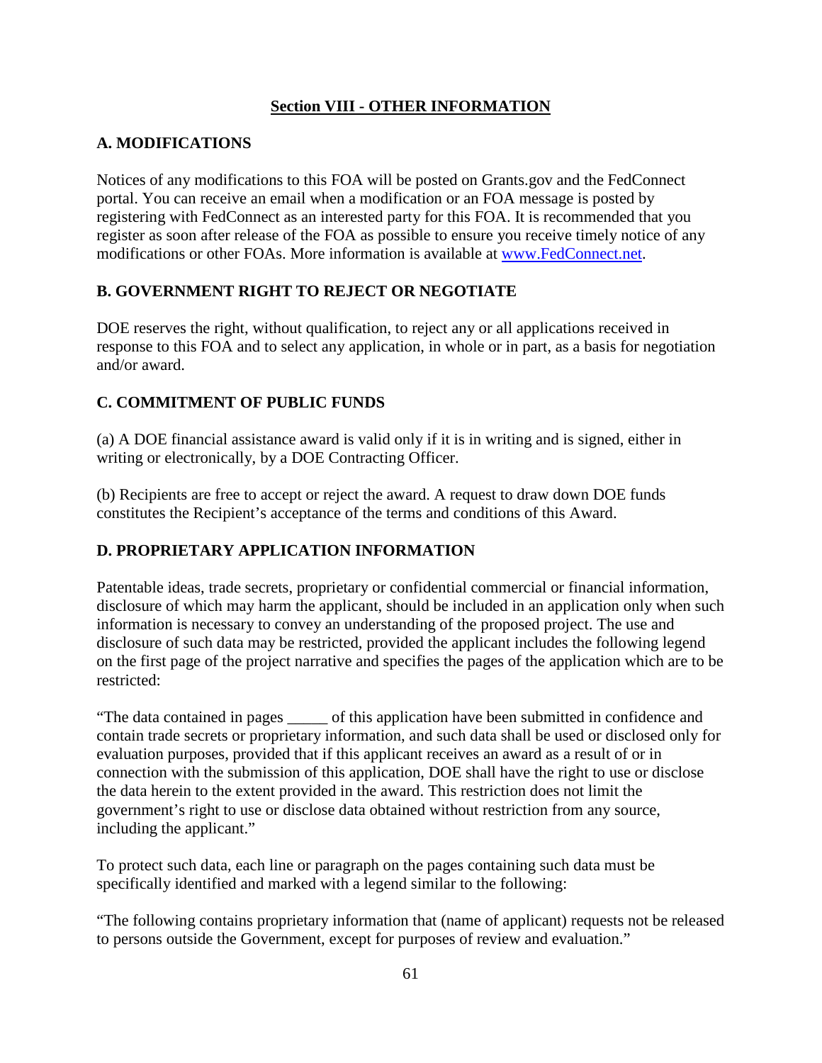## Section VIII - OTHER INFORMATION

### A. MODIFICATIONS

Notices of any modifications to this FOA will be posted on Grants.gov and the FedConnect portal. You can receive an email when a modification or an FOA message is posted by registering with FedConnect as an interested party for this FOA. It is recommended that you register as soon after release of the FOA as possible to ensure you receive timely notice of any modifications or other FOAs. More information is available at [www.FedConnect.net](http://www.FedConnect.net).

### B. GOVERNMENT RIGHT TO REJECT OR NEGOTIATE

DOE reserves the right, without qualification, to reject any or all applications received in response to this FOA and to select any application, in whole or in part, as a basis for negotiation and/or award.

### C. COMMITMENT OF PUBLIC FUNDS

(a) A DOE financial assistance award is valid only if it is in writing and is signed, either in writing or electronically, by a DOE Contracting Officer.

(b) Recipients are free to accept or reject the award. A request to draw down DOE funds constitutes the Recipient's acceptance of the terms and conditions of this Award.

### D. PROPRIETARY APPLICATION INFORMATION

Patentable ideas, trade secrets, proprietary or confidential commercial or financial information, disclosure of which may harm the applicant, should be included in an application only when such information is necessary to convey an understanding of the proposed project. The use and disclosure of such data may be restricted, provided the applicant includes the following legend on the first page of the project narrative and specifies the pages of the application which are to be restricted:

"The data contained in pages _____ of this application have been submitted in confidence and contain trade secrets or proprietary information, and such data shall be used or disclosed only for evaluation purposes, provided that if this applicant receives an award as a result of or in connection with the submission of this application, DOE shall have the right to use or disclose the data herein to the extent provided in the award. This restriction does not limit the government's right to use or disclose data obtained without restriction from any source, including the applicant."

To protect such data, each line or paragraph on the pages containing such data must be specifically identified and marked with a legend similar to the following:

"The following contains proprietary information that (name of applicant) requests not be released to persons outside the Government, except for purposes of review and evaluation."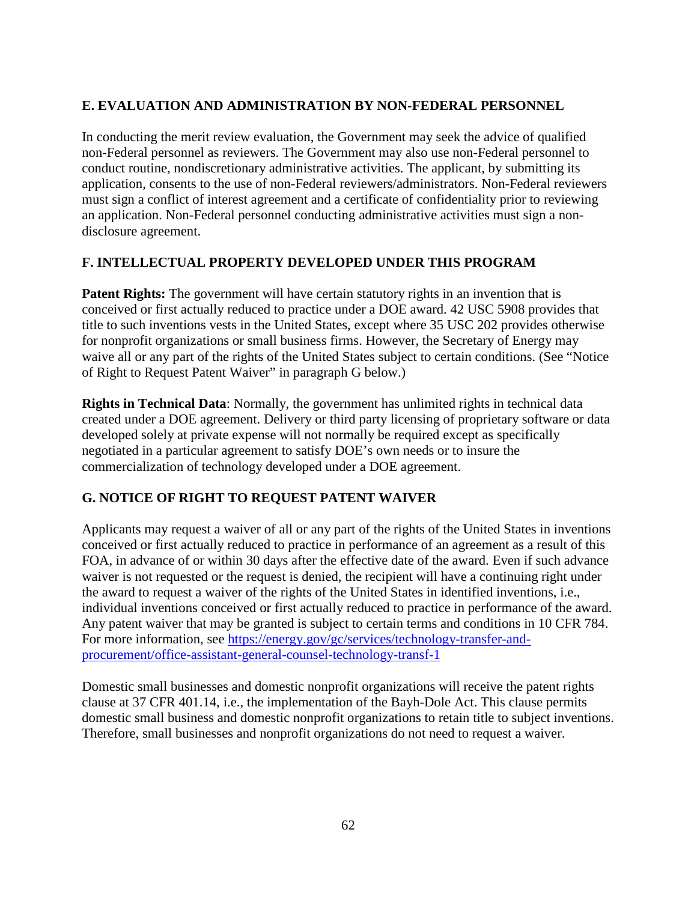## E. EVALUATION AND ADMINISTRATION BY NON-FEDERAL PERSONNEL

In conducting the merit review evaluation, the Government may seek the advice of qualified non-Federal personnel as reviewers. The Government may also use non-Federal personnel to conduct routine, nondiscretionary administrative activities. The applicant, by submitting its application, consents to the use of non-Federal reviewers/administrators. Non-Federal reviewers must sign a conflict of interest agreement and a certificate of confidentiality prior to reviewing an application. Non-Federal personnel conducting administrative activities must sign a non-disclosure agreement.

## F. INTELLECTUAL PROPERTY DEVELOPED UNDER THIS PROGRAM

**Patent Rights:** The government will have certain statutory rights in an invention that is conceived or first actually reduced to practice under a DOE award. 42 USC 5908 provides that title to such inventions vests in the United States, except where 35 USC 202 provides otherwise for nonprofit organizations or small business firms. However, the Secretary of Energy may waive all or any part of the rights of the United States subject to certain conditions. (See "Notice of Right to Request Patent Waiver" in paragraph G below.)

**Rights in Technical Data**: Normally, the government has unlimited rights in technical data created under a DOE agreement. Delivery or third party licensing of proprietary software or data developed solely at private expense will not normally be required except as specifically negotiated in a particular agreement to satisfy DOE's own needs or to insure the commercialization of technology developed under a DOE agreement.

## G. NOTICE OF RIGHT TO REQUEST PATENT WAIVER

Applicants may request a waiver of all or any part of the rights of the United States in inventions conceived or first actually reduced to practice in performance of an agreement as a result of this FOA, in advance of or within 30 days after the effective date of the award. Even if such advance waiver is not requested or the request is denied, the recipient will have a continuing right under the award to request a waiver of the rights of the United States in identified inventions, i.e., individual inventions conceived or first actually reduced to practice in performance of the award. Any patent waiver that may be granted is subject to certain terms and conditions in 10 CFR 784. For more information, see [https://energy.gov/gc/services/technology-transfer-and-procurement/office-assistant-general-counsel-technology-transf-1](https://energy.gov/gc/services/technology-transfer-and-procurement/office-assistant-general-counsel-technology-transf-1)

Domestic small businesses and domestic nonprofit organizations will receive the patent rights clause at 37 CFR 401.14, i.e., the implementation of the Bayh-Dole Act. This clause permits domestic small business and domestic nonprofit organizations to retain title to subject inventions. Therefore, small businesses and nonprofit organizations do not need to request a waiver.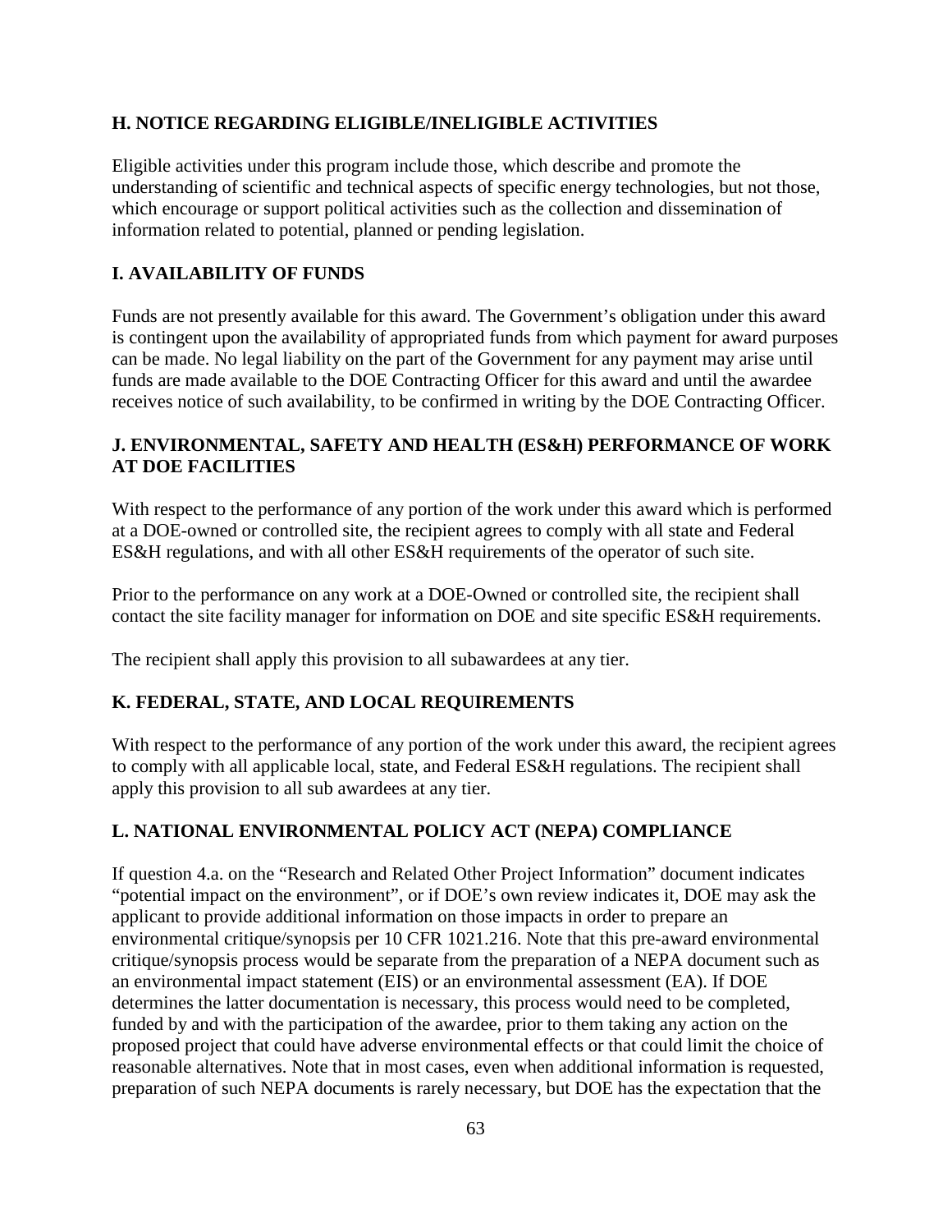## H. NOTICE REGARDING ELIGIBLE/INELIGIBLE ACTIVITIES

Eligible activities under this program include those, which describe and promote the understanding of scientific and technical aspects of specific energy technologies, but not those, which encourage or support political activities such as the collection and dissemination of information related to potential, planned or pending legislation.

## I. AVAILABILITY OF FUNDS

Funds are not presently available for this award. The Government's obligation under this award is contingent upon the availability of appropriated funds from which payment for award purposes can be made. No legal liability on the part of the Government for any payment may arise until funds are made available to the DOE Contracting Officer for this award and until the awardee receives notice of such availability, to be confirmed in writing by the DOE Contracting Officer.

## J. ENVIRONMENTAL, SAFETY AND HEALTH (ES&H) PERFORMANCE OF WORK AT DOE FACILITIES

With respect to the performance of any portion of the work under this award which is performed at a DOE-owned or controlled site, the recipient agrees to comply with all state and Federal ES&H regulations, and with all other ES&H requirements of the operator of such site.

Prior to the performance on any work at a DOE-Owned or controlled site, the recipient shall contact the site facility manager for information on DOE and site specific ES&H requirements.

The recipient shall apply this provision to all subawardees at any tier.

## K. FEDERAL, STATE, AND LOCAL REQUIREMENTS

With respect to the performance of any portion of the work under this award, the recipient agrees to comply with all applicable local, state, and Federal ES&H regulations. The recipient shall apply this provision to all sub awardees at any tier.

## L. NATIONAL ENVIRONMENTAL POLICY ACT (NEPA) COMPLIANCE

If question 4.a. on the "Research and Related Other Project Information" document indicates "potential impact on the environment", or if DOE's own review indicates it, DOE may ask the applicant to provide additional information on those impacts in order to prepare an environmental critique/synopsis per 10 CFR 1021.216. Note that this pre-award environmental critique/synopsis process would be separate from the preparation of a NEPA document such as an environmental impact statement (EIS) or an environmental assessment (EA). If DOE determines the latter documentation is necessary, this process would need to be completed, funded by and with the participation of the awardee, prior to them taking any action on the proposed project that could have adverse environmental effects or that could limit the choice of reasonable alternatives. Note that in most cases, even when additional information is requested, preparation of such NEPA documents is rarely necessary, but DOE has the expectation that the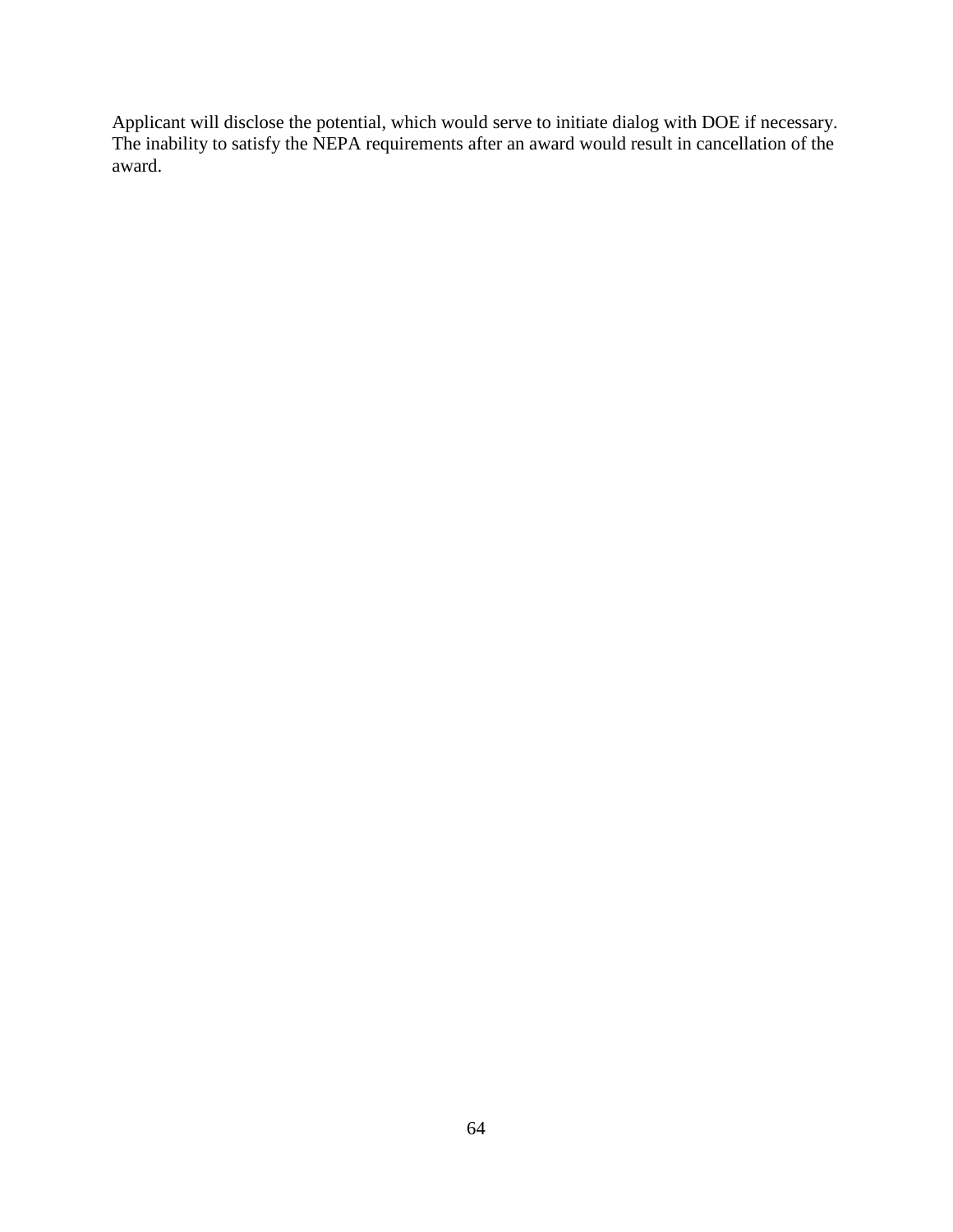Applicant will disclose the potential, which would serve to initiate dialog with DOE if necessary. The inability to satisfy the NEPA requirements after an award would result in cancellation of the award.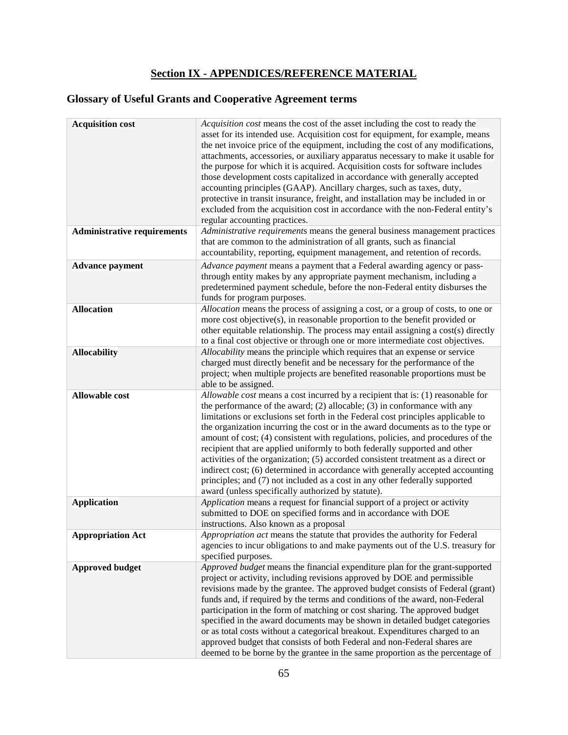## Section IX - APPENDICES/REFERENCE MATERIAL

### Glossary of Useful Grants and Cooperative Agreement terms

| | |
|---|---|
| **Acquisition cost** | *Acquisition cost* means the cost of the asset including the cost to ready the asset for its intended use. Acquisition cost for equipment, for example, means the net invoice price of the equipment, including the cost of any modifications, attachments, accessories, or auxiliary apparatus necessary to make it usable for the purpose for which it is acquired. Acquisition costs for software includes those development costs capitalized in accordance with generally accepted accounting principles (GAAP). Ancillary charges, such as taxes, duty, protective in transit insurance, freight, and installation may be included in or excluded from the acquisition cost in accordance with the non-Federal entity's regular accounting practices. |
| **Administrative requirements** | *Administrative requirements* means the general business management practices that are common to the administration of all grants, such as financial accountability, reporting, equipment management, and retention of records. |
| **Advance payment** | *Advance payment* means a payment that a Federal awarding agency or pass-through entity makes by any appropriate payment mechanism, including a predetermined payment schedule, before the non-Federal entity disburses the funds for program purposes. |
| **Allocation** | *Allocation* means the process of assigning a cost, or a group of costs, to one or more cost objective(s), in reasonable proportion to the benefit provided or other equitable relationship. The process may entail assigning a cost(s) directly to a final cost objective or through one or more intermediate cost objectives. |
| **Allocability** | *Allocability* means the principle which requires that an expense or service charged must directly benefit and be necessary for the performance of the project; when multiple projects are benefited reasonable proportions must be able to be assigned. |
| **Allowable cost** | *Allowable cost* means a cost incurred by a recipient that is: (1) reasonable for the performance of the award; (2) allocable; (3) in conformance with any limitations or exclusions set forth in the Federal cost principles applicable to the organization incurring the cost or in the award documents as to the type or amount of cost; (4) consistent with regulations, policies, and procedures of the recipient that are applied uniformly to both federally supported and other activities of the organization; (5) accorded consistent treatment as a direct or indirect cost; (6) determined in accordance with generally accepted accounting principles; and (7) not included as a cost in any other federally supported award (unless specifically authorized by statute). |
| **Application** | *Application* means a request for financial support of a project or activity submitted to DOE on specified forms and in accordance with DOE instructions. Also known as a proposal |
| **Appropriation Act** | *Appropriation act* means the statute that provides the authority for Federal agencies to incur obligations to and make payments out of the U.S. treasury for specified purposes. |
| **Approved budget** | *Approved budget* means the financial expenditure plan for the grant-supported project or activity, including revisions approved by DOE and permissible revisions made by the grantee. The approved budget consists of Federal (grant) funds and, if required by the terms and conditions of the award, non-Federal participation in the form of matching or cost sharing. The approved budget specified in the award documents may be shown in detailed budget categories or as total costs without a categorical breakout. Expenditures charged to an approved budget that consists of both Federal and non-Federal shares are deemed to be borne by the grantee in the same proportion as the percentage of |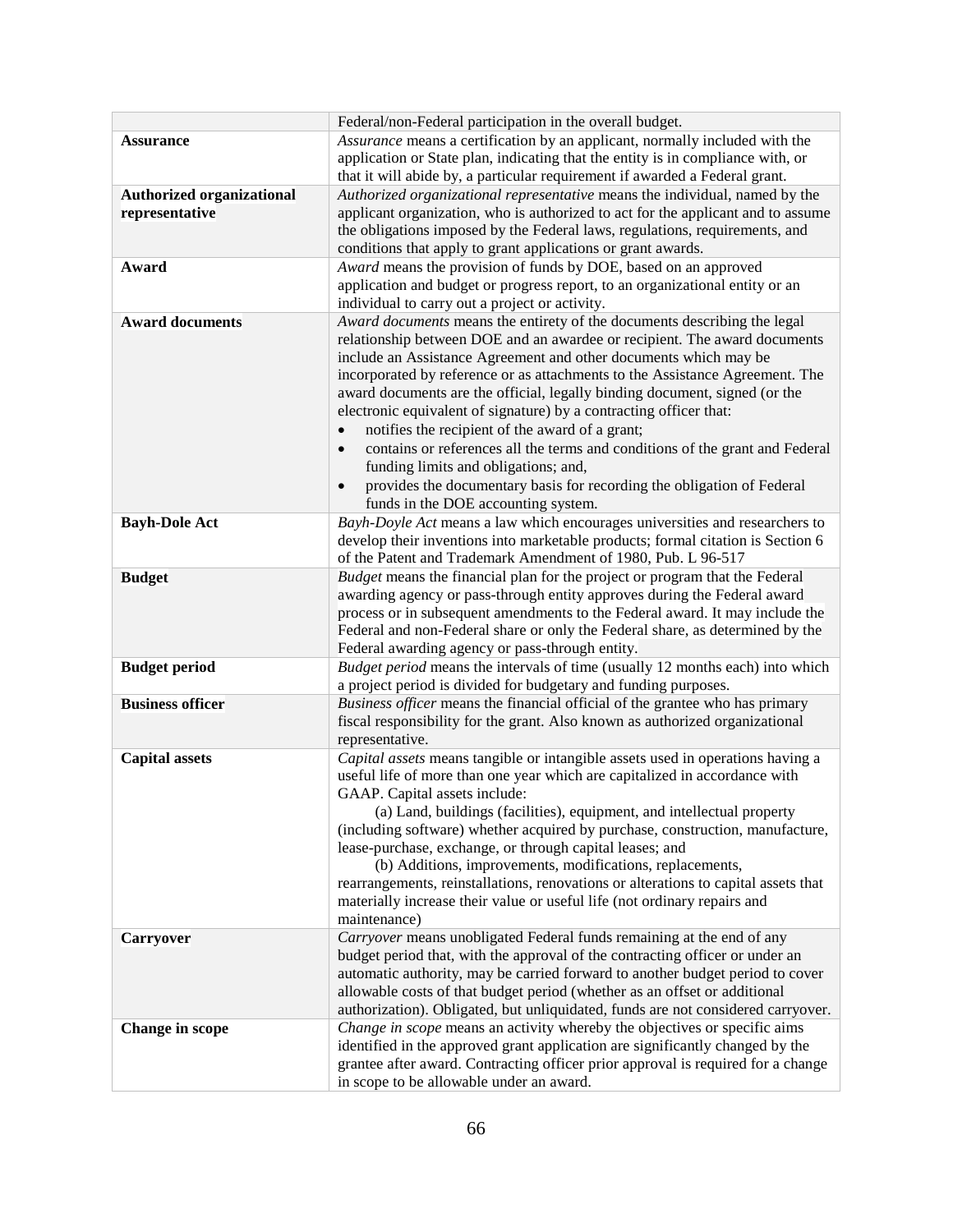| | |
|---|---|
| | Federal/non-Federal participation in the overall budget. |
| **Assurance** | *Assurance* means a certification by an applicant, normally included with the application or State plan, indicating that the entity is in compliance with, or that it will abide by, a particular requirement if awarded a Federal grant. |
| **Authorized organizational representative** | *Authorized organizational representative* means the individual, named by the applicant organization, who is authorized to act for the applicant and to assume the obligations imposed by the Federal laws, regulations, requirements, and conditions that apply to grant applications or grant awards. |
| **Award** | *Award* means the provision of funds by DOE, based on an approved application and budget or progress report, to an organizational entity or an individual to carry out a project or activity. |
| **Award documents** | *Award documents* means the entirety of the documents describing the legal relationship between DOE and an awardee or recipient. The award documents include an Assistance Agreement and other documents which may be incorporated by reference or as attachments to the Assistance Agreement. The award documents are the official, legally binding document, signed (or the electronic equivalent of signature) by a contracting officer that: <br>• notifies the recipient of the award of a grant; <br>• contains or references all the terms and conditions of the grant and Federal funding limits and obligations; and, <br>• provides the documentary basis for recording the obligation of Federal funds in the DOE accounting system. |
| **Bayh-Dole Act** | *Bayh-Doyle Act* means a law which encourages universities and researchers to develop their inventions into marketable products; formal citation is Section 6 of the Patent and Trademark Amendment of 1980, Pub. L 96-517 |
| **Budget** | *Budget* means the financial plan for the project or program that the Federal awarding agency or pass-through entity approves during the Federal award process or in subsequent amendments to the Federal award. It may include the Federal and non-Federal share or only the Federal share, as determined by the Federal awarding agency or pass-through entity. |
| **Budget period** | *Budget period* means the intervals of time (usually 12 months each) into which a project period is divided for budgetary and funding purposes. |
| **Business officer** | *Business officer* means the financial official of the grantee who has primary fiscal responsibility for the grant. Also known as authorized organizational representative. |
| **Capital assets** | *Capital assets* means tangible or intangible assets used in operations having a useful life of more than one year which are capitalized in accordance with GAAP. Capital assets include: <br>(a) Land, buildings (facilities), equipment, and intellectual property (including software) whether acquired by purchase, construction, manufacture, lease-purchase, exchange, or through capital leases; and <br>(b) Additions, improvements, modifications, replacements, rearrangements, reinstallations, renovations or alterations to capital assets that materially increase their value or useful life (not ordinary repairs and maintenance) |
| **Carryover** | *Carryover* means unobligated Federal funds remaining at the end of any budget period that, with the approval of the contracting officer or under an automatic authority, may be carried forward to another budget period to cover allowable costs of that budget period (whether as an offset or additional authorization). Obligated, but unliquidated, funds are not considered carryover. |
| **Change in scope** | *Change in scope* means an activity whereby the objectives or specific aims identified in the approved grant application are significantly changed by the grantee after award. Contracting officer prior approval is required for a change in scope to be allowable under an award. |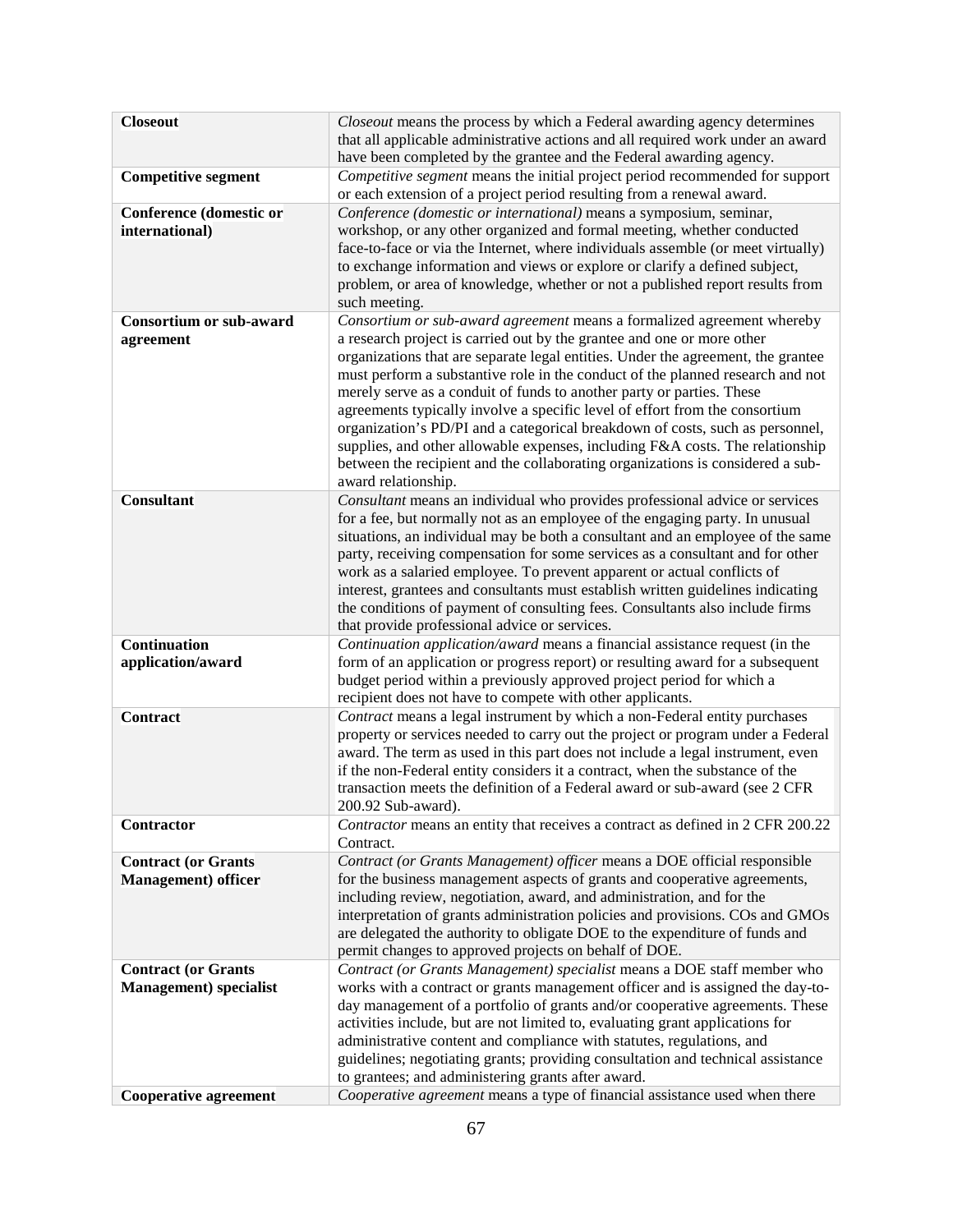| | |
|---|---|
| **Closeout** | *Closeout* means the process by which a Federal awarding agency determines that all applicable administrative actions and all required work under an award have been completed by the grantee and the Federal awarding agency. |
| **Competitive segment** | *Competitive segment* means the initial project period recommended for support or each extension of a project period resulting from a renewal award. |
| **Conference (domestic or international)** | *Conference (domestic or international)* means a symposium, seminar, workshop, or any other organized and formal meeting, whether conducted face-to-face or via the Internet, where individuals assemble (or meet virtually) to exchange information and views or explore or clarify a defined subject, problem, or area of knowledge, whether or not a published report results from such meeting. |
| **Consortium or sub-award agreement** | *Consortium or sub-award agreement* means a formalized agreement whereby a research project is carried out by the grantee and one or more other organizations that are separate legal entities. Under the agreement, the grantee must perform a substantive role in the conduct of the planned research and not merely serve as a conduit of funds to another party or parties. These agreements typically involve a specific level of effort from the consortium organization's PD/PI and a categorical breakdown of costs, such as personnel, supplies, and other allowable expenses, including F&A costs. The relationship between the recipient and the collaborating organizations is considered a sub-award relationship. |
| **Consultant** | *Consultant* means an individual who provides professional advice or services for a fee, but normally not as an employee of the engaging party. In unusual situations, an individual may be both a consultant and an employee of the same party, receiving compensation for some services as a consultant and for other work as a salaried employee. To prevent apparent or actual conflicts of interest, grantees and consultants must establish written guidelines indicating the conditions of payment of consulting fees. Consultants also include firms that provide professional advice or services. |
| **Continuation application/award** | *Continuation application/award* means a financial assistance request (in the form of an application or progress report) or resulting award for a subsequent budget period within a previously approved project period for which a recipient does not have to compete with other applicants. |
| **Contract** | *Contract* means a legal instrument by which a non-Federal entity purchases property or services needed to carry out the project or program under a Federal award. The term as used in this part does not include a legal instrument, even if the non-Federal entity considers it a contract, when the substance of the transaction meets the definition of a Federal award or sub-award (see 2 CFR 200.92 Sub-award). |
| **Contractor** | *Contractor* means an entity that receives a contract as defined in 2 CFR 200.22 Contract. |
| **Contract (or Grants Management) officer** | *Contract (or Grants Management) officer* means a DOE official responsible for the business management aspects of grants and cooperative agreements, including review, negotiation, award, and administration, and for the interpretation of grants administration policies and provisions. COs and GMOs are delegated the authority to obligate DOE to the expenditure of funds and permit changes to approved projects on behalf of DOE. |
| **Contract (or Grants Management) specialist** | *Contract (or Grants Management) specialist* means a DOE staff member who works with a contract or grants management officer and is assigned the day-to-day management of a portfolio of grants and/or cooperative agreements. These activities include, but are not limited to, evaluating grant applications for administrative content and compliance with statutes, regulations, and guidelines; negotiating grants; providing consultation and technical assistance to grantees; and administering grants after award. |
| **Cooperative agreement** | *Cooperative agreement* means a type of financial assistance used when there |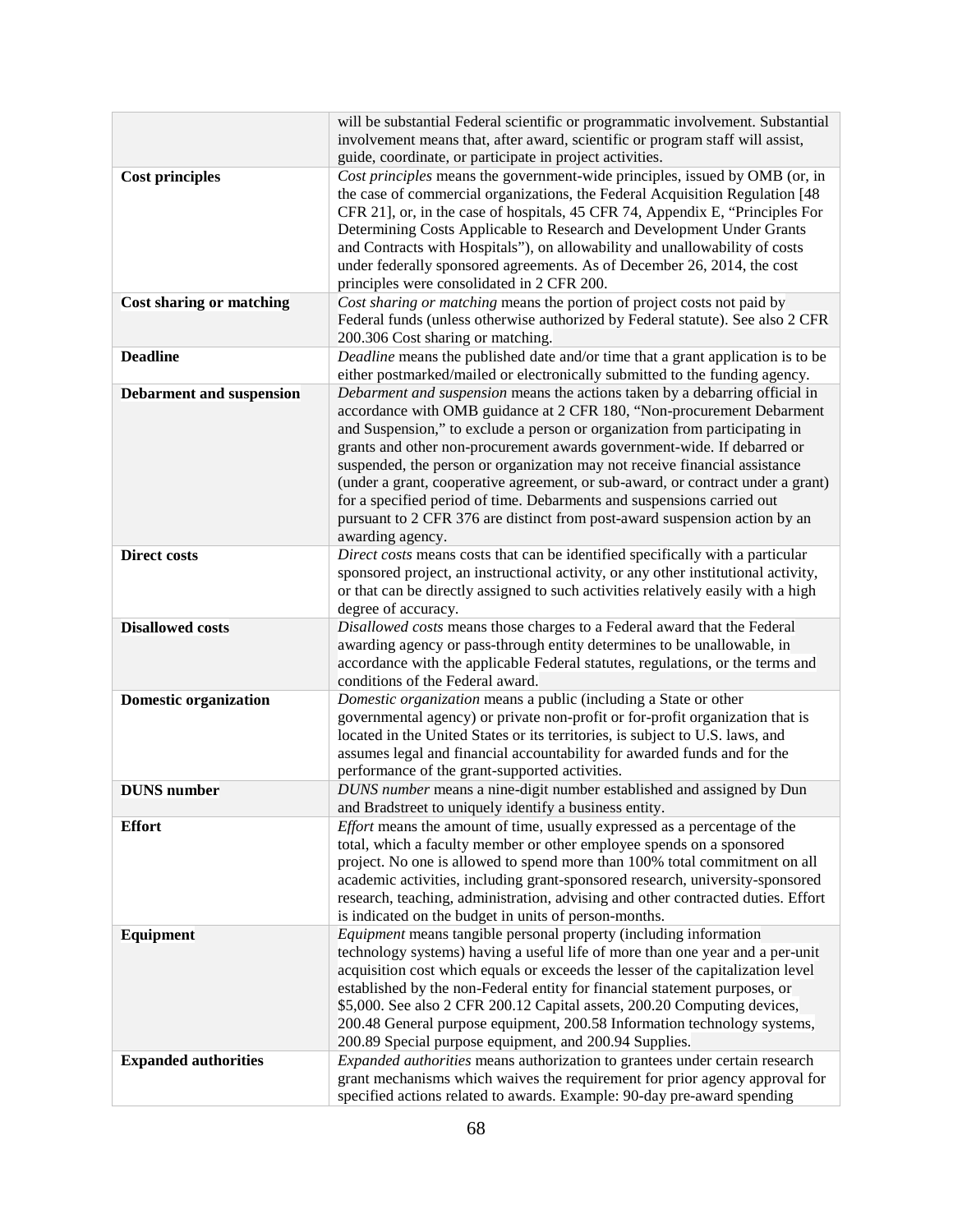| | |
|---|---|
| | will be substantial Federal scientific or programmatic involvement. Substantial involvement means that, after award, scientific or program staff will assist, guide, coordinate, or participate in project activities. |
| **Cost principles** | *Cost principles* means the government-wide principles, issued by OMB (or, in the case of commercial organizations, the Federal Acquisition Regulation [48 CFR 21], or, in the case of hospitals, 45 CFR 74, Appendix E, "Principles For Determining Costs Applicable to Research and Development Under Grants and Contracts with Hospitals"), on allowability and unallowability of costs under federally sponsored agreements. As of December 26, 2014, the cost principles were consolidated in 2 CFR 200. |
| **Cost sharing or matching** | *Cost sharing or matching* means the portion of project costs not paid by Federal funds (unless otherwise authorized by Federal statute). See also 2 CFR 200.306 Cost sharing or matching. |
| **Deadline** | *Deadline* means the published date and/or time that a grant application is to be either postmarked/mailed or electronically submitted to the funding agency. |
| **Debarment and suspension** | *Debarment and suspension* means the actions taken by a debarring official in accordance with OMB guidance at 2 CFR 180, "Non-procurement Debarment and Suspension," to exclude a person or organization from participating in grants and other non-procurement awards government-wide. If debarred or suspended, the person or organization may not receive financial assistance (under a grant, cooperative agreement, or sub-award, or contract under a grant) for a specified period of time. Debarments and suspensions carried out pursuant to 2 CFR 376 are distinct from post-award suspension action by an awarding agency. |
| **Direct costs** | *Direct costs* means costs that can be identified specifically with a particular sponsored project, an instructional activity, or any other institutional activity, or that can be directly assigned to such activities relatively easily with a high degree of accuracy. |
| **Disallowed costs** | *Disallowed costs* means those charges to a Federal award that the Federal awarding agency or pass-through entity determines to be unallowable, in accordance with the applicable Federal statutes, regulations, or the terms and conditions of the Federal award. |
| **Domestic organization** | *Domestic organization* means a public (including a State or other governmental agency) or private non-profit or for-profit organization that is located in the United States or its territories, is subject to U.S. laws, and assumes legal and financial accountability for awarded funds and for the performance of the grant-supported activities. |
| **DUNS number** | *DUNS number* means a nine-digit number established and assigned by Dun and Bradstreet to uniquely identify a business entity. |
| **Effort** | *Effort* means the amount of time, usually expressed as a percentage of the total, which a faculty member or other employee spends on a sponsored project. No one is allowed to spend more than 100% total commitment on all academic activities, including grant-sponsored research, university-sponsored research, teaching, administration, advising and other contracted duties. Effort is indicated on the budget in units of person-months. |
| **Equipment** | *Equipment* means tangible personal property (including information technology systems) having a useful life of more than one year and a per-unit acquisition cost which equals or exceeds the lesser of the capitalization level established by the non-Federal entity for financial statement purposes, or $5,000. See also 2 CFR 200.12 Capital assets, 200.20 Computing devices, 200.48 General purpose equipment, 200.58 Information technology systems, 200.89 Special purpose equipment, and 200.94 Supplies. |
| **Expanded authorities** | *Expanded authorities* means authorization to grantees under certain research grant mechanisms which waives the requirement for prior agency approval for specified actions related to awards. Example: 90-day pre-award spending |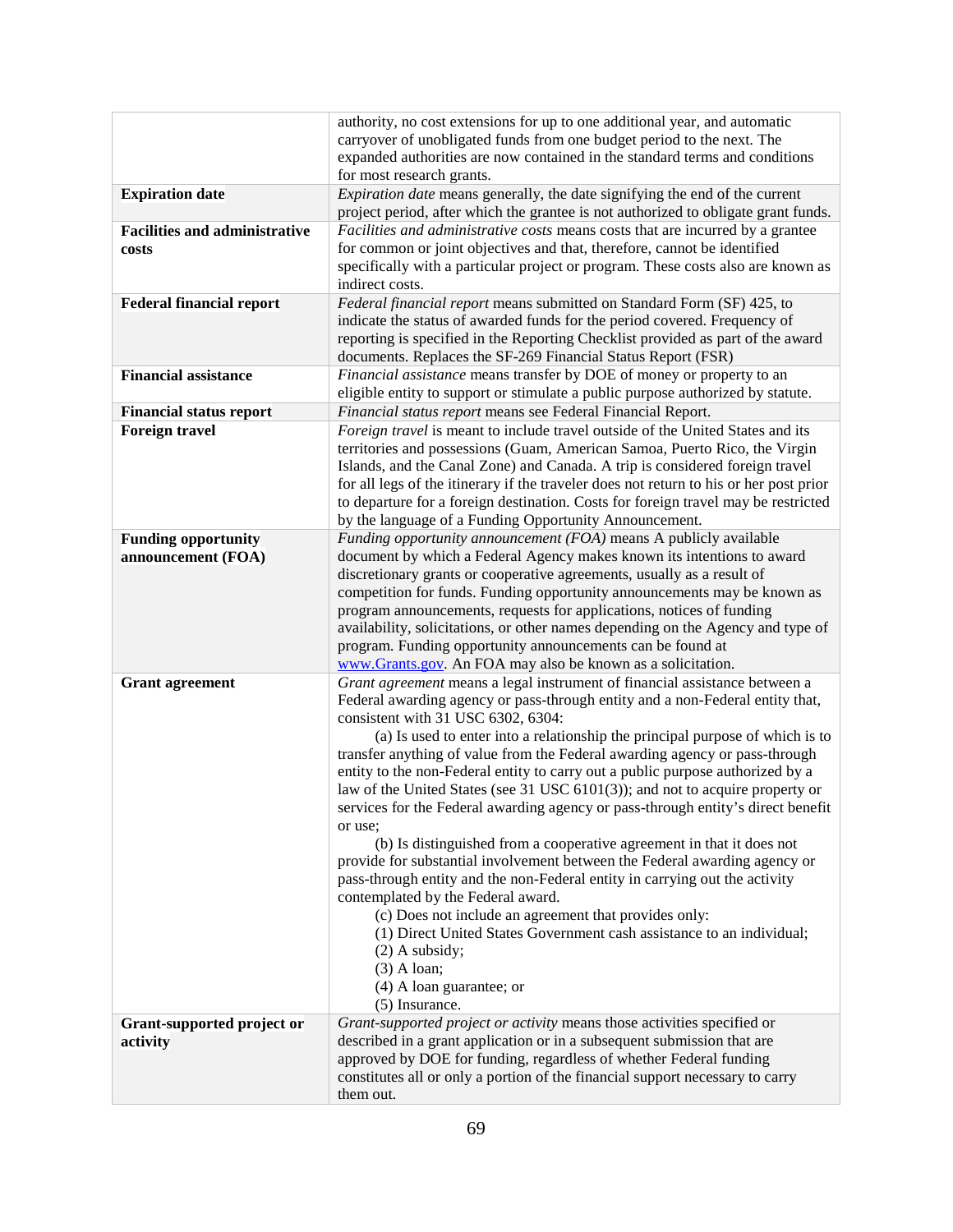| | |
|---|---|
| | authority, no cost extensions for up to one additional year, and automatic carryover of unobligated funds from one budget period to the next. The expanded authorities are now contained in the standard terms and conditions for most research grants. |
| **Expiration date** | *Expiration date* means generally, the date signifying the end of the current project period, after which the grantee is not authorized to obligate grant funds. |
| **Facilities and administrative costs** | *Facilities and administrative costs* means costs that are incurred by a grantee for common or joint objectives and that, therefore, cannot be identified specifically with a particular project or program. These costs also are known as indirect costs. |
| **Federal financial report** | *Federal financial report* means submitted on Standard Form (SF) 425, to indicate the status of awarded funds for the period covered. Frequency of reporting is specified in the Reporting Checklist provided as part of the award documents. Replaces the SF-269 Financial Status Report (FSR) |
| **Financial assistance** | *Financial assistance* means transfer by DOE of money or property to an eligible entity to support or stimulate a public purpose authorized by statute. |
| **Financial status report** | *Financial status report* means see Federal Financial Report. |
| **Foreign travel** | *Foreign travel* is meant to include travel outside of the United States and its territories and possessions (Guam, American Samoa, Puerto Rico, the Virgin Islands, and the Canal Zone) and Canada. A trip is considered foreign travel for all legs of the itinerary if the traveler does not return to his or her post prior to departure for a foreign destination. Costs for foreign travel may be restricted by the language of a Funding Opportunity Announcement. |
| **Funding opportunity announcement (FOA)** | *Funding opportunity announcement (FOA)* means A publicly available document by which a Federal Agency makes known its intentions to award discretionary grants or cooperative agreements, usually as a result of competition for funds. Funding opportunity announcements may be known as program announcements, requests for applications, notices of funding availability, solicitations, or other names depending on the Agency and type of program. Funding opportunity announcements can be found at www.Grants.gov. An FOA may also be known as a solicitation. |
| **Grant agreement** | *Grant agreement* means a legal instrument of financial assistance between a Federal awarding agency or pass-through entity and a non-Federal entity that, consistent with 31 USC 6302, 6304: (a) Is used to enter into a relationship the principal purpose of which is to transfer anything of value from the Federal awarding agency or pass-through entity to the non-Federal entity to carry out a public purpose authorized by a law of the United States (see 31 USC 6101(3)); and not to acquire property or services for the Federal awarding agency or pass-through entity's direct benefit or use; (b) Is distinguished from a cooperative agreement in that it does not provide for substantial involvement between the Federal awarding agency or pass-through entity and the non-Federal entity in carrying out the activity contemplated by the Federal award. (c) Does not include an agreement that provides only: (1) Direct United States Government cash assistance to an individual; (2) A subsidy; (3) A loan; (4) A loan guarantee; or (5) Insurance. |
| **Grant-supported project or activity** | *Grant-supported project or activity* means those activities specified or described in a grant application or in a subsequent submission that are approved by DOE for funding, regardless of whether Federal funding constitutes all or only a portion of the financial support necessary to carry them out. |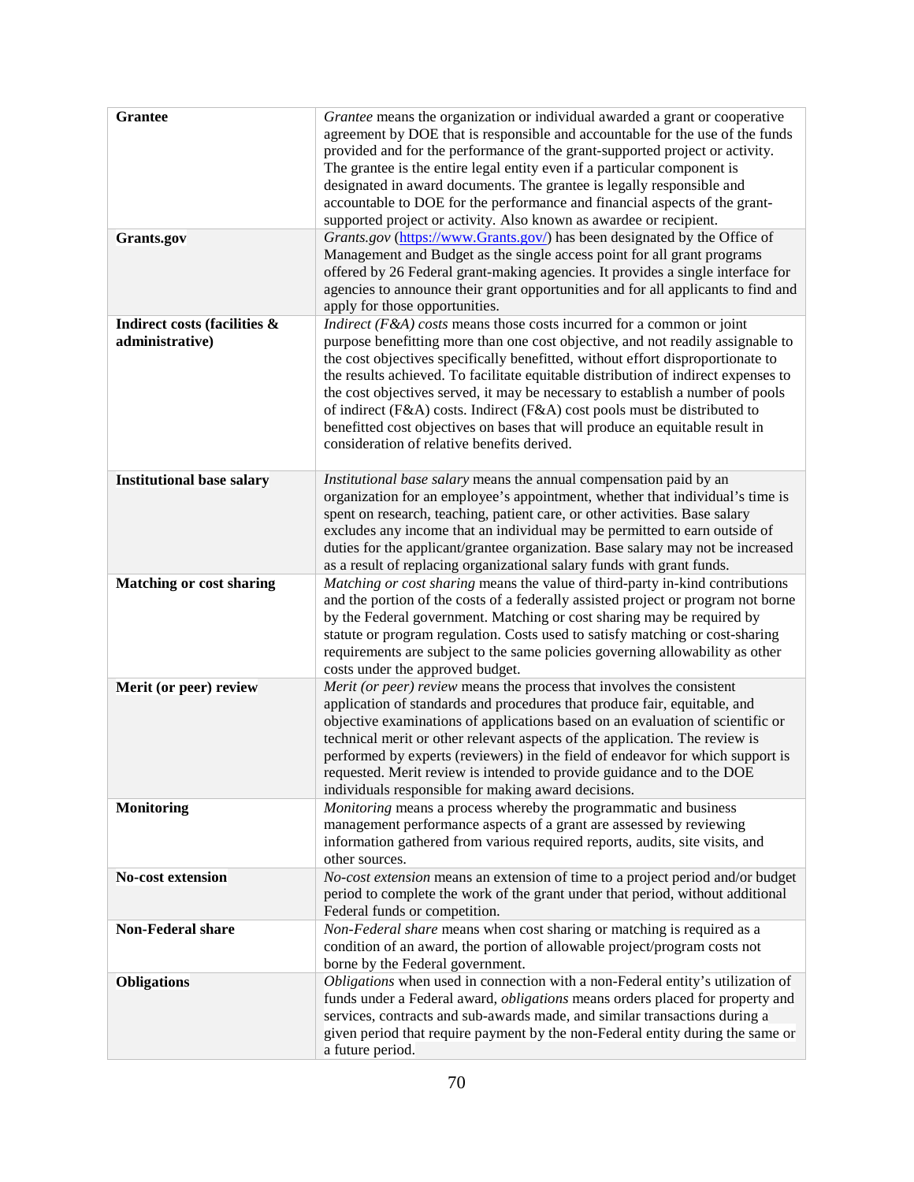| | |
|---|---|
| **Grantee** | *Grantee* means the organization or individual awarded a grant or cooperative agreement by DOE that is responsible and accountable for the use of the funds provided and for the performance of the grant-supported project or activity. The grantee is the entire legal entity even if a particular component is designated in award documents. The grantee is legally responsible and accountable to DOE for the performance and financial aspects of the grant-supported project or activity. Also known as awardee or recipient. |
| **Grants.gov** | *Grants.gov* ([https://www.Grants.gov/](https://www.Grants.gov/)) has been designated by the Office of Management and Budget as the single access point for all grant programs offered by 26 Federal grant-making agencies. It provides a single interface for agencies to announce their grant opportunities and for all applicants to find and apply for those opportunities. |
| **Indirect costs (facilities & administrative)** | *Indirect (F&A) costs* means those costs incurred for a common or joint purpose benefitting more than one cost objective, and not readily assignable to the cost objectives specifically benefitted, without effort disproportionate to the results achieved. To facilitate equitable distribution of indirect expenses to the cost objectives served, it may be necessary to establish a number of pools of indirect (F&A) costs. Indirect (F&A) cost pools must be distributed to benefitted cost objectives on bases that will produce an equitable result in consideration of relative benefits derived. |
| **Institutional base salary** | *Institutional base salary* means the annual compensation paid by an organization for an employee's appointment, whether that individual's time is spent on research, teaching, patient care, or other activities. Base salary excludes any income that an individual may be permitted to earn outside of duties for the applicant/grantee organization. Base salary may not be increased as a result of replacing organizational salary funds with grant funds. |
| **Matching or cost sharing** | *Matching or cost sharing* means the value of third-party in-kind contributions and the portion of the costs of a federally assisted project or program not borne by the Federal government. Matching or cost sharing may be required by statute or program regulation. Costs used to satisfy matching or cost-sharing requirements are subject to the same policies governing allowability as other costs under the approved budget. |
| **Merit (or peer) review** | *Merit (or peer) review* means the process that involves the consistent application of standards and procedures that produce fair, equitable, and objective examinations of applications based on an evaluation of scientific or technical merit or other relevant aspects of the application. The review is performed by experts (reviewers) in the field of endeavor for which support is requested. Merit review is intended to provide guidance and to the DOE individuals responsible for making award decisions. |
| **Monitoring** | *Monitoring* means a process whereby the programmatic and business management performance aspects of a grant are assessed by reviewing information gathered from various required reports, audits, site visits, and other sources. |
| **No-cost extension** | *No-cost extension* means an extension of time to a project period and/or budget period to complete the work of the grant under that period, without additional Federal funds or competition. |
| **Non-Federal share** | *Non-Federal share* means when cost sharing or matching is required as a condition of an award, the portion of allowable project/program costs not borne by the Federal government. |
| **Obligations** | *Obligations* when used in connection with a non-Federal entity's utilization of funds under a Federal award, *obligations* means orders placed for property and services, contracts and sub-awards made, and similar transactions during a given period that require payment by the non-Federal entity during the same or a future period. |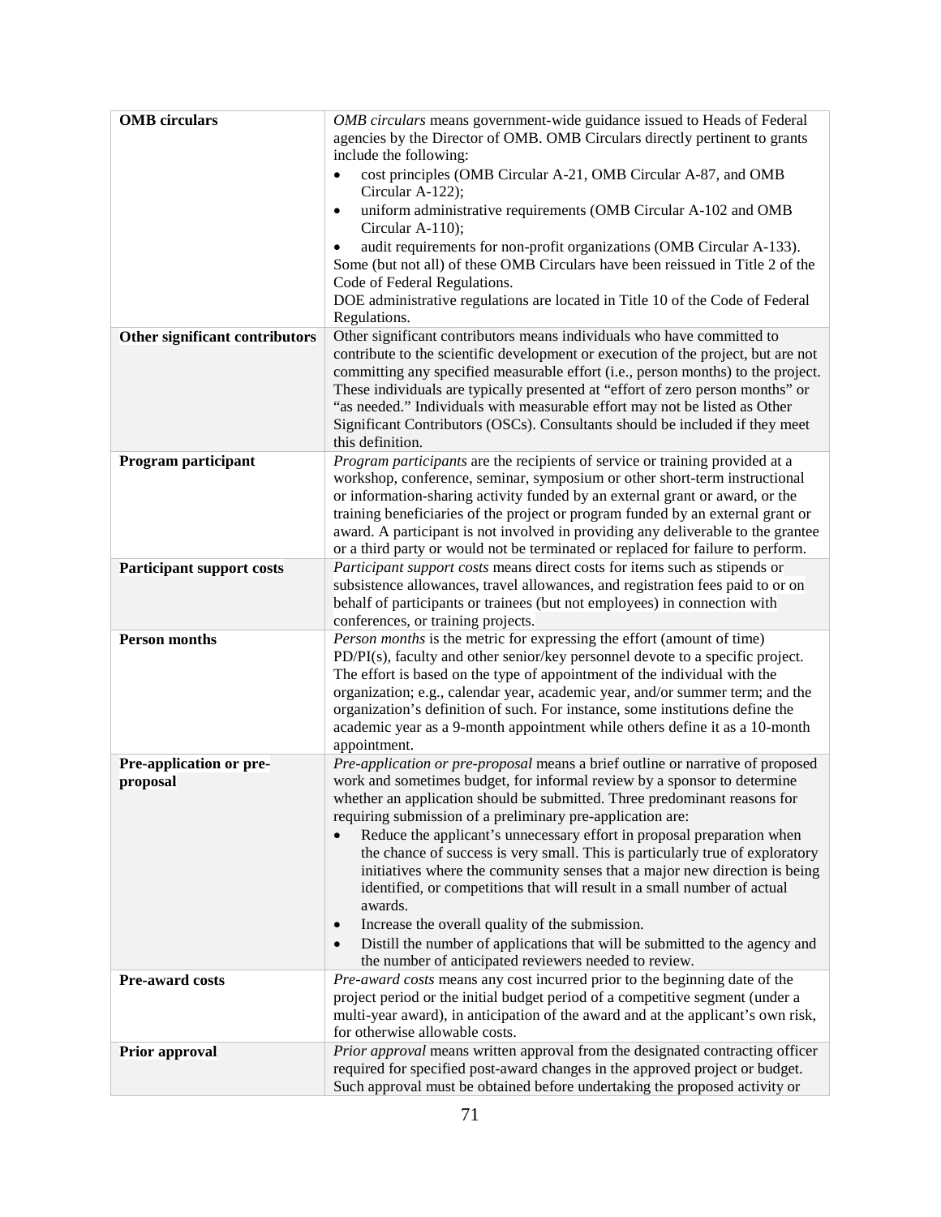| | |
|---|---|
| **OMB circulars** | *OMB circulars* means government-wide guidance issued to Heads of Federal agencies by the Director of OMB. OMB Circulars directly pertinent to grants include the following:<br>• cost principles (OMB Circular A-21, OMB Circular A-87, and OMB Circular A-122);<br>• uniform administrative requirements (OMB Circular A-102 and OMB Circular A-110);<br>• audit requirements for non-profit organizations (OMB Circular A-133).<br>Some (but not all) of these OMB Circulars have been reissued in Title 2 of the Code of Federal Regulations.<br>DOE administrative regulations are located in Title 10 of the Code of Federal Regulations. |
| **Other significant contributors** | Other significant contributors means individuals who have committed to contribute to the scientific development or execution of the project, but are not committing any specified measurable effort (i.e., person months) to the project. These individuals are typically presented at "effort of zero person months" or "as needed." Individuals with measurable effort may not be listed as Other Significant Contributors (OSCs). Consultants should be included if they meet this definition. |
| **Program participant** | *Program participants* are the recipients of service or training provided at a workshop, conference, seminar, symposium or other short-term instructional or information-sharing activity funded by an external grant or award, or the training beneficiaries of the project or program funded by an external grant or award. A participant is not involved in providing any deliverable to the grantee or a third party or would not be terminated or replaced for failure to perform. |
| **Participant support costs** | *Participant support costs* means direct costs for items such as stipends or subsistence allowances, travel allowances, and registration fees paid to or on behalf of participants or trainees (but not employees) in connection with conferences, or training projects. |
| **Person months** | *Person months* is the metric for expressing the effort (amount of time) PD/PI(s), faculty and other senior/key personnel devote to a specific project. The effort is based on the type of appointment of the individual with the organization; e.g., calendar year, academic year, and/or summer term; and the organization's definition of such. For instance, some institutions define the academic year as a 9-month appointment while others define it as a 10-month appointment. |
| **Pre-application or pre-proposal** | *Pre-application or pre-proposal* means a brief outline or narrative of proposed work and sometimes budget, for informal review by a sponsor to determine whether an application should be submitted. Three predominant reasons for requiring submission of a preliminary pre-application are:<br>• Reduce the applicant's unnecessary effort in proposal preparation when the chance of success is very small. This is particularly true of exploratory initiatives where the community senses that a major new direction is being identified, or competitions that will result in a small number of actual awards.<br>• Increase the overall quality of the submission.<br>• Distill the number of applications that will be submitted to the agency and the number of anticipated reviewers needed to review. |
| **Pre-award costs** | *Pre-award costs* means any cost incurred prior to the beginning date of the project period or the initial budget period of a competitive segment (under a multi-year award), in anticipation of the award and at the applicant's own risk, for otherwise allowable costs. |
| **Prior approval** | *Prior approval* means written approval from the designated contracting officer required for specified post-award changes in the approved project or budget. Such approval must be obtained before undertaking the proposed activity or |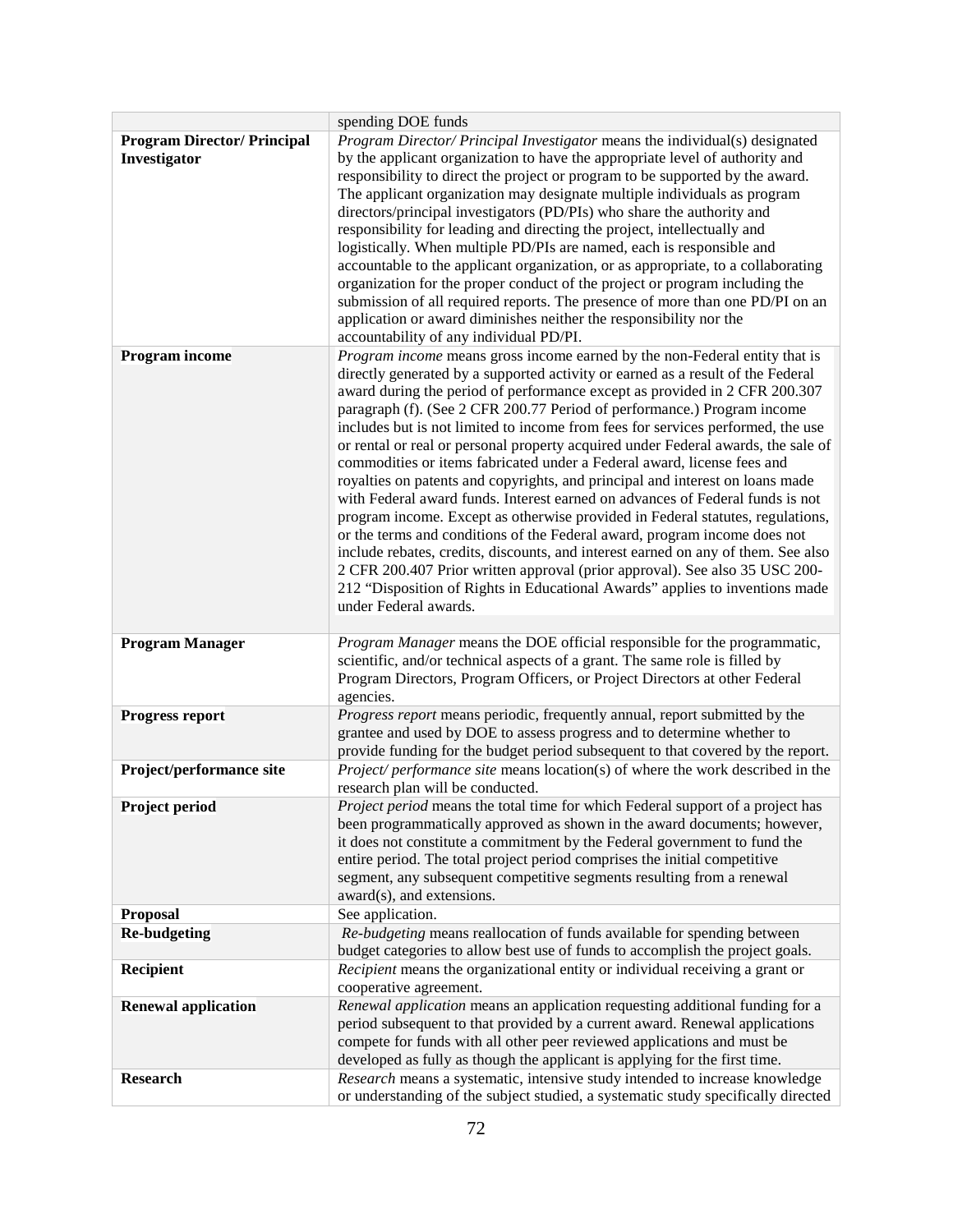| | |
|---|---|
| | spending DOE funds |
| **Program Director/ Principal Investigator** | *Program Director/ Principal Investigator* means the individual(s) designated by the applicant organization to have the appropriate level of authority and responsibility to direct the project or program to be supported by the award. The applicant organization may designate multiple individuals as program directors/principal investigators (PD/PIs) who share the authority and responsibility for leading and directing the project, intellectually and logistically. When multiple PD/PIs are named, each is responsible and accountable to the applicant organization, or as appropriate, to a collaborating organization for the proper conduct of the project or program including the submission of all required reports. The presence of more than one PD/PI on an application or award diminishes neither the responsibility nor the accountability of any individual PD/PI. |
| **Program income** | *Program income* means gross income earned by the non-Federal entity that is directly generated by a supported activity or earned as a result of the Federal award during the period of performance except as provided in 2 CFR 200.307 paragraph (f). (See 2 CFR 200.77 Period of performance.) Program income includes but is not limited to income from fees for services performed, the use or rental or real or personal property acquired under Federal awards, the sale of commodities or items fabricated under a Federal award, license fees and royalties on patents and copyrights, and principal and interest on loans made with Federal award funds. Interest earned on advances of Federal funds is not program income. Except as otherwise provided in Federal statutes, regulations, or the terms and conditions of the Federal award, program income does not include rebates, credits, discounts, and interest earned on any of them. See also 2 CFR 200.407 Prior written approval (prior approval). See also 35 USC 200-212 "Disposition of Rights in Educational Awards" applies to inventions made under Federal awards. |
| **Program Manager** | *Program Manager* means the DOE official responsible for the programmatic, scientific, and/or technical aspects of a grant. The same role is filled by Program Directors, Program Officers, or Project Directors at other Federal agencies. |
| **Progress report** | *Progress report* means periodic, frequently annual, report submitted by the grantee and used by DOE to assess progress and to determine whether to provide funding for the budget period subsequent to that covered by the report. |
| **Project/performance site** | *Project/ performance site* means location(s) of where the work described in the research plan will be conducted. |
| **Project period** | *Project period* means the total time for which Federal support of a project has been programmatically approved as shown in the award documents; however, it does not constitute a commitment by the Federal government to fund the entire period. The total project period comprises the initial competitive segment, any subsequent competitive segments resulting from a renewal award(s), and extensions. |
| **Proposal** | See application. |
| **Re-budgeting** | *Re-budgeting* means reallocation of funds available for spending between budget categories to allow best use of funds to accomplish the project goals. |
| **Recipient** | *Recipient* means the organizational entity or individual receiving a grant or cooperative agreement. |
| **Renewal application** | *Renewal application* means an application requesting additional funding for a period subsequent to that provided by a current award. Renewal applications compete for funds with all other peer reviewed applications and must be developed as fully as though the applicant is applying for the first time. |
| **Research** | *Research* means a systematic, intensive study intended to increase knowledge or understanding of the subject studied, a systematic study specifically directed |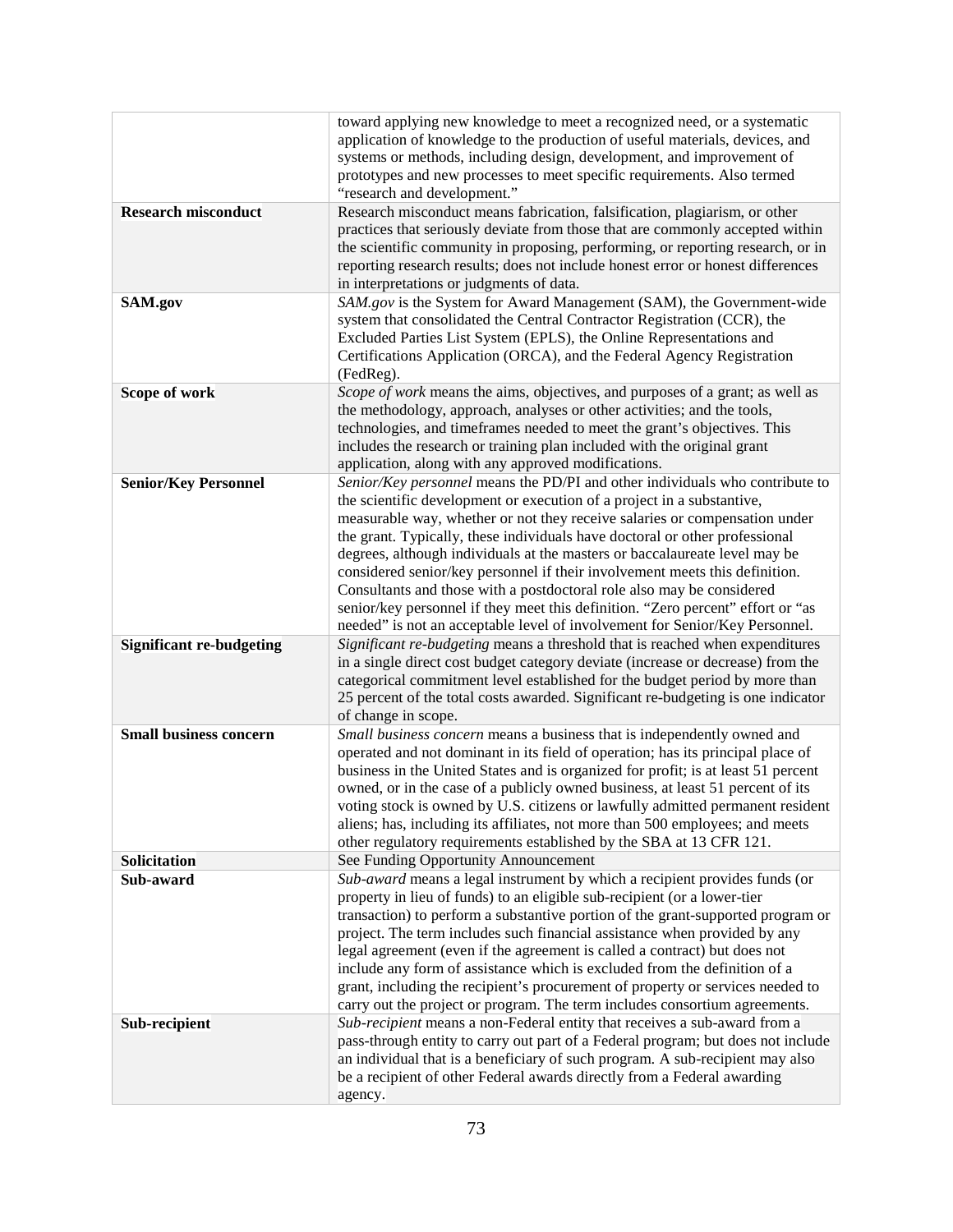| | |
|---|---|
| | toward applying new knowledge to meet a recognized need, or a systematic application of knowledge to the production of useful materials, devices, and systems or methods, including design, development, and improvement of prototypes and new processes to meet specific requirements. Also termed "research and development." |
| **Research misconduct** | Research misconduct means fabrication, falsification, plagiarism, or other practices that seriously deviate from those that are commonly accepted within the scientific community in proposing, performing, or reporting research, or in reporting research results; does not include honest error or honest differences in interpretations or judgments of data. |
| **SAM.gov** | *SAM.gov* is the System for Award Management (SAM), the Government-wide system that consolidated the Central Contractor Registration (CCR), the Excluded Parties List System (EPLS), the Online Representations and Certifications Application (ORCA), and the Federal Agency Registration (FedReg). |
| **Scope of work** | *Scope of work* means the aims, objectives, and purposes of a grant; as well as the methodology, approach, analyses or other activities; and the tools, technologies, and timeframes needed to meet the grant's objectives. This includes the research or training plan included with the original grant application, along with any approved modifications. |
| **Senior/Key Personnel** | *Senior/Key personnel* means the PD/PI and other individuals who contribute to the scientific development or execution of a project in a substantive, measurable way, whether or not they receive salaries or compensation under the grant. Typically, these individuals have doctoral or other professional degrees, although individuals at the masters or baccalaureate level may be considered senior/key personnel if their involvement meets this definition. Consultants and those with a postdoctoral role also may be considered senior/key personnel if they meet this definition. "Zero percent" effort or "as needed" is not an acceptable level of involvement for Senior/Key Personnel. |
| **Significant re-budgeting** | *Significant re-budgeting* means a threshold that is reached when expenditures in a single direct cost budget category deviate (increase or decrease) from the categorical commitment level established for the budget period by more than 25 percent of the total costs awarded. Significant re-budgeting is one indicator of change in scope. |
| **Small business concern** | *Small business concern* means a business that is independently owned and operated and not dominant in its field of operation; has its principal place of business in the United States and is organized for profit; is at least 51 percent owned, or in the case of a publicly owned business, at least 51 percent of its voting stock is owned by U.S. citizens or lawfully admitted permanent resident aliens; has, including its affiliates, not more than 500 employees; and meets other regulatory requirements established by the SBA at 13 CFR 121. |
| **Solicitation** | See Funding Opportunity Announcement |
| **Sub-award** | *Sub-award* means a legal instrument by which a recipient provides funds (or property in lieu of funds) to an eligible sub-recipient (or a lower-tier transaction) to perform a substantive portion of the grant-supported program or project. The term includes such financial assistance when provided by any legal agreement (even if the agreement is called a contract) but does not include any form of assistance which is excluded from the definition of a grant, including the recipient's procurement of property or services needed to carry out the project or program. The term includes consortium agreements. |
| **Sub-recipient** | *Sub-recipient* means a non-Federal entity that receives a sub-award from a pass-through entity to carry out part of a Federal program; but does not include an individual that is a beneficiary of such program. A sub-recipient may also be a recipient of other Federal awards directly from a Federal awarding agency. |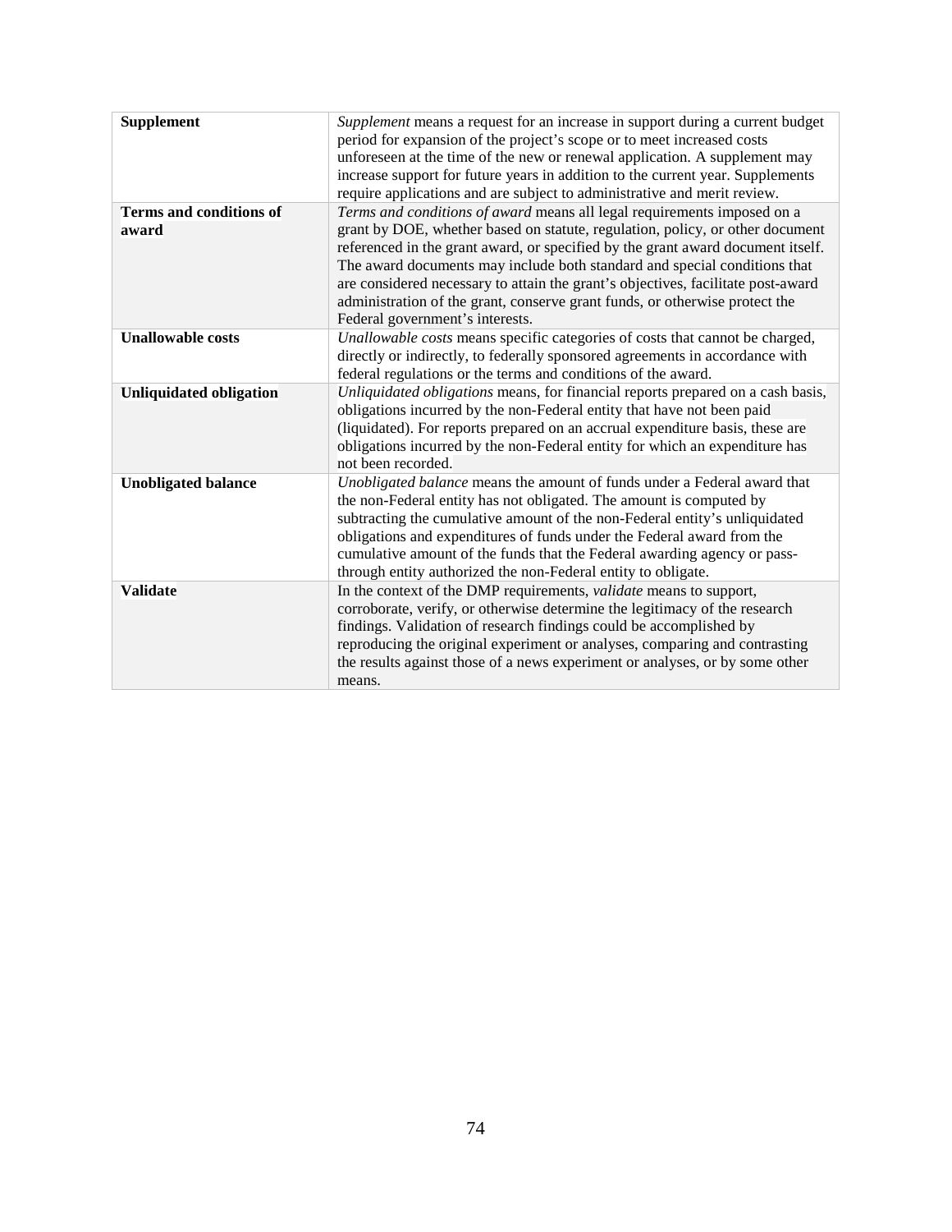| | |
|---|---|
| **Supplement** | *Supplement* means a request for an increase in support during a current budget period for expansion of the project's scope or to meet increased costs unforeseen at the time of the new or renewal application. A supplement may increase support for future years in addition to the current year. Supplements require applications and are subject to administrative and merit review. |
| **Terms and conditions of award** | *Terms and conditions of award* means all legal requirements imposed on a grant by DOE, whether based on statute, regulation, policy, or other document referenced in the grant award, or specified by the grant award document itself. The award documents may include both standard and special conditions that are considered necessary to attain the grant's objectives, facilitate post-award administration of the grant, conserve grant funds, or otherwise protect the Federal government's interests. |
| **Unallowable costs** | *Unallowable costs* means specific categories of costs that cannot be charged, directly or indirectly, to federally sponsored agreements in accordance with federal regulations or the terms and conditions of the award. |
| **Unliquidated obligation** | *Unliquidated obligations* means, for financial reports prepared on a cash basis, obligations incurred by the non-Federal entity that have not been paid (liquidated). For reports prepared on an accrual expenditure basis, these are obligations incurred by the non-Federal entity for which an expenditure has not been recorded. |
| **Unobligated balance** | *Unobligated balance* means the amount of funds under a Federal award that the non-Federal entity has not obligated. The amount is computed by subtracting the cumulative amount of the non-Federal entity's unliquidated obligations and expenditures of funds under the Federal award from the cumulative amount of the funds that the Federal awarding agency or pass-through entity authorized the non-Federal entity to obligate. |
| **Validate** | In the context of the DMP requirements, *validate* means to support, corroborate, verify, or otherwise determine the legitimacy of the research findings. Validation of research findings could be accomplished by reproducing the original experiment or analyses, comparing and contrasting the results against those of a news experiment or analyses, or by some other means. |